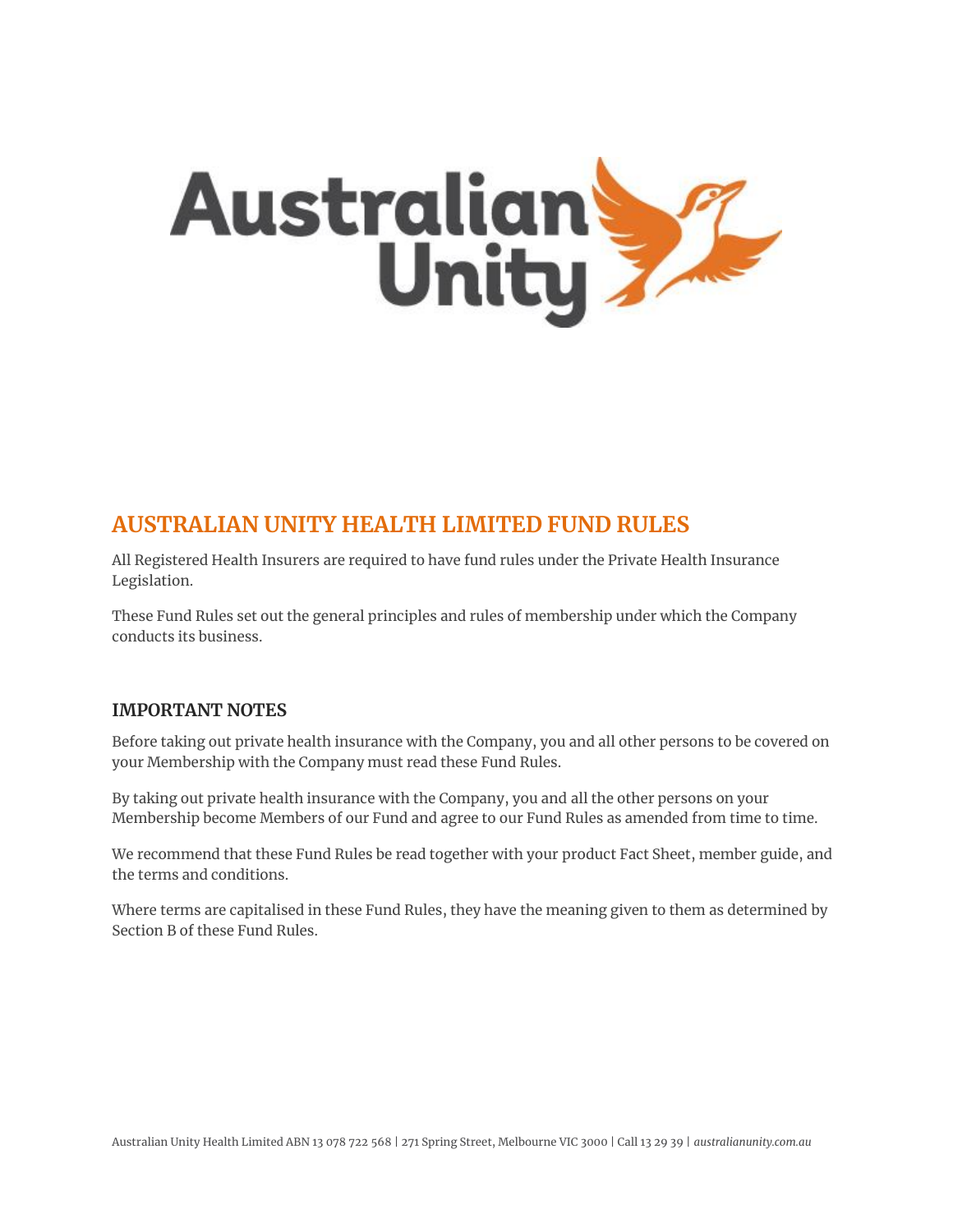# AUSTRALIAN UNITY HEALTH LIMITED FUND RULES

All Registered Health Insurers are required to have fund rules under the Private Health Insurance Legislation.

These Fund Rules set out the general principles and rules of membership under which the Company conducts its business.

## IMPORTANT NOTES

Before taking out private health insurance with the Company, you and all other persons to be covered on your Membership with the Company must read these Fund Rules.

By taking out private health insurance with the Company, you and all the other persons on your Membership become Members of our Fund and agree to our Fund Rules as amended from time to time.

We recommend that these Fund Rules be read together with your product Fact Sheet, member guide, and the terms and conditions.

Where terms are capitalised in these Fund Rules, they have the meaning given to them as determined by Section B of these Fund Rules.

Australian Unity Health Limited ABN 13 078 722 568 | 271 Spring Street, Melbourne VIC 3000 | Call 13 29 39 | *australianunity.com.au*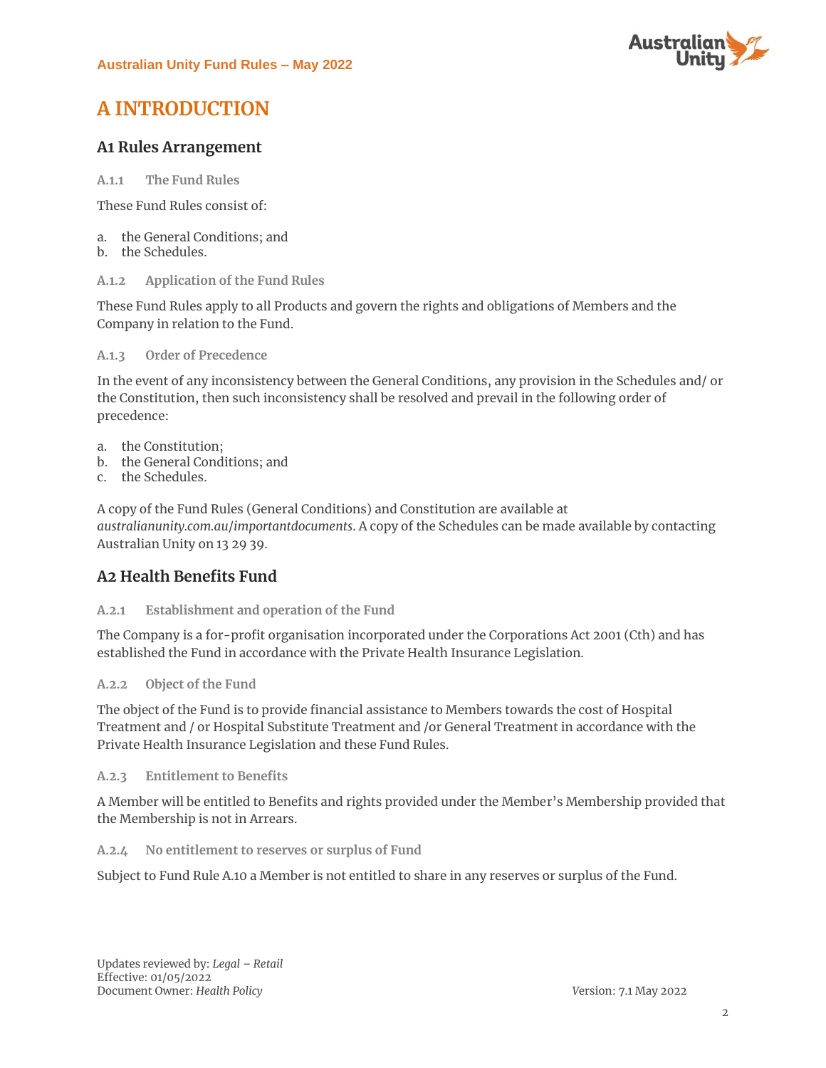# A INTRODUCTION

## A1 Rules Arrangement

### A.1.1 The Fund Rules

These Fund Rules consist of:

a. the General Conditions; and
b. the Schedules.

### A.1.2 Application of the Fund Rules

These Fund Rules apply to all Products and govern the rights and obligations of Members and the Company in relation to the Fund.

### A.1.3 Order of Precedence

In the event of any inconsistency between the General Conditions, any provision in the Schedules and/ or the Constitution, then such inconsistency shall be resolved and prevail in the following order of precedence:

a. the Constitution;
b. the General Conditions; and
c. the Schedules.

A copy of the Fund Rules (General Conditions) and Constitution are available at *australianunity.com.au/importantdocuments*. A copy of the Schedules can be made available by contacting Australian Unity on 13 29 39.

## A2 Health Benefits Fund

### A.2.1 Establishment and operation of the Fund

The Company is a for-profit organisation incorporated under the Corporations Act 2001 (Cth) and has established the Fund in accordance with the Private Health Insurance Legislation.

### A.2.2 Object of the Fund

The object of the Fund is to provide financial assistance to Members towards the cost of Hospital Treatment and / or Hospital Substitute Treatment and /or General Treatment in accordance with the Private Health Insurance Legislation and these Fund Rules.

### A.2.3 Entitlement to Benefits

A Member will be entitled to Benefits and rights provided under the Member's Membership provided that the Membership is not in Arrears.

### A.2.4 No entitlement to reserves or surplus of Fund

Subject to Fund Rule A.10 a Member is not entitled to share in any reserves or surplus of the Fund.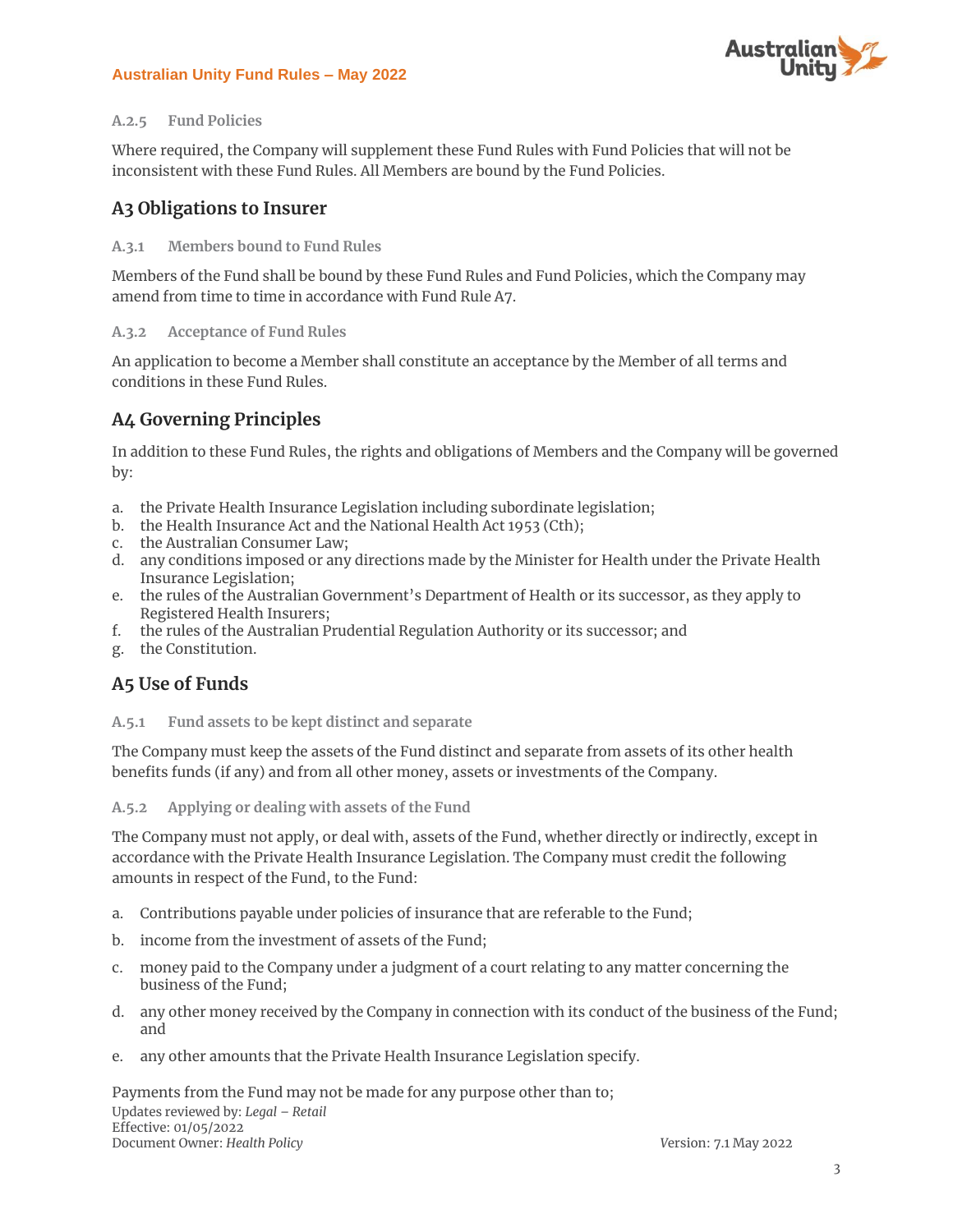#### A.2.5 Fund Policies

Where required, the Company will supplement these Fund Rules with Fund Policies that will not be inconsistent with these Fund Rules. All Members are bound by the Fund Policies.

## A3 Obligations to Insurer

#### A.3.1 Members bound to Fund Rules

Members of the Fund shall be bound by these Fund Rules and Fund Policies, which the Company may amend from time to time in accordance with Fund Rule A7.

#### A.3.2 Acceptance of Fund Rules

An application to become a Member shall constitute an acceptance by the Member of all terms and conditions in these Fund Rules.

## A4 Governing Principles

In addition to these Fund Rules, the rights and obligations of Members and the Company will be governed by:

a. the Private Health Insurance Legislation including subordinate legislation;
b. the Health Insurance Act and the National Health Act 1953 (Cth);
c. the Australian Consumer Law;
d. any conditions imposed or any directions made by the Minister for Health under the Private Health Insurance Legislation;
e. the rules of the Australian Government's Department of Health or its successor, as they apply to Registered Health Insurers;
f. the rules of the Australian Prudential Regulation Authority or its successor; and
g. the Constitution.

## A5 Use of Funds

#### A.5.1 Fund assets to be kept distinct and separate

The Company must keep the assets of the Fund distinct and separate from assets of its other health benefits funds (if any) and from all other money, assets or investments of the Company.

#### A.5.2 Applying or dealing with assets of the Fund

The Company must not apply, or deal with, assets of the Fund, whether directly or indirectly, except in accordance with the Private Health Insurance Legislation. The Company must credit the following amounts in respect of the Fund, to the Fund:

a. Contributions payable under policies of insurance that are referable to the Fund;

b. income from the investment of assets of the Fund;

c. money paid to the Company under a judgment of a court relating to any matter concerning the business of the Fund;

d. any other money received by the Company in connection with its conduct of the business of the Fund; and

e. any other amounts that the Private Health Insurance Legislation specify.

Payments from the Fund may not be made for any purpose other than to;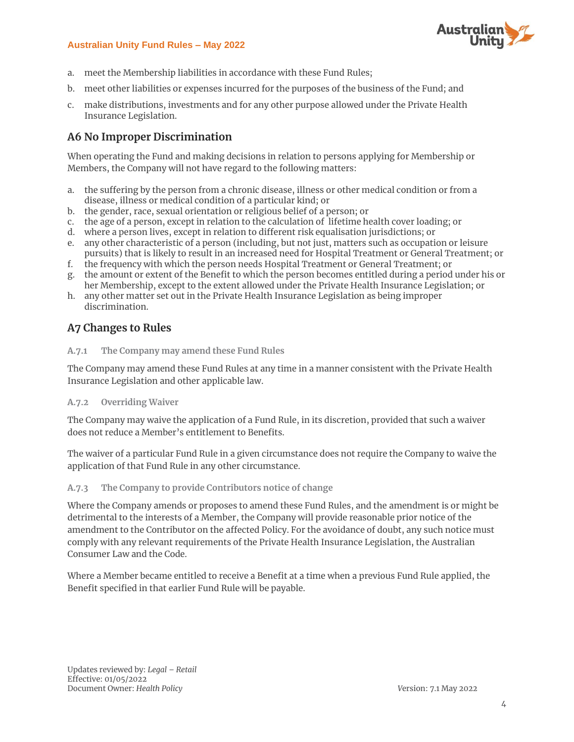a. meet the Membership liabilities in accordance with these Fund Rules;

b. meet other liabilities or expenses incurred for the purposes of the business of the Fund; and

c. make distributions, investments and for any other purpose allowed under the Private Health Insurance Legislation.

## A6 No Improper Discrimination

When operating the Fund and making decisions in relation to persons applying for Membership or Members, the Company will not have regard to the following matters:

a. the suffering by the person from a chronic disease, illness or other medical condition or from a disease, illness or medical condition of a particular kind; or
b. the gender, race, sexual orientation or religious belief of a person; or
c. the age of a person, except in relation to the calculation of lifetime health cover loading; or
d. where a person lives, except in relation to different risk equalisation jurisdictions; or
e. any other characteristic of a person (including, but not just, matters such as occupation or leisure pursuits) that is likely to result in an increased need for Hospital Treatment or General Treatment; or
f. the frequency with which the person needs Hospital Treatment or General Treatment; or
g. the amount or extent of the Benefit to which the person becomes entitled during a period under his or her Membership, except to the extent allowed under the Private Health Insurance Legislation; or
h. any other matter set out in the Private Health Insurance Legislation as being improper discrimination.

## A7 Changes to Rules

#### A.7.1 The Company may amend these Fund Rules

The Company may amend these Fund Rules at any time in a manner consistent with the Private Health Insurance Legislation and other applicable law.

#### A.7.2 Overriding Waiver

The Company may waive the application of a Fund Rule, in its discretion, provided that such a waiver does not reduce a Member's entitlement to Benefits.

The waiver of a particular Fund Rule in a given circumstance does not require the Company to waive the application of that Fund Rule in any other circumstance.

#### A.7.3 The Company to provide Contributors notice of change

Where the Company amends or proposes to amend these Fund Rules, and the amendment is or might be detrimental to the interests of a Member, the Company will provide reasonable prior notice of the amendment to the Contributor on the affected Policy. For the avoidance of doubt, any such notice must comply with any relevant requirements of the Private Health Insurance Legislation, the Australian Consumer Law and the Code.

Where a Member became entitled to receive a Benefit at a time when a previous Fund Rule applied, the Benefit specified in that earlier Fund Rule will be payable.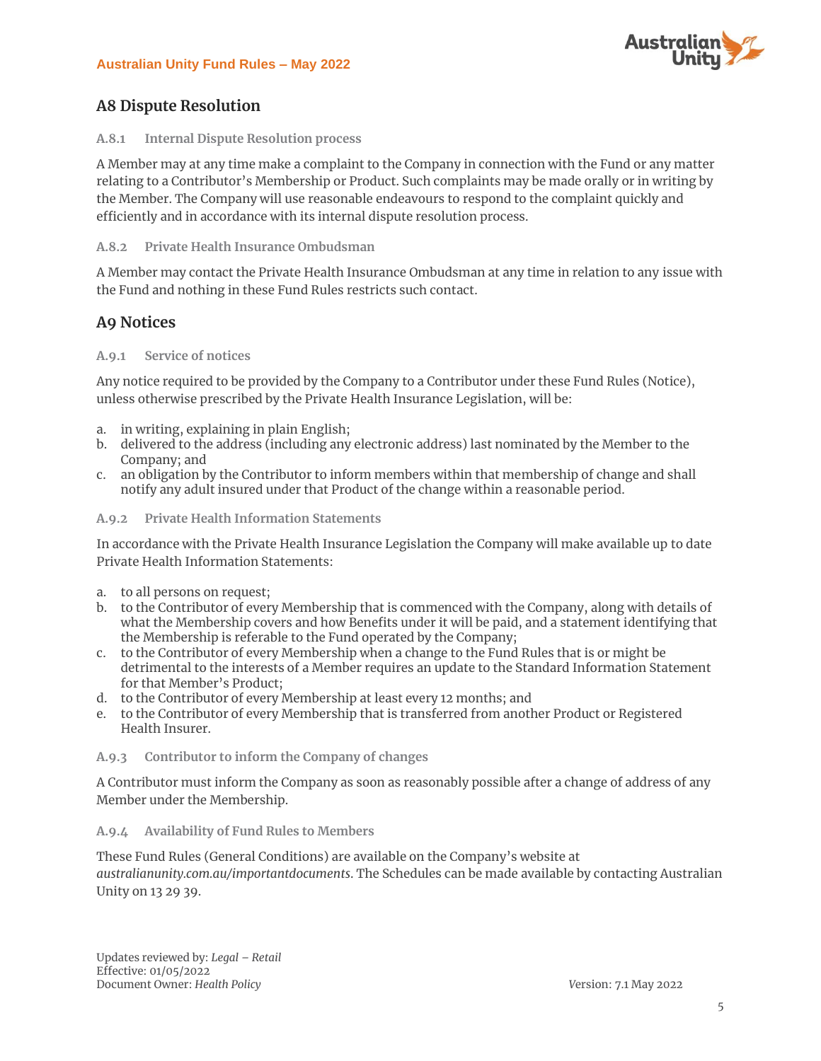## A8 Dispute Resolution

### A.8.1 Internal Dispute Resolution process

A Member may at any time make a complaint to the Company in connection with the Fund or any matter relating to a Contributor's Membership or Product. Such complaints may be made orally or in writing by the Member. The Company will use reasonable endeavours to respond to the complaint quickly and efficiently and in accordance with its internal dispute resolution process.

### A.8.2 Private Health Insurance Ombudsman

A Member may contact the Private Health Insurance Ombudsman at any time in relation to any issue with the Fund and nothing in these Fund Rules restricts such contact.

## A9 Notices

### A.9.1 Service of notices

Any notice required to be provided by the Company to a Contributor under these Fund Rules (Notice), unless otherwise prescribed by the Private Health Insurance Legislation, will be:

a. in writing, explaining in plain English;
b. delivered to the address (including any electronic address) last nominated by the Member to the Company; and
c. an obligation by the Contributor to inform members within that membership of change and shall notify any adult insured under that Product of the change within a reasonable period.

### A.9.2 Private Health Information Statements

In accordance with the Private Health Insurance Legislation the Company will make available up to date Private Health Information Statements:

a. to all persons on request;
b. to the Contributor of every Membership that is commenced with the Company, along with details of what the Membership covers and how Benefits under it will be paid, and a statement identifying that the Membership is referable to the Fund operated by the Company;
c. to the Contributor of every Membership when a change to the Fund Rules that is or might be detrimental to the interests of a Member requires an update to the Standard Information Statement for that Member's Product;
d. to the Contributor of every Membership at least every 12 months; and
e. to the Contributor of every Membership that is transferred from another Product or Registered Health Insurer.

### A.9.3 Contributor to inform the Company of changes

A Contributor must inform the Company as soon as reasonably possible after a change of address of any Member under the Membership.

### A.9.4 Availability of Fund Rules to Members

These Fund Rules (General Conditions) are available on the Company's website at *australianunity.com.au/importantdocuments*. The Schedules can be made available by contacting Australian Unity on 13 29 39.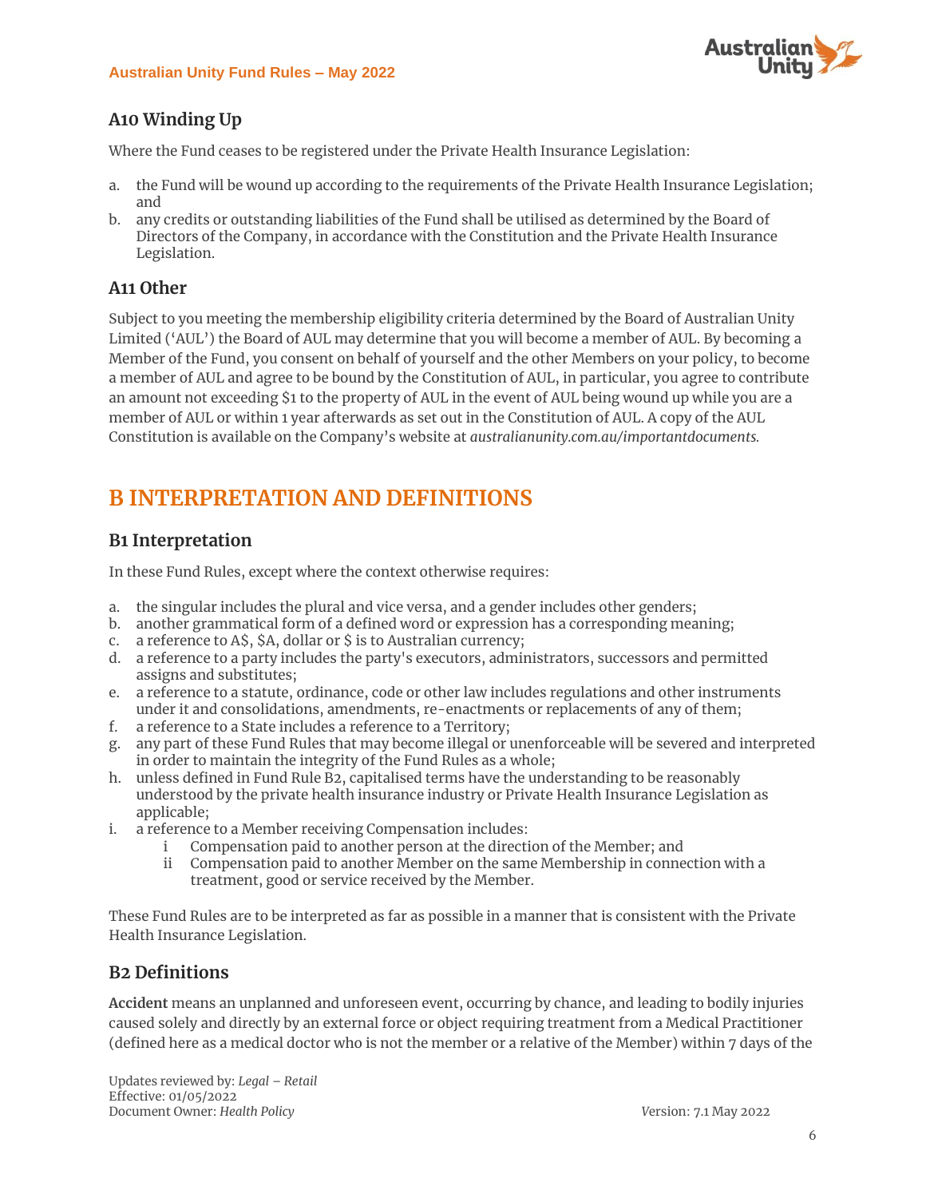### A10 Winding Up

Where the Fund ceases to be registered under the Private Health Insurance Legislation:

a. the Fund will be wound up according to the requirements of the Private Health Insurance Legislation; and
b. any credits or outstanding liabilities of the Fund shall be utilised as determined by the Board of Directors of the Company, in accordance with the Constitution and the Private Health Insurance Legislation.

### A11 Other

Subject to you meeting the membership eligibility criteria determined by the Board of Australian Unity Limited ('AUL') the Board of AUL may determine that you will become a member of AUL. By becoming a Member of the Fund, you consent on behalf of yourself and the other Members on your policy, to become a member of AUL and agree to be bound by the Constitution of AUL, in particular, you agree to contribute an amount not exceeding $1 to the property of AUL in the event of AUL being wound up while you are a member of AUL or within 1 year afterwards as set out in the Constitution of AUL. A copy of the AUL Constitution is available on the Company's website at *australianunity.com.au/importantdocuments.*

## B INTERPRETATION AND DEFINITIONS

### B1 Interpretation

In these Fund Rules, except where the context otherwise requires:

a. the singular includes the plural and vice versa, and a gender includes other genders;
b. another grammatical form of a defined word or expression has a corresponding meaning;
c. a reference to A$, $A, dollar or $ is to Australian currency;
d. a reference to a party includes the party's executors, administrators, successors and permitted assigns and substitutes;
e. a reference to a statute, ordinance, code or other law includes regulations and other instruments under it and consolidations, amendments, re-enactments or replacements of any of them;
f. a reference to a State includes a reference to a Territory;
g. any part of these Fund Rules that may become illegal or unenforceable will be severed and interpreted in order to maintain the integrity of the Fund Rules as a whole;
h. unless defined in Fund Rule B2, capitalised terms have the understanding to be reasonably understood by the private health insurance industry or Private Health Insurance Legislation as applicable;
i. a reference to a Member receiving Compensation includes:
   i Compensation paid to another person at the direction of the Member; and
   ii Compensation paid to another Member on the same Membership in connection with a treatment, good or service received by the Member.

These Fund Rules are to be interpreted as far as possible in a manner that is consistent with the Private Health Insurance Legislation.

### B2 Definitions

**Accident** means an unplanned and unforeseen event, occurring by chance, and leading to bodily injuries caused solely and directly by an external force or object requiring treatment from a Medical Practitioner (defined here as a medical doctor who is not the member or a relative of the Member) within 7 days of the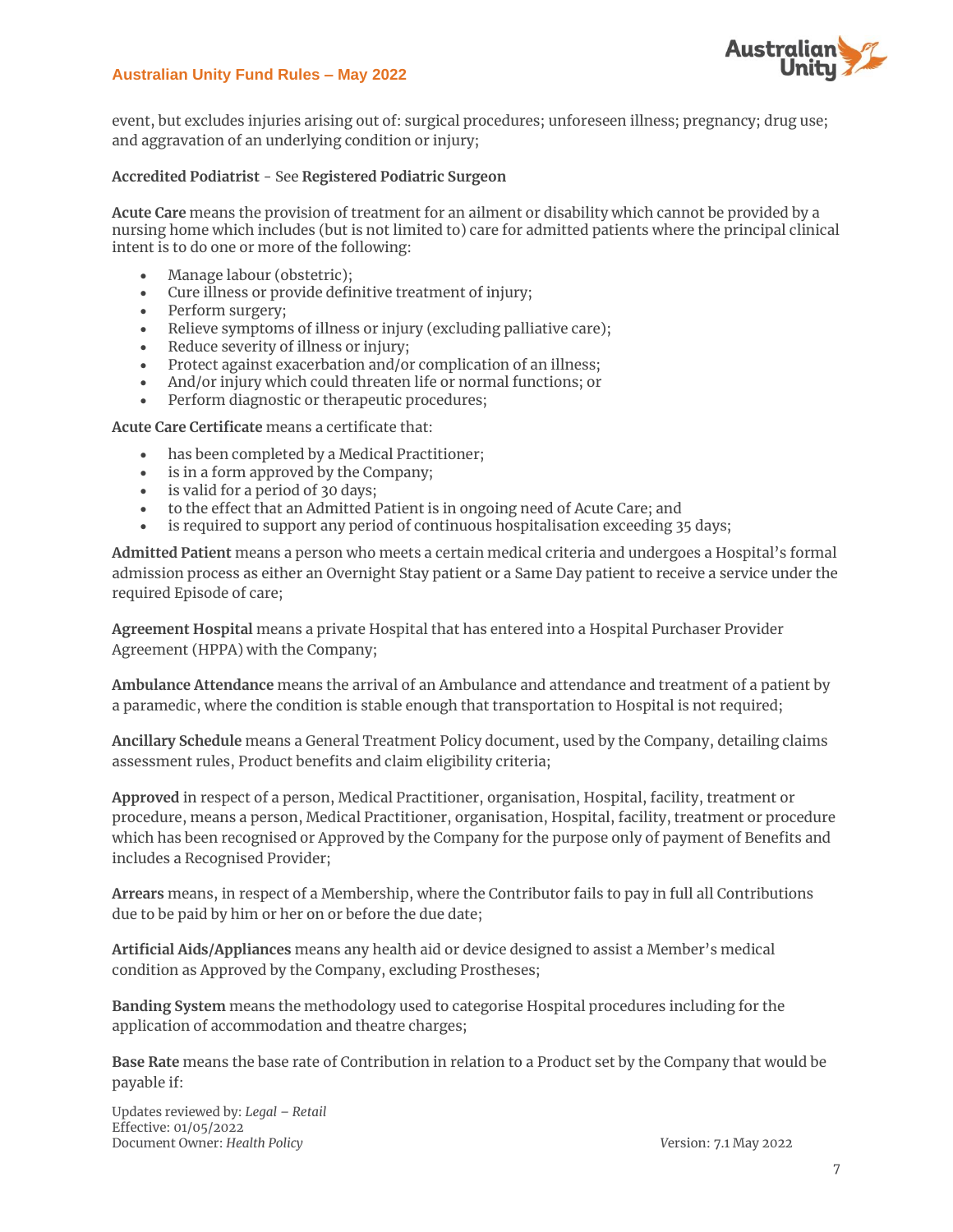event, but excludes injuries arising out of: surgical procedures; unforeseen illness; pregnancy; drug use; and aggravation of an underlying condition or injury;

**Accredited Podiatrist** - See **Registered Podiatric Surgeon**

**Acute Care** means the provision of treatment for an ailment or disability which cannot be provided by a nursing home which includes (but is not limited to) care for admitted patients where the principal clinical intent is to do one or more of the following:

- Manage labour (obstetric);
- Cure illness or provide definitive treatment of injury;
- Perform surgery;
- Relieve symptoms of illness or injury (excluding palliative care);
- Reduce severity of illness or injury;
- Protect against exacerbation and/or complication of an illness;
- And/or injury which could threaten life or normal functions; or
- Perform diagnostic or therapeutic procedures;

**Acute Care Certificate** means a certificate that:

- has been completed by a Medical Practitioner;
- is in a form approved by the Company;
- is valid for a period of 30 days;
- to the effect that an Admitted Patient is in ongoing need of Acute Care; and
- is required to support any period of continuous hospitalisation exceeding 35 days;

**Admitted Patient** means a person who meets a certain medical criteria and undergoes a Hospital's formal admission process as either an Overnight Stay patient or a Same Day patient to receive a service under the required Episode of care;

**Agreement Hospital** means a private Hospital that has entered into a Hospital Purchaser Provider Agreement (HPPA) with the Company;

**Ambulance Attendance** means the arrival of an Ambulance and attendance and treatment of a patient by a paramedic, where the condition is stable enough that transportation to Hospital is not required;

**Ancillary Schedule** means a General Treatment Policy document, used by the Company, detailing claims assessment rules, Product benefits and claim eligibility criteria;

**Approved** in respect of a person, Medical Practitioner, organisation, Hospital, facility, treatment or procedure, means a person, Medical Practitioner, organisation, Hospital, facility, treatment or procedure which has been recognised or Approved by the Company for the purpose only of payment of Benefits and includes a Recognised Provider;

**Arrears** means, in respect of a Membership, where the Contributor fails to pay in full all Contributions due to be paid by him or her on or before the due date;

**Artificial Aids/Appliances** means any health aid or device designed to assist a Member's medical condition as Approved by the Company, excluding Prostheses;

**Banding System** means the methodology used to categorise Hospital procedures including for the application of accommodation and theatre charges;

**Base Rate** means the base rate of Contribution in relation to a Product set by the Company that would be payable if: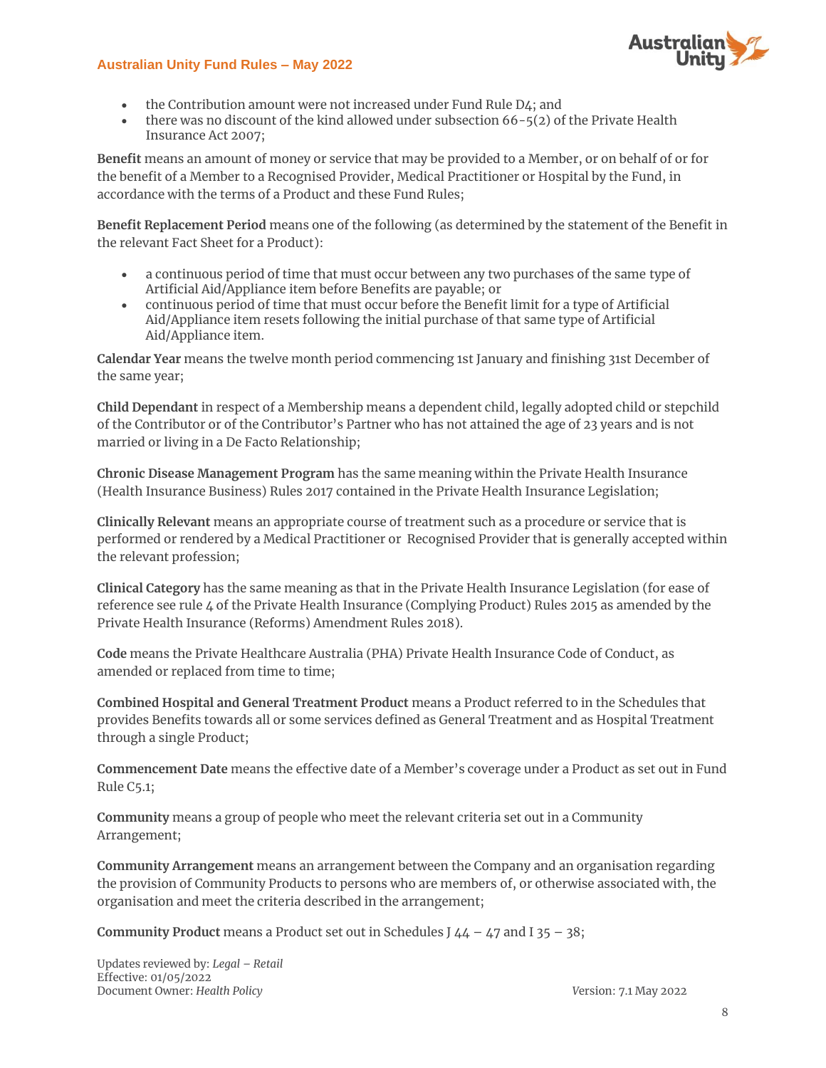- the Contribution amount were not increased under Fund Rule D4; and
- there was no discount of the kind allowed under subsection 66-5(2) of the Private Health Insurance Act 2007;

**Benefit** means an amount of money or service that may be provided to a Member, or on behalf of or for the benefit of a Member to a Recognised Provider, Medical Practitioner or Hospital by the Fund, in accordance with the terms of a Product and these Fund Rules;

**Benefit Replacement Period** means one of the following (as determined by the statement of the Benefit in the relevant Fact Sheet for a Product):

- a continuous period of time that must occur between any two purchases of the same type of Artificial Aid/Appliance item before Benefits are payable; or
- continuous period of time that must occur before the Benefit limit for a type of Artificial Aid/Appliance item resets following the initial purchase of that same type of Artificial Aid/Appliance item.

**Calendar Year** means the twelve month period commencing 1st January and finishing 31st December of the same year;

**Child Dependant** in respect of a Membership means a dependent child, legally adopted child or stepchild of the Contributor or of the Contributor's Partner who has not attained the age of 23 years and is not married or living in a De Facto Relationship;

**Chronic Disease Management Program** has the same meaning within the Private Health Insurance (Health Insurance Business) Rules 2017 contained in the Private Health Insurance Legislation;

**Clinically Relevant** means an appropriate course of treatment such as a procedure or service that is performed or rendered by a Medical Practitioner or Recognised Provider that is generally accepted within the relevant profession;

**Clinical Category** has the same meaning as that in the Private Health Insurance Legislation (for ease of reference see rule 4 of the Private Health Insurance (Complying Product) Rules 2015 as amended by the Private Health Insurance (Reforms) Amendment Rules 2018).

**Code** means the Private Healthcare Australia (PHA) Private Health Insurance Code of Conduct, as amended or replaced from time to time;

**Combined Hospital and General Treatment Product** means a Product referred to in the Schedules that provides Benefits towards all or some services defined as General Treatment and as Hospital Treatment through a single Product;

**Commencement Date** means the effective date of a Member's coverage under a Product as set out in Fund Rule C5.1;

**Community** means a group of people who meet the relevant criteria set out in a Community Arrangement;

**Community Arrangement** means an arrangement between the Company and an organisation regarding the provision of Community Products to persons who are members of, or otherwise associated with, the organisation and meet the criteria described in the arrangement;

**Community Product** means a Product set out in Schedules J 44 – 47 and I 35 – 38;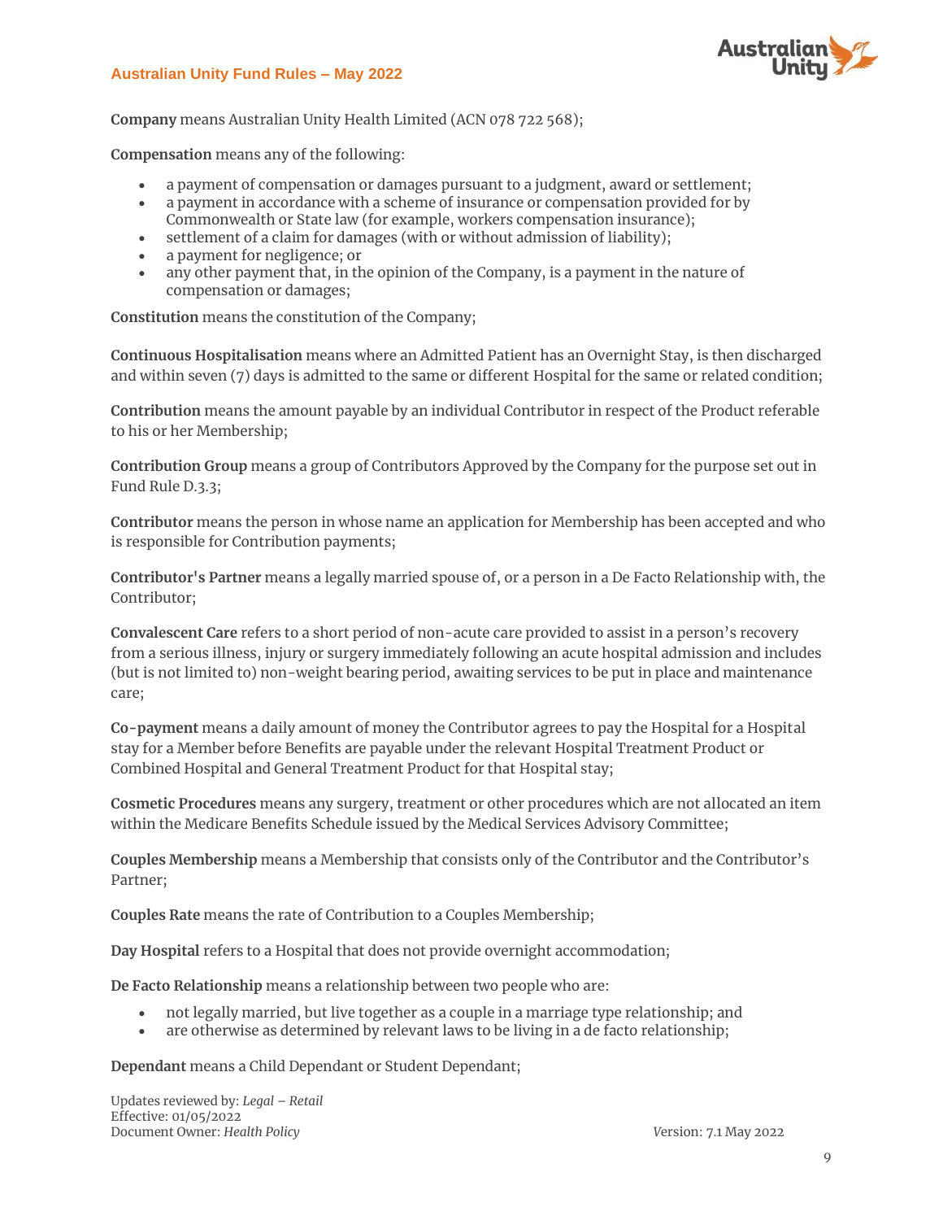**Company** means Australian Unity Health Limited (ACN 078 722 568);

**Compensation** means any of the following:

- a payment of compensation or damages pursuant to a judgment, award or settlement;
- a payment in accordance with a scheme of insurance or compensation provided for by Commonwealth or State law (for example, workers compensation insurance);
- settlement of a claim for damages (with or without admission of liability);
- a payment for negligence; or
- any other payment that, in the opinion of the Company, is a payment in the nature of compensation or damages;

**Constitution** means the constitution of the Company;

**Continuous Hospitalisation** means where an Admitted Patient has an Overnight Stay, is then discharged and within seven (7) days is admitted to the same or different Hospital for the same or related condition;

**Contribution** means the amount payable by an individual Contributor in respect of the Product referable to his or her Membership;

**Contribution Group** means a group of Contributors Approved by the Company for the purpose set out in Fund Rule D.3.3;

**Contributor** means the person in whose name an application for Membership has been accepted and who is responsible for Contribution payments;

**Contributor's Partner** means a legally married spouse of, or a person in a De Facto Relationship with, the Contributor;

**Convalescent Care** refers to a short period of non-acute care provided to assist in a person's recovery from a serious illness, injury or surgery immediately following an acute hospital admission and includes (but is not limited to) non-weight bearing period, awaiting services to be put in place and maintenance care;

**Co-payment** means a daily amount of money the Contributor agrees to pay the Hospital for a Hospital stay for a Member before Benefits are payable under the relevant Hospital Treatment Product or Combined Hospital and General Treatment Product for that Hospital stay;

**Cosmetic Procedures** means any surgery, treatment or other procedures which are not allocated an item within the Medicare Benefits Schedule issued by the Medical Services Advisory Committee;

**Couples Membership** means a Membership that consists only of the Contributor and the Contributor's Partner;

**Couples Rate** means the rate of Contribution to a Couples Membership;

**Day Hospital** refers to a Hospital that does not provide overnight accommodation;

**De Facto Relationship** means a relationship between two people who are:

- not legally married, but live together as a couple in a marriage type relationship; and
- are otherwise as determined by relevant laws to be living in a de facto relationship;

**Dependant** means a Child Dependant or Student Dependant;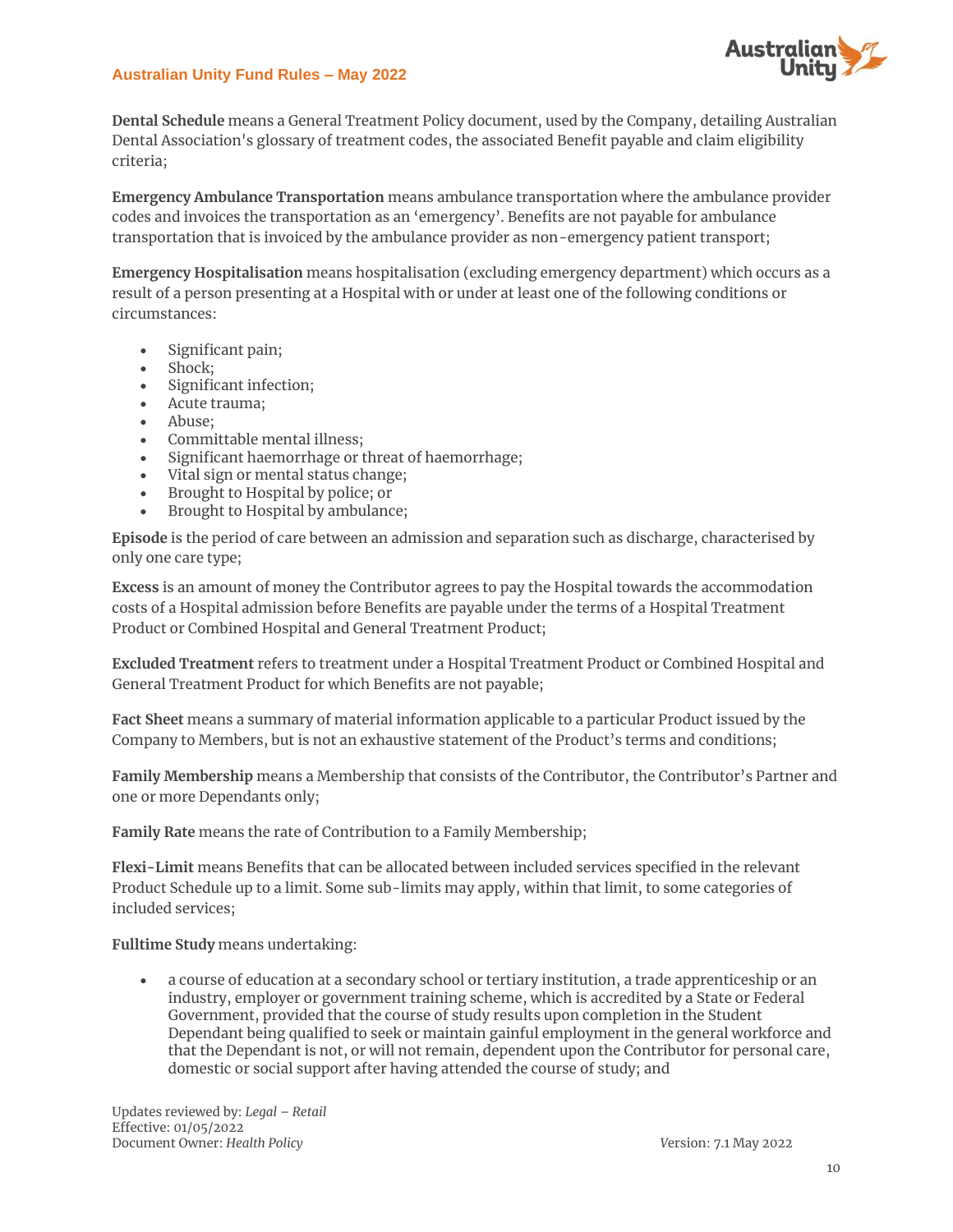**Dental Schedule** means a General Treatment Policy document, used by the Company, detailing Australian Dental Association's glossary of treatment codes, the associated Benefit payable and claim eligibility criteria;

**Emergency Ambulance Transportation** means ambulance transportation where the ambulance provider codes and invoices the transportation as an 'emergency'. Benefits are not payable for ambulance transportation that is invoiced by the ambulance provider as non-emergency patient transport;

**Emergency Hospitalisation** means hospitalisation (excluding emergency department) which occurs as a result of a person presenting at a Hospital with or under at least one of the following conditions or circumstances:

- Significant pain;
- Shock;
- Significant infection;
- Acute trauma;
- Abuse;
- Committable mental illness;
- Significant haemorrhage or threat of haemorrhage;
- Vital sign or mental status change;
- Brought to Hospital by police; or
- Brought to Hospital by ambulance;

**Episode** is the period of care between an admission and separation such as discharge, characterised by only one care type;

**Excess** is an amount of money the Contributor agrees to pay the Hospital towards the accommodation costs of a Hospital admission before Benefits are payable under the terms of a Hospital Treatment Product or Combined Hospital and General Treatment Product;

**Excluded Treatment** refers to treatment under a Hospital Treatment Product or Combined Hospital and General Treatment Product for which Benefits are not payable;

**Fact Sheet** means a summary of material information applicable to a particular Product issued by the Company to Members, but is not an exhaustive statement of the Product's terms and conditions;

**Family Membership** means a Membership that consists of the Contributor, the Contributor's Partner and one or more Dependants only;

**Family Rate** means the rate of Contribution to a Family Membership;

**Flexi-Limit** means Benefits that can be allocated between included services specified in the relevant Product Schedule up to a limit. Some sub-limits may apply, within that limit, to some categories of included services;

**Fulltime Study** means undertaking:

- a course of education at a secondary school or tertiary institution, a trade apprenticeship or an industry, employer or government training scheme, which is accredited by a State or Federal Government, provided that the course of study results upon completion in the Student Dependant being qualified to seek or maintain gainful employment in the general workforce and that the Dependant is not, or will not remain, dependent upon the Contributor for personal care, domestic or social support after having attended the course of study; and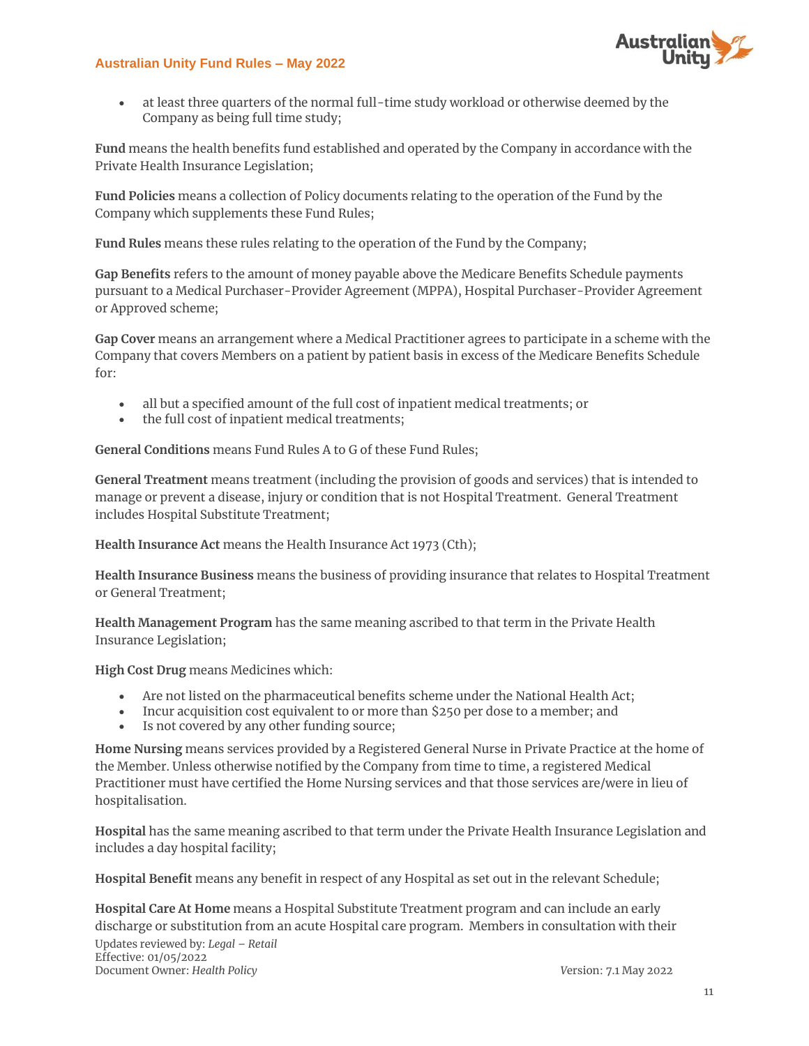- at least three quarters of the normal full-time study workload or otherwise deemed by the Company as being full time study;

**Fund** means the health benefits fund established and operated by the Company in accordance with the Private Health Insurance Legislation;

**Fund Policies** means a collection of Policy documents relating to the operation of the Fund by the Company which supplements these Fund Rules;

**Fund Rules** means these rules relating to the operation of the Fund by the Company;

**Gap Benefits** refers to the amount of money payable above the Medicare Benefits Schedule payments pursuant to a Medical Purchaser-Provider Agreement (MPPA), Hospital Purchaser-Provider Agreement or Approved scheme;

**Gap Cover** means an arrangement where a Medical Practitioner agrees to participate in a scheme with the Company that covers Members on a patient by patient basis in excess of the Medicare Benefits Schedule for:

- all but a specified amount of the full cost of inpatient medical treatments; or
- the full cost of inpatient medical treatments;

**General Conditions** means Fund Rules A to G of these Fund Rules;

**General Treatment** means treatment (including the provision of goods and services) that is intended to manage or prevent a disease, injury or condition that is not Hospital Treatment. General Treatment includes Hospital Substitute Treatment;

**Health Insurance Act** means the Health Insurance Act 1973 (Cth);

**Health Insurance Business** means the business of providing insurance that relates to Hospital Treatment or General Treatment;

**Health Management Program** has the same meaning ascribed to that term in the Private Health Insurance Legislation;

**High Cost Drug** means Medicines which:

- Are not listed on the pharmaceutical benefits scheme under the National Health Act;
- Incur acquisition cost equivalent to or more than $250 per dose to a member; and
- Is not covered by any other funding source;

**Home Nursing** means services provided by a Registered General Nurse in Private Practice at the home of the Member. Unless otherwise notified by the Company from time to time, a registered Medical Practitioner must have certified the Home Nursing services and that those services are/were in lieu of hospitalisation.

**Hospital** has the same meaning ascribed to that term under the Private Health Insurance Legislation and includes a day hospital facility;

**Hospital Benefit** means any benefit in respect of any Hospital as set out in the relevant Schedule;

**Hospital Care At Home** means a Hospital Substitute Treatment program and can include an early discharge or substitution from an acute Hospital care program. Members in consultation with their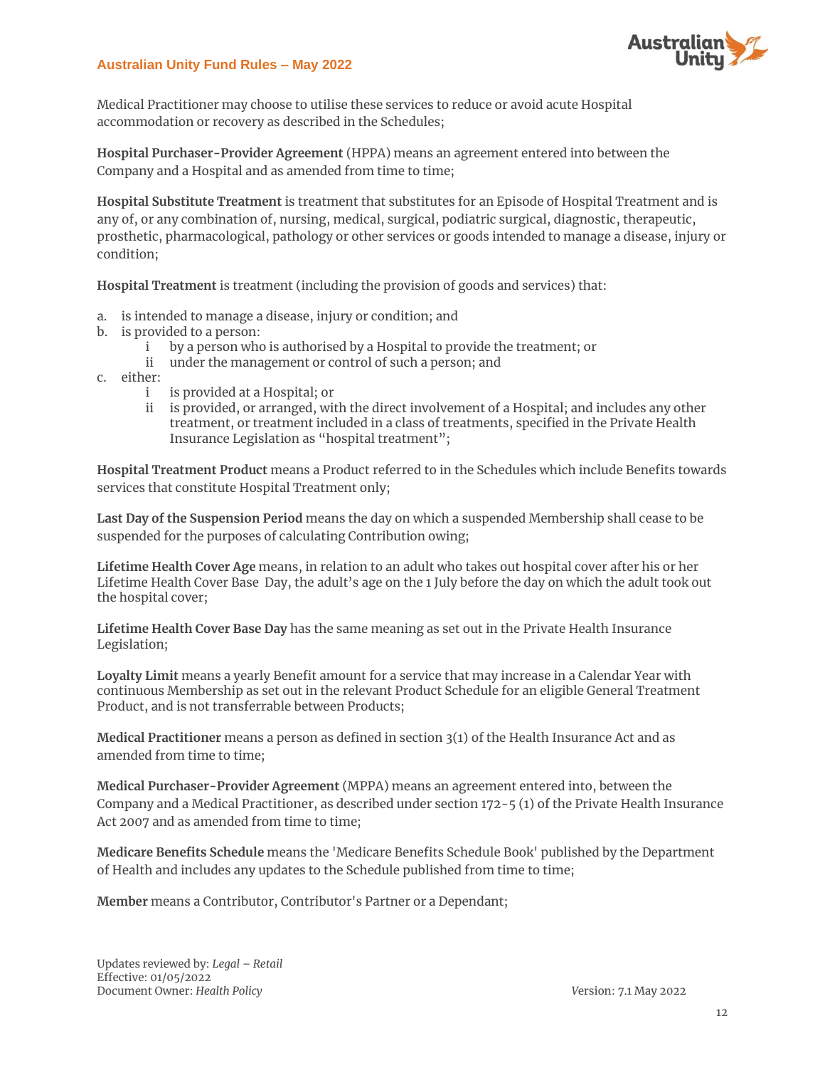Medical Practitioner may choose to utilise these services to reduce or avoid acute Hospital accommodation or recovery as described in the Schedules;

**Hospital Purchaser-Provider Agreement** (HPPA) means an agreement entered into between the Company and a Hospital and as amended from time to time;

**Hospital Substitute Treatment** is treatment that substitutes for an Episode of Hospital Treatment and is any of, or any combination of, nursing, medical, surgical, podiatric surgical, diagnostic, therapeutic, prosthetic, pharmacological, pathology or other services or goods intended to manage a disease, injury or condition;

**Hospital Treatment** is treatment (including the provision of goods and services) that:

a. is intended to manage a disease, injury or condition; and
b. is provided to a person:
    i by a person who is authorised by a Hospital to provide the treatment; or
    ii under the management or control of such a person; and
c. either:
    i is provided at a Hospital; or
    ii is provided, or arranged, with the direct involvement of a Hospital; and includes any other treatment, or treatment included in a class of treatments, specified in the Private Health Insurance Legislation as "hospital treatment";

**Hospital Treatment Product** means a Product referred to in the Schedules which include Benefits towards services that constitute Hospital Treatment only;

**Last Day of the Suspension Period** means the day on which a suspended Membership shall cease to be suspended for the purposes of calculating Contribution owing;

**Lifetime Health Cover Age** means, in relation to an adult who takes out hospital cover after his or her Lifetime Health Cover Base Day, the adult's age on the 1 July before the day on which the adult took out the hospital cover;

**Lifetime Health Cover Base Day** has the same meaning as set out in the Private Health Insurance Legislation;

**Loyalty Limit** means a yearly Benefit amount for a service that may increase in a Calendar Year with continuous Membership as set out in the relevant Product Schedule for an eligible General Treatment Product, and is not transferrable between Products;

**Medical Practitioner** means a person as defined in section 3(1) of the Health Insurance Act and as amended from time to time;

**Medical Purchaser-Provider Agreement** (MPPA) means an agreement entered into, between the Company and a Medical Practitioner, as described under section 172-5 (1) of the Private Health Insurance Act 2007 and as amended from time to time;

**Medicare Benefits Schedule** means the 'Medicare Benefits Schedule Book' published by the Department of Health and includes any updates to the Schedule published from time to time;

**Member** means a Contributor, Contributor's Partner or a Dependant;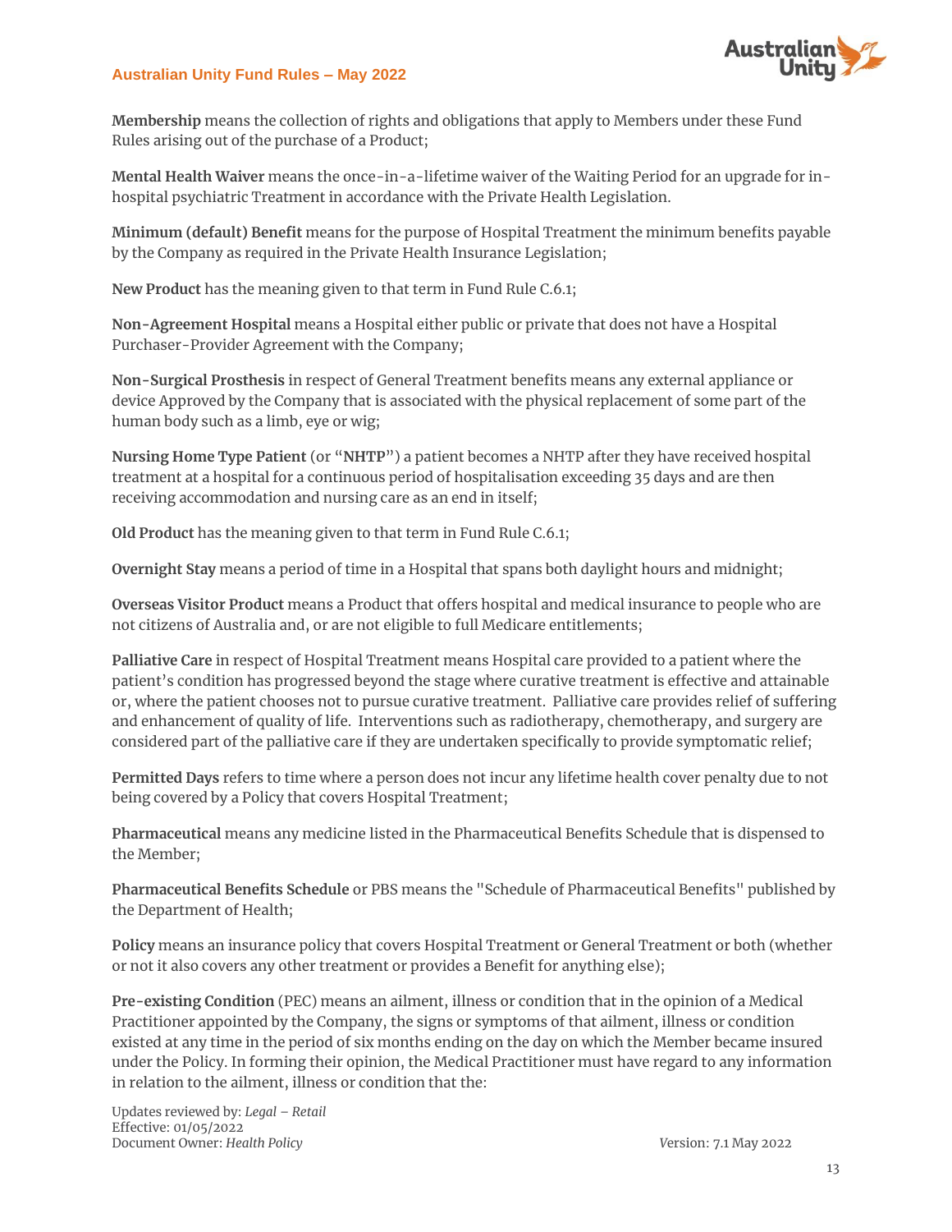**Membership** means the collection of rights and obligations that apply to Members under these Fund Rules arising out of the purchase of a Product;

**Mental Health Waiver** means the once-in-a-lifetime waiver of the Waiting Period for an upgrade for in-hospital psychiatric Treatment in accordance with the Private Health Legislation.

**Minimum (default) Benefit** means for the purpose of Hospital Treatment the minimum benefits payable by the Company as required in the Private Health Insurance Legislation;

**New Product** has the meaning given to that term in Fund Rule C.6.1;

**Non-Agreement Hospital** means a Hospital either public or private that does not have a Hospital Purchaser-Provider Agreement with the Company;

**Non-Surgical Prosthesis** in respect of General Treatment benefits means any external appliance or device Approved by the Company that is associated with the physical replacement of some part of the human body such as a limb, eye or wig;

**Nursing Home Type Patient** (or "**NHTP**") a patient becomes a NHTP after they have received hospital treatment at a hospital for a continuous period of hospitalisation exceeding 35 days and are then receiving accommodation and nursing care as an end in itself;

**Old Product** has the meaning given to that term in Fund Rule C.6.1;

**Overnight Stay** means a period of time in a Hospital that spans both daylight hours and midnight;

**Overseas Visitor Product** means a Product that offers hospital and medical insurance to people who are not citizens of Australia and, or are not eligible to full Medicare entitlements;

**Palliative Care** in respect of Hospital Treatment means Hospital care provided to a patient where the patient's condition has progressed beyond the stage where curative treatment is effective and attainable or, where the patient chooses not to pursue curative treatment. Palliative care provides relief of suffering and enhancement of quality of life. Interventions such as radiotherapy, chemotherapy, and surgery are considered part of the palliative care if they are undertaken specifically to provide symptomatic relief;

**Permitted Days** refers to time where a person does not incur any lifetime health cover penalty due to not being covered by a Policy that covers Hospital Treatment;

**Pharmaceutical** means any medicine listed in the Pharmaceutical Benefits Schedule that is dispensed to the Member;

**Pharmaceutical Benefits Schedule** or PBS means the "Schedule of Pharmaceutical Benefits" published by the Department of Health;

**Policy** means an insurance policy that covers Hospital Treatment or General Treatment or both (whether or not it also covers any other treatment or provides a Benefit for anything else);

**Pre-existing Condition** (PEC) means an ailment, illness or condition that in the opinion of a Medical Practitioner appointed by the Company, the signs or symptoms of that ailment, illness or condition existed at any time in the period of six months ending on the day on which the Member became insured under the Policy. In forming their opinion, the Medical Practitioner must have regard to any information in relation to the ailment, illness or condition that the: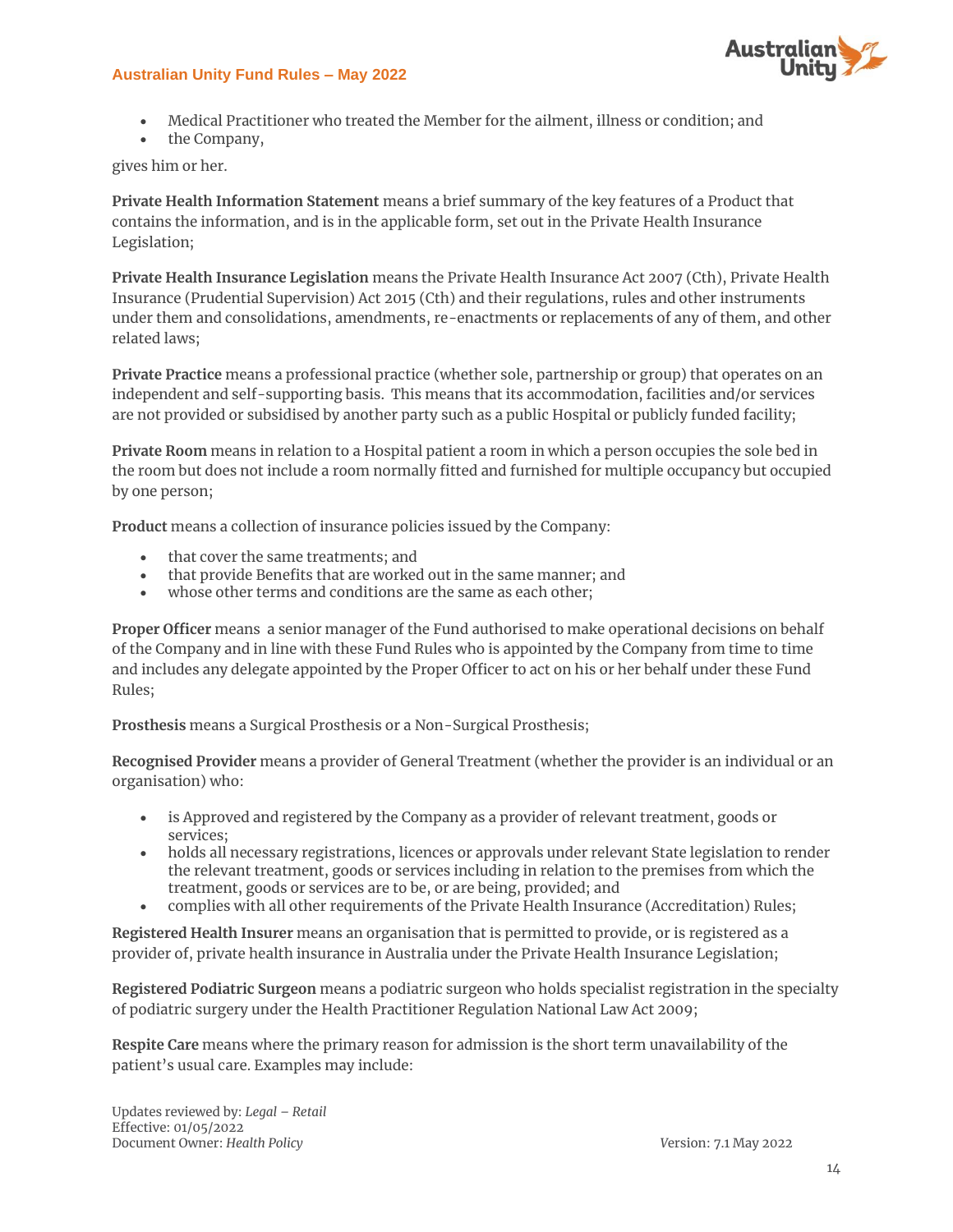- Medical Practitioner who treated the Member for the ailment, illness or condition; and
- the Company,

gives him or her.

**Private Health Information Statement** means a brief summary of the key features of a Product that contains the information, and is in the applicable form, set out in the Private Health Insurance Legislation;

**Private Health Insurance Legislation** means the Private Health Insurance Act 2007 (Cth), Private Health Insurance (Prudential Supervision) Act 2015 (Cth) and their regulations, rules and other instruments under them and consolidations, amendments, re-enactments or replacements of any of them, and other related laws;

**Private Practice** means a professional practice (whether sole, partnership or group) that operates on an independent and self-supporting basis. This means that its accommodation, facilities and/or services are not provided or subsidised by another party such as a public Hospital or publicly funded facility;

**Private Room** means in relation to a Hospital patient a room in which a person occupies the sole bed in the room but does not include a room normally fitted and furnished for multiple occupancy but occupied by one person;

**Product** means a collection of insurance policies issued by the Company:

- that cover the same treatments; and
- that provide Benefits that are worked out in the same manner; and
- whose other terms and conditions are the same as each other;

**Proper Officer** means a senior manager of the Fund authorised to make operational decisions on behalf of the Company and in line with these Fund Rules who is appointed by the Company from time to time and includes any delegate appointed by the Proper Officer to act on his or her behalf under these Fund Rules;

**Prosthesis** means a Surgical Prosthesis or a Non-Surgical Prosthesis;

**Recognised Provider** means a provider of General Treatment (whether the provider is an individual or an organisation) who:

- is Approved and registered by the Company as a provider of relevant treatment, goods or services;
- holds all necessary registrations, licences or approvals under relevant State legislation to render the relevant treatment, goods or services including in relation to the premises from which the treatment, goods or services are to be, or are being, provided; and
- complies with all other requirements of the Private Health Insurance (Accreditation) Rules;

**Registered Health Insurer** means an organisation that is permitted to provide, or is registered as a provider of, private health insurance in Australia under the Private Health Insurance Legislation;

**Registered Podiatric Surgeon** means a podiatric surgeon who holds specialist registration in the specialty of podiatric surgery under the Health Practitioner Regulation National Law Act 2009;

**Respite Care** means where the primary reason for admission is the short term unavailability of the patient's usual care. Examples may include: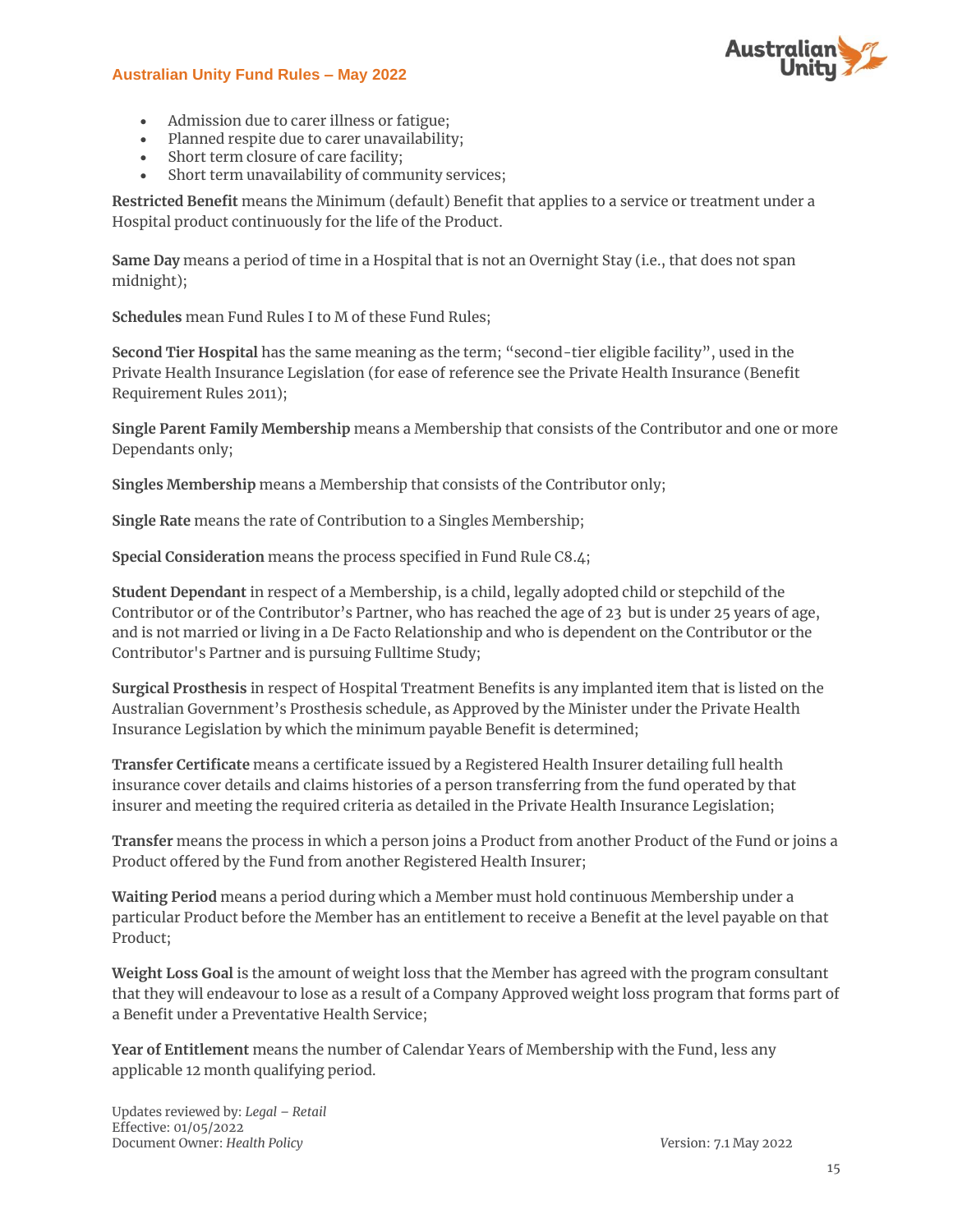- Admission due to carer illness or fatigue;
- Planned respite due to carer unavailability;
- Short term closure of care facility;
- Short term unavailability of community services;

**Restricted Benefit** means the Minimum (default) Benefit that applies to a service or treatment under a Hospital product continuously for the life of the Product.

**Same Day** means a period of time in a Hospital that is not an Overnight Stay (i.e., that does not span midnight);

**Schedules** mean Fund Rules I to M of these Fund Rules;

**Second Tier Hospital** has the same meaning as the term; "second-tier eligible facility", used in the Private Health Insurance Legislation (for ease of reference see the Private Health Insurance (Benefit Requirement Rules 2011);

**Single Parent Family Membership** means a Membership that consists of the Contributor and one or more Dependants only;

**Singles Membership** means a Membership that consists of the Contributor only;

**Single Rate** means the rate of Contribution to a Singles Membership;

**Special Consideration** means the process specified in Fund Rule C8.4;

**Student Dependant** in respect of a Membership, is a child, legally adopted child or stepchild of the Contributor or of the Contributor's Partner, who has reached the age of 23 but is under 25 years of age, and is not married or living in a De Facto Relationship and who is dependent on the Contributor or the Contributor's Partner and is pursuing Fulltime Study;

**Surgical Prosthesis** in respect of Hospital Treatment Benefits is any implanted item that is listed on the Australian Government's Prosthesis schedule, as Approved by the Minister under the Private Health Insurance Legislation by which the minimum payable Benefit is determined;

**Transfer Certificate** means a certificate issued by a Registered Health Insurer detailing full health insurance cover details and claims histories of a person transferring from the fund operated by that insurer and meeting the required criteria as detailed in the Private Health Insurance Legislation;

**Transfer** means the process in which a person joins a Product from another Product of the Fund or joins a Product offered by the Fund from another Registered Health Insurer;

**Waiting Period** means a period during which a Member must hold continuous Membership under a particular Product before the Member has an entitlement to receive a Benefit at the level payable on that Product;

**Weight Loss Goal** is the amount of weight loss that the Member has agreed with the program consultant that they will endeavour to lose as a result of a Company Approved weight loss program that forms part of a Benefit under a Preventative Health Service;

**Year of Entitlement** means the number of Calendar Years of Membership with the Fund, less any applicable 12 month qualifying period.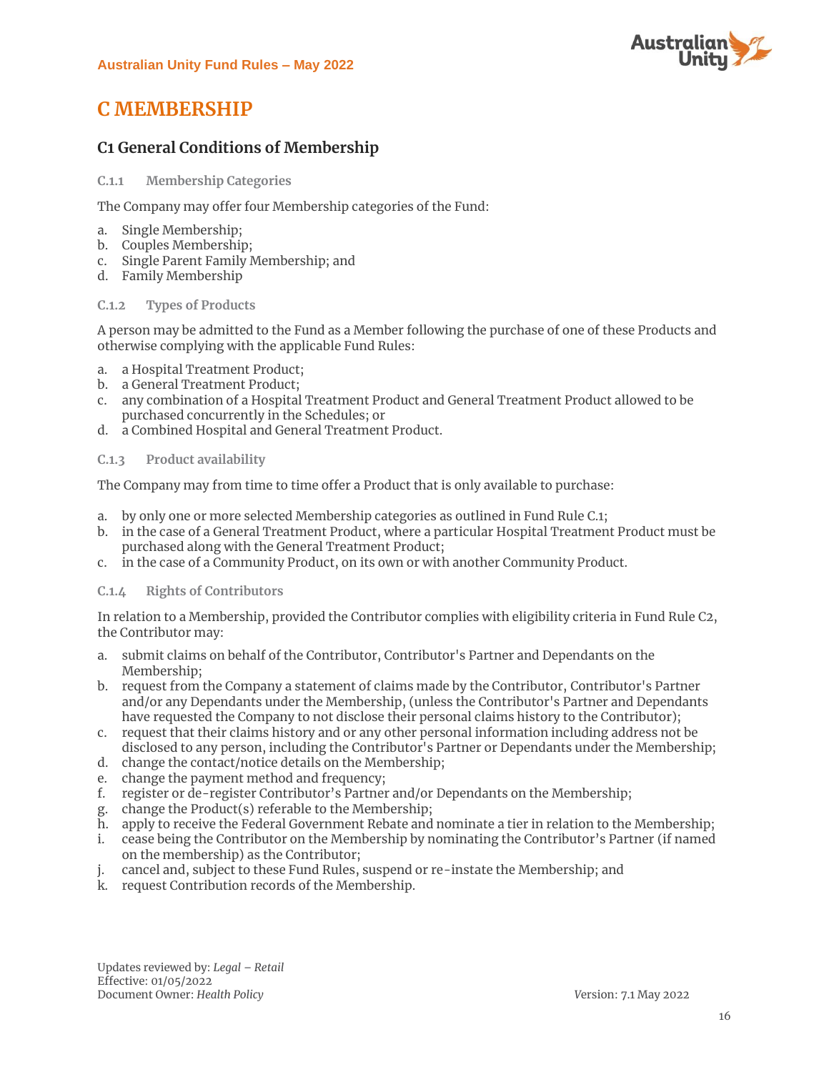# C MEMBERSHIP

## C1 General Conditions of Membership

### C.1.1 Membership Categories

The Company may offer four Membership categories of the Fund:

a. Single Membership;
b. Couples Membership;
c. Single Parent Family Membership; and
d. Family Membership

### C.1.2 Types of Products

A person may be admitted to the Fund as a Member following the purchase of one of these Products and otherwise complying with the applicable Fund Rules:

a. a Hospital Treatment Product;
b. a General Treatment Product;
c. any combination of a Hospital Treatment Product and General Treatment Product allowed to be purchased concurrently in the Schedules; or
d. a Combined Hospital and General Treatment Product.

### C.1.3 Product availability

The Company may from time to time offer a Product that is only available to purchase:

a. by only one or more selected Membership categories as outlined in Fund Rule C.1;
b. in the case of a General Treatment Product, where a particular Hospital Treatment Product must be purchased along with the General Treatment Product;
c. in the case of a Community Product, on its own or with another Community Product.

### C.1.4 Rights of Contributors

In relation to a Membership, provided the Contributor complies with eligibility criteria in Fund Rule C2, the Contributor may:

a. submit claims on behalf of the Contributor, Contributor's Partner and Dependants on the Membership;
b. request from the Company a statement of claims made by the Contributor, Contributor's Partner and/or any Dependants under the Membership, (unless the Contributor's Partner and Dependants have requested the Company to not disclose their personal claims history to the Contributor);
c. request that their claims history and or any other personal information including address not be disclosed to any person, including the Contributor's Partner or Dependants under the Membership;
d. change the contact/notice details on the Membership;
e. change the payment method and frequency;
f. register or de-register Contributor's Partner and/or Dependants on the Membership;
g. change the Product(s) referable to the Membership;
h. apply to receive the Federal Government Rebate and nominate a tier in relation to the Membership;
i. cease being the Contributor on the Membership by nominating the Contributor's Partner (if named on the membership) as the Contributor;
j. cancel and, subject to these Fund Rules, suspend or re-instate the Membership; and
k. request Contribution records of the Membership.

Updates reviewed by: *Legal – Retail*
Effective: 01/05/2022
Document Owner: *Health Policy*
Version: 7.1 May 2022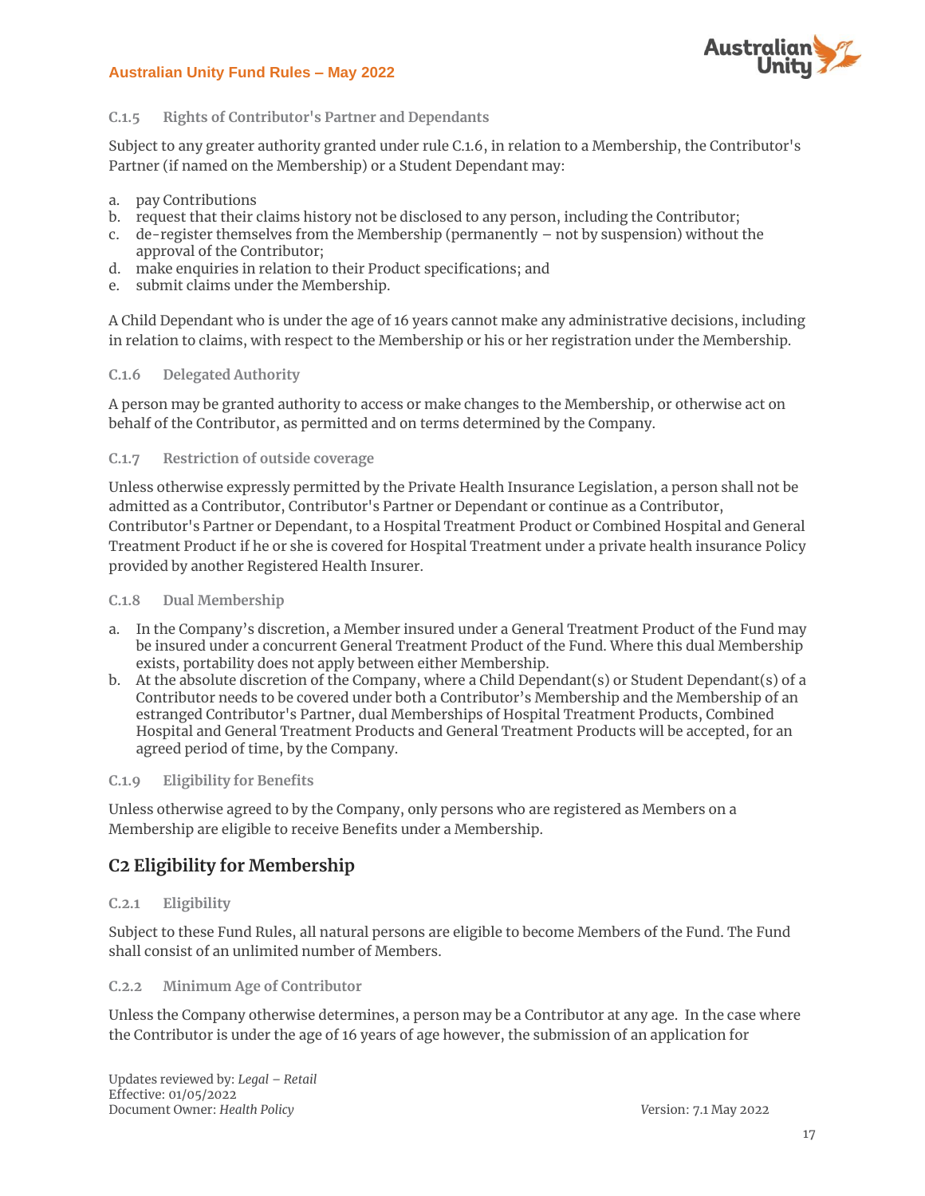#### C.1.5 Rights of Contributor's Partner and Dependants

Subject to any greater authority granted under rule C.1.6, in relation to a Membership, the Contributor's Partner (if named on the Membership) or a Student Dependant may:

a. pay Contributions
b. request that their claims history not be disclosed to any person, including the Contributor;
c. de-register themselves from the Membership (permanently – not by suspension) without the approval of the Contributor;
d. make enquiries in relation to their Product specifications; and
e. submit claims under the Membership.

A Child Dependant who is under the age of 16 years cannot make any administrative decisions, including in relation to claims, with respect to the Membership or his or her registration under the Membership.

#### C.1.6 Delegated Authority

A person may be granted authority to access or make changes to the Membership, or otherwise act on behalf of the Contributor, as permitted and on terms determined by the Company.

#### C.1.7 Restriction of outside coverage

Unless otherwise expressly permitted by the Private Health Insurance Legislation, a person shall not be admitted as a Contributor, Contributor's Partner or Dependant or continue as a Contributor, Contributor's Partner or Dependant, to a Hospital Treatment Product or Combined Hospital and General Treatment Product if he or she is covered for Hospital Treatment under a private health insurance Policy provided by another Registered Health Insurer.

#### C.1.8 Dual Membership

a. In the Company's discretion, a Member insured under a General Treatment Product of the Fund may be insured under a concurrent General Treatment Product of the Fund. Where this dual Membership exists, portability does not apply between either Membership.
b. At the absolute discretion of the Company, where a Child Dependant(s) or Student Dependant(s) of a Contributor needs to be covered under both a Contributor's Membership and the Membership of an estranged Contributor's Partner, dual Memberships of Hospital Treatment Products, Combined Hospital and General Treatment Products and General Treatment Products will be accepted, for an agreed period of time, by the Company.

#### C.1.9 Eligibility for Benefits

Unless otherwise agreed to by the Company, only persons who are registered as Members on a Membership are eligible to receive Benefits under a Membership.

## C2 Eligibility for Membership

#### C.2.1 Eligibility

Subject to these Fund Rules, all natural persons are eligible to become Members of the Fund. The Fund shall consist of an unlimited number of Members.

#### C.2.2 Minimum Age of Contributor

Unless the Company otherwise determines, a person may be a Contributor at any age. In the case where the Contributor is under the age of 16 years of age however, the submission of an application for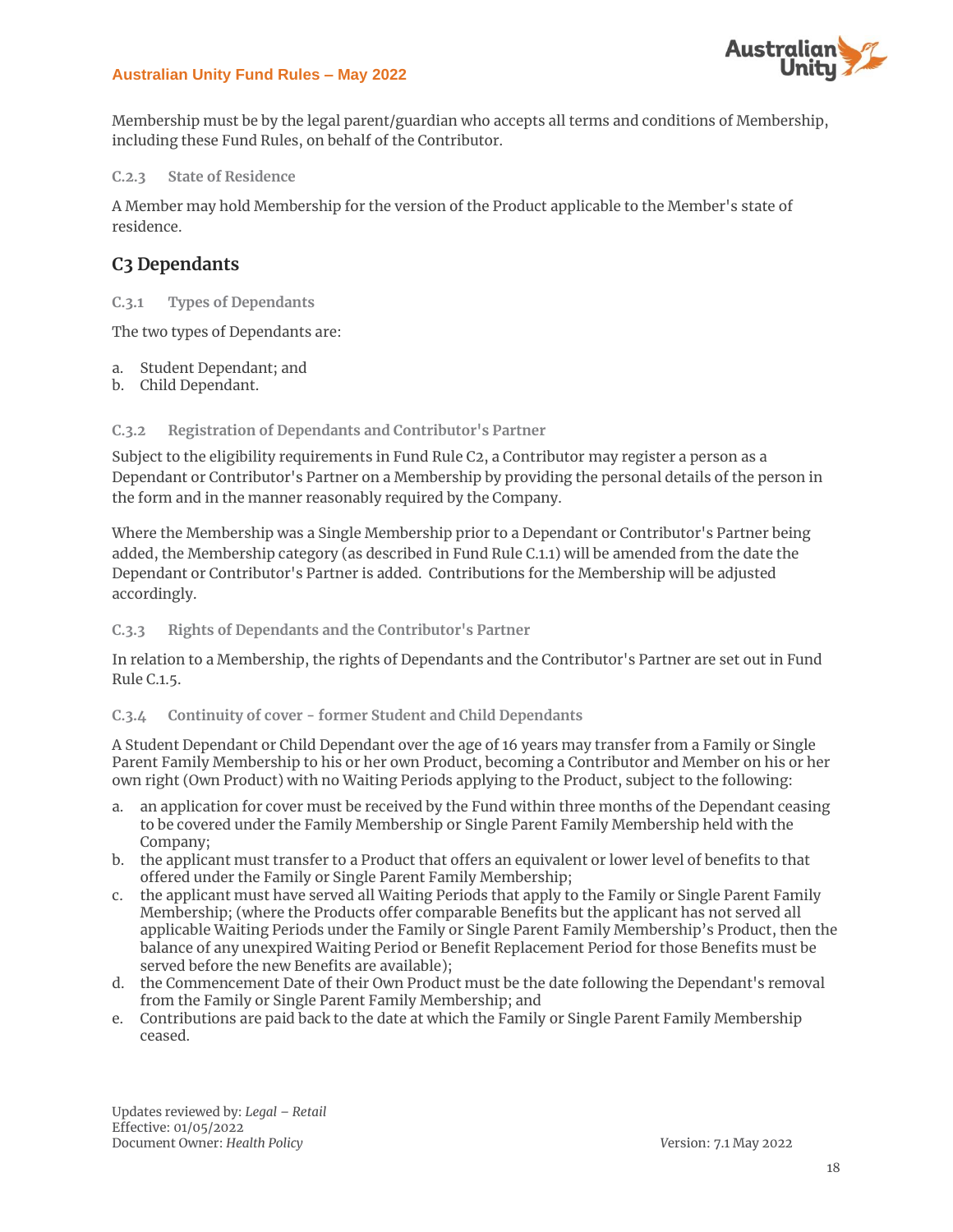Membership must be by the legal parent/guardian who accepts all terms and conditions of Membership, including these Fund Rules, on behalf of the Contributor.

#### C.2.3 State of Residence

A Member may hold Membership for the version of the Product applicable to the Member's state of residence.

## C3 Dependants

#### C.3.1 Types of Dependants

The two types of Dependants are:

a. Student Dependant; and
b. Child Dependant.

#### C.3.2 Registration of Dependants and Contributor's Partner

Subject to the eligibility requirements in Fund Rule C2, a Contributor may register a person as a Dependant or Contributor's Partner on a Membership by providing the personal details of the person in the form and in the manner reasonably required by the Company.

Where the Membership was a Single Membership prior to a Dependant or Contributor's Partner being added, the Membership category (as described in Fund Rule C.1.1) will be amended from the date the Dependant or Contributor's Partner is added. Contributions for the Membership will be adjusted accordingly.

#### C.3.3 Rights of Dependants and the Contributor's Partner

In relation to a Membership, the rights of Dependants and the Contributor's Partner are set out in Fund Rule C.1.5.

#### C.3.4 Continuity of cover - former Student and Child Dependants

A Student Dependant or Child Dependant over the age of 16 years may transfer from a Family or Single Parent Family Membership to his or her own Product, becoming a Contributor and Member on his or her own right (Own Product) with no Waiting Periods applying to the Product, subject to the following:

a. an application for cover must be received by the Fund within three months of the Dependant ceasing to be covered under the Family Membership or Single Parent Family Membership held with the Company;
b. the applicant must transfer to a Product that offers an equivalent or lower level of benefits to that offered under the Family or Single Parent Family Membership;
c. the applicant must have served all Waiting Periods that apply to the Family or Single Parent Family Membership; (where the Products offer comparable Benefits but the applicant has not served all applicable Waiting Periods under the Family or Single Parent Family Membership's Product, then the balance of any unexpired Waiting Period or Benefit Replacement Period for those Benefits must be served before the new Benefits are available);
d. the Commencement Date of their Own Product must be the date following the Dependant's removal from the Family or Single Parent Family Membership; and
e. Contributions are paid back to the date at which the Family or Single Parent Family Membership ceased.

Updates reviewed by: *Legal – Retail*
Effective: 01/05/2022
Document Owner: *Health Policy*
Version: 7.1 May 2022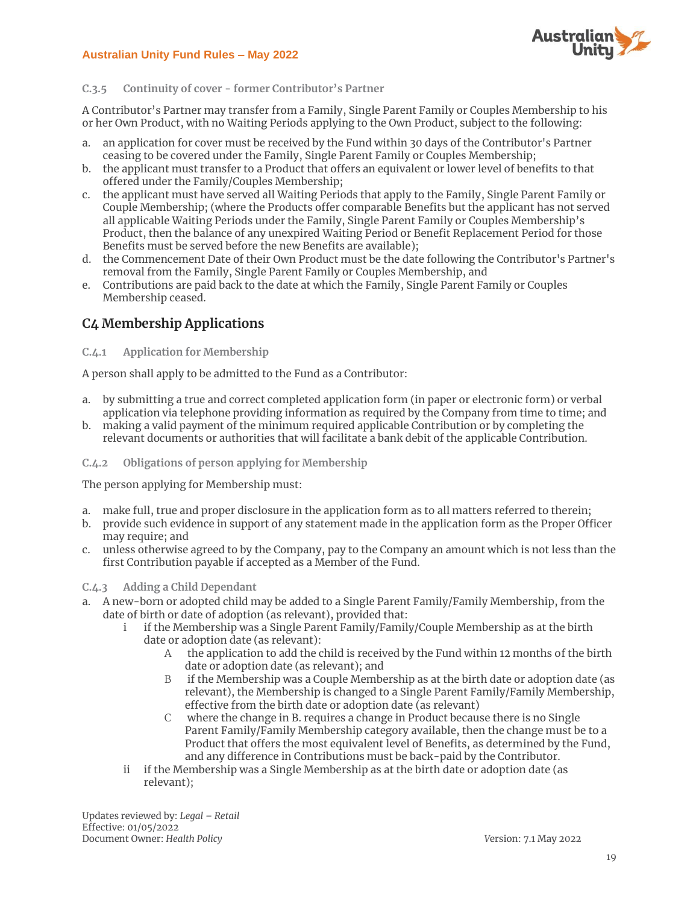#### C.3.5 Continuity of cover - former Contributor's Partner

A Contributor's Partner may transfer from a Family, Single Parent Family or Couples Membership to his or her Own Product, with no Waiting Periods applying to the Own Product, subject to the following:

a. an application for cover must be received by the Fund within 30 days of the Contributor's Partner ceasing to be covered under the Family, Single Parent Family or Couples Membership;
b. the applicant must transfer to a Product that offers an equivalent or lower level of benefits to that offered under the Family/Couples Membership;
c. the applicant must have served all Waiting Periods that apply to the Family, Single Parent Family or Couple Membership; (where the Products offer comparable Benefits but the applicant has not served all applicable Waiting Periods under the Family, Single Parent Family or Couples Membership's Product, then the balance of any unexpired Waiting Period or Benefit Replacement Period for those Benefits must be served before the new Benefits are available);
d. the Commencement Date of their Own Product must be the date following the Contributor's Partner's removal from the Family, Single Parent Family or Couples Membership, and
e. Contributions are paid back to the date at which the Family, Single Parent Family or Couples Membership ceased.

## C4 Membership Applications

#### C.4.1 Application for Membership

A person shall apply to be admitted to the Fund as a Contributor:

a. by submitting a true and correct completed application form (in paper or electronic form) or verbal application via telephone providing information as required by the Company from time to time; and
b. making a valid payment of the minimum required applicable Contribution or by completing the relevant documents or authorities that will facilitate a bank debit of the applicable Contribution.

#### C.4.2 Obligations of person applying for Membership

The person applying for Membership must:

a. make full, true and proper disclosure in the application form as to all matters referred to therein;
b. provide such evidence in support of any statement made in the application form as the Proper Officer may require; and
c. unless otherwise agreed to by the Company, pay to the Company an amount which is not less than the first Contribution payable if accepted as a Member of the Fund.

#### C.4.3 Adding a Child Dependant

a. A new-born or adopted child may be added to a Single Parent Family/Family Membership, from the date of birth or date of adoption (as relevant), provided that:
   - i if the Membership was a Single Parent Family/Family/Couple Membership as at the birth date or adoption date (as relevant):
     - A the application to add the child is received by the Fund within 12 months of the birth date or adoption date (as relevant); and
     - B if the Membership was a Couple Membership as at the birth date or adoption date (as relevant), the Membership is changed to a Single Parent Family/Family Membership, effective from the birth date or adoption date (as relevant)
     - C where the change in B. requires a change in Product because there is no Single Parent Family/Family Membership category available, then the change must be to a Product that offers the most equivalent level of Benefits, as determined by the Fund, and any difference in Contributions must be back-paid by the Contributor.
   - ii if the Membership was a Single Membership as at the birth date or adoption date (as relevant);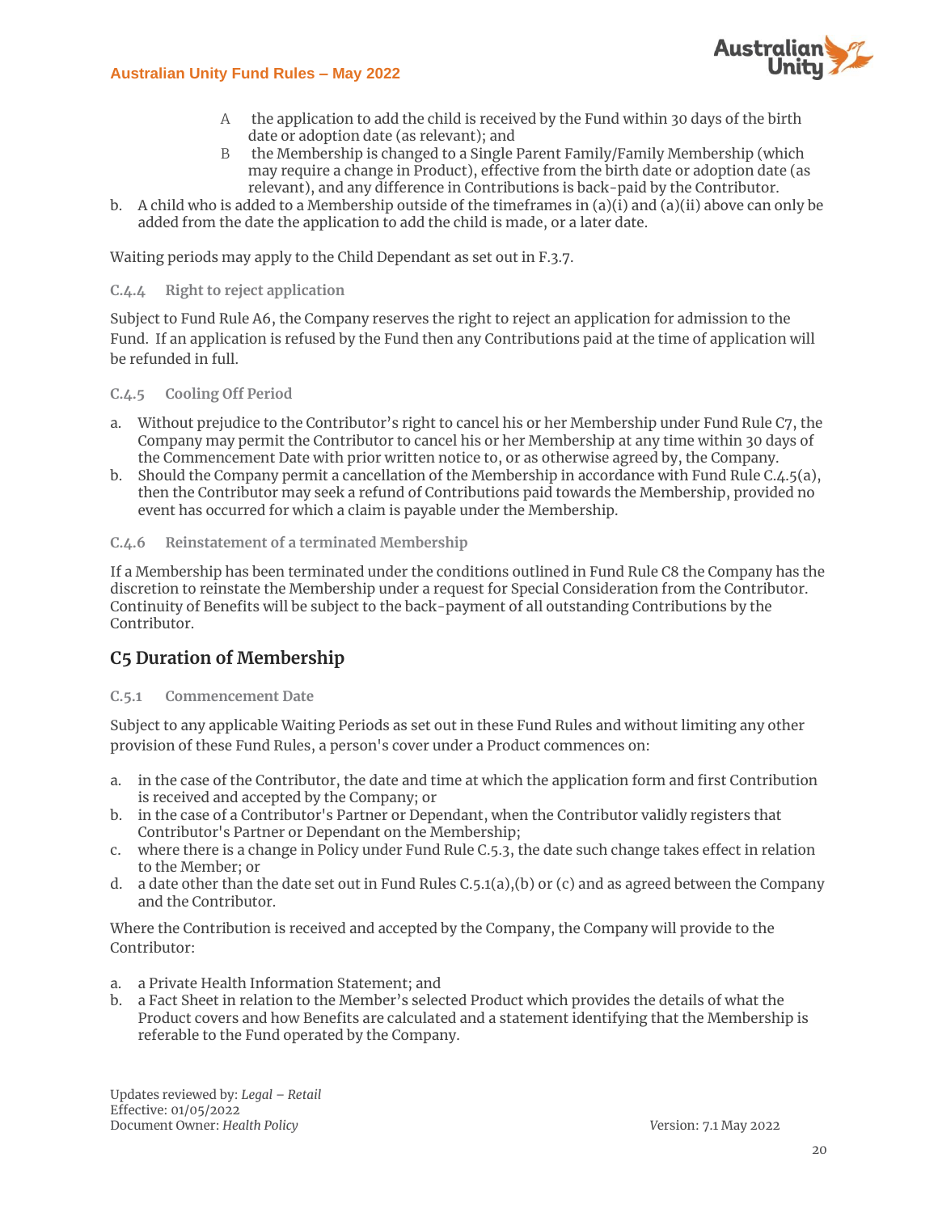A the application to add the child is received by the Fund within 30 days of the birth date or adoption date (as relevant); and

B the Membership is changed to a Single Parent Family/Family Membership (which may require a change in Product), effective from the birth date or adoption date (as relevant), and any difference in Contributions is back-paid by the Contributor.

b. A child who is added to a Membership outside of the timeframes in (a)(i) and (a)(ii) above can only be added from the date the application to add the child is made, or a later date.

Waiting periods may apply to the Child Dependant as set out in F.3.7.

#### C.4.4 Right to reject application

Subject to Fund Rule A6, the Company reserves the right to reject an application for admission to the Fund. If an application is refused by the Fund then any Contributions paid at the time of application will be refunded in full.

#### C.4.5 Cooling Off Period

a. Without prejudice to the Contributor's right to cancel his or her Membership under Fund Rule C7, the Company may permit the Contributor to cancel his or her Membership at any time within 30 days of the Commencement Date with prior written notice to, or as otherwise agreed by, the Company.

b. Should the Company permit a cancellation of the Membership in accordance with Fund Rule C.4.5(a), then the Contributor may seek a refund of Contributions paid towards the Membership, provided no event has occurred for which a claim is payable under the Membership.

#### C.4.6 Reinstatement of a terminated Membership

If a Membership has been terminated under the conditions outlined in Fund Rule C8 the Company has the discretion to reinstate the Membership under a request for Special Consideration from the Contributor. Continuity of Benefits will be subject to the back-payment of all outstanding Contributions by the Contributor.

## C5 Duration of Membership

#### C.5.1 Commencement Date

Subject to any applicable Waiting Periods as set out in these Fund Rules and without limiting any other provision of these Fund Rules, a person's cover under a Product commences on:

a. in the case of the Contributor, the date and time at which the application form and first Contribution is received and accepted by the Company; or

b. in the case of a Contributor's Partner or Dependant, when the Contributor validly registers that Contributor's Partner or Dependant on the Membership;

c. where there is a change in Policy under Fund Rule C.5.3, the date such change takes effect in relation to the Member; or

d. a date other than the date set out in Fund Rules C.5.1(a),(b) or (c) and as agreed between the Company and the Contributor.

Where the Contribution is received and accepted by the Company, the Company will provide to the Contributor:

a. a Private Health Information Statement; and

b. a Fact Sheet in relation to the Member's selected Product which provides the details of what the Product covers and how Benefits are calculated and a statement identifying that the Membership is referable to the Fund operated by the Company.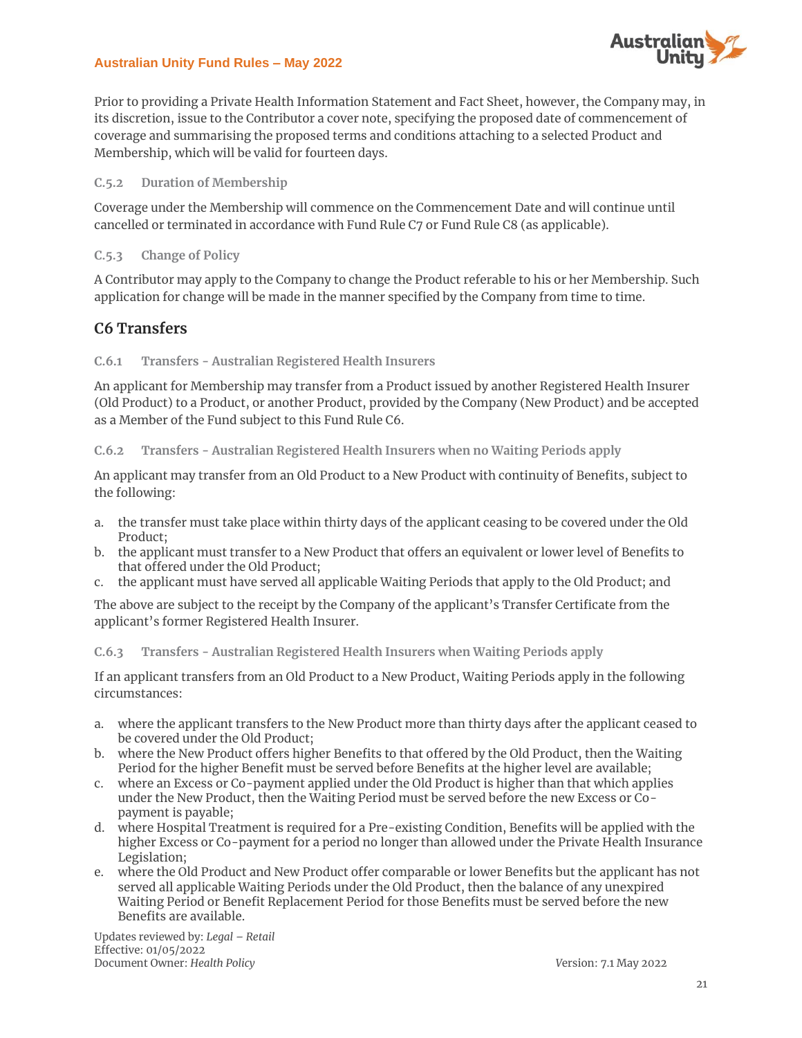Prior to providing a Private Health Information Statement and Fact Sheet, however, the Company may, in its discretion, issue to the Contributor a cover note, specifying the proposed date of commencement of coverage and summarising the proposed terms and conditions attaching to a selected Product and Membership, which will be valid for fourteen days.

### C.5.2 Duration of Membership

Coverage under the Membership will commence on the Commencement Date and will continue until cancelled or terminated in accordance with Fund Rule C7 or Fund Rule C8 (as applicable).

### C.5.3 Change of Policy

A Contributor may apply to the Company to change the Product referable to his or her Membership. Such application for change will be made in the manner specified by the Company from time to time.

## C6 Transfers

### C.6.1 Transfers - Australian Registered Health Insurers

An applicant for Membership may transfer from a Product issued by another Registered Health Insurer (Old Product) to a Product, or another Product, provided by the Company (New Product) and be accepted as a Member of the Fund subject to this Fund Rule C6.

### C.6.2 Transfers - Australian Registered Health Insurers when no Waiting Periods apply

An applicant may transfer from an Old Product to a New Product with continuity of Benefits, subject to the following:

a. the transfer must take place within thirty days of the applicant ceasing to be covered under the Old Product;
b. the applicant must transfer to a New Product that offers an equivalent or lower level of Benefits to that offered under the Old Product;
c. the applicant must have served all applicable Waiting Periods that apply to the Old Product; and

The above are subject to the receipt by the Company of the applicant's Transfer Certificate from the applicant's former Registered Health Insurer.

### C.6.3 Transfers - Australian Registered Health Insurers when Waiting Periods apply

If an applicant transfers from an Old Product to a New Product, Waiting Periods apply in the following circumstances:

a. where the applicant transfers to the New Product more than thirty days after the applicant ceased to be covered under the Old Product;
b. where the New Product offers higher Benefits to that offered by the Old Product, then the Waiting Period for the higher Benefit must be served before Benefits at the higher level are available;
c. where an Excess or Co-payment applied under the Old Product is higher than that which applies under the New Product, then the Waiting Period must be served before the new Excess or Co-payment is payable;
d. where Hospital Treatment is required for a Pre-existing Condition, Benefits will be applied with the higher Excess or Co-payment for a period no longer than allowed under the Private Health Insurance Legislation;
e. where the Old Product and New Product offer comparable or lower Benefits but the applicant has not served all applicable Waiting Periods under the Old Product, then the balance of any unexpired Waiting Period or Benefit Replacement Period for those Benefits must be served before the new Benefits are available.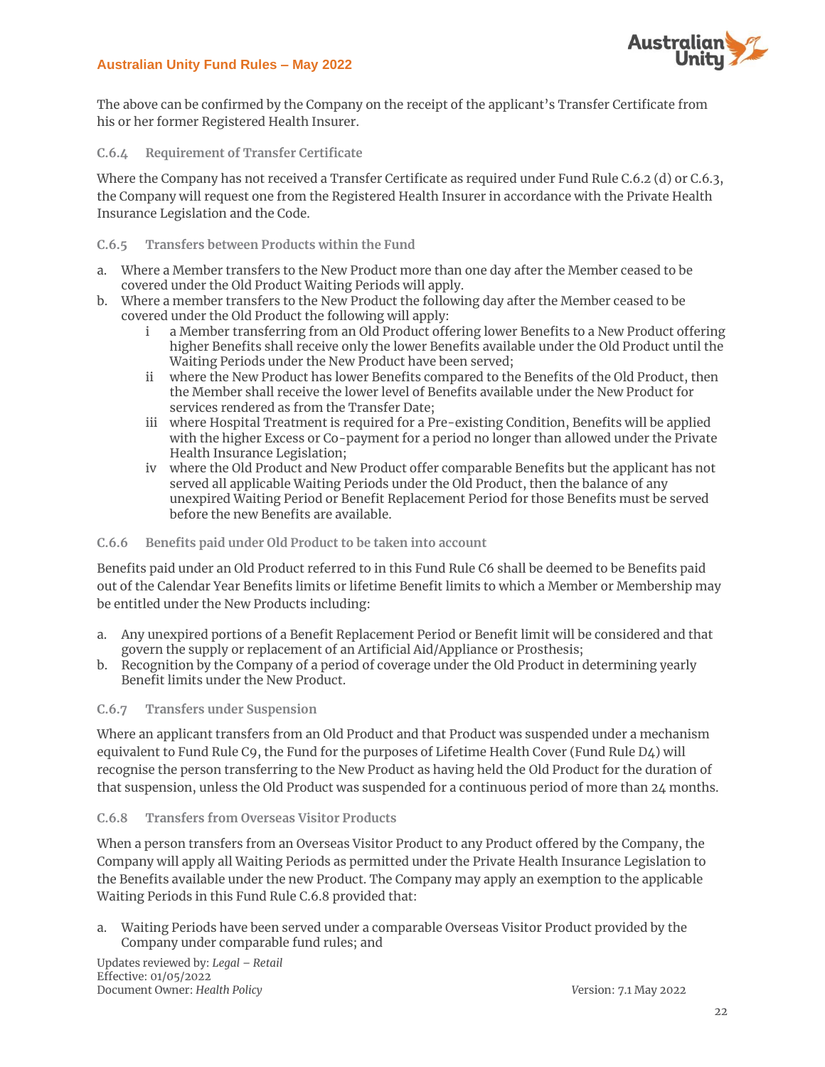The above can be confirmed by the Company on the receipt of the applicant's Transfer Certificate from his or her former Registered Health Insurer.

### C.6.4 Requirement of Transfer Certificate

Where the Company has not received a Transfer Certificate as required under Fund Rule C.6.2 (d) or C.6.3, the Company will request one from the Registered Health Insurer in accordance with the Private Health Insurance Legislation and the Code.

### C.6.5 Transfers between Products within the Fund

a. Where a Member transfers to the New Product more than one day after the Member ceased to be covered under the Old Product Waiting Periods will apply.
b. Where a member transfers to the New Product the following day after the Member ceased to be covered under the Old Product the following will apply:
   - i a Member transferring from an Old Product offering lower Benefits to a New Product offering higher Benefits shall receive only the lower Benefits available under the Old Product until the Waiting Periods under the New Product have been served;
   - ii where the New Product has lower Benefits compared to the Benefits of the Old Product, then the Member shall receive the lower level of Benefits available under the New Product for services rendered as from the Transfer Date;
   - iii where Hospital Treatment is required for a Pre-existing Condition, Benefits will be applied with the higher Excess or Co-payment for a period no longer than allowed under the Private Health Insurance Legislation;
   - iv where the Old Product and New Product offer comparable Benefits but the applicant has not served all applicable Waiting Periods under the Old Product, then the balance of any unexpired Waiting Period or Benefit Replacement Period for those Benefits must be served before the new Benefits are available.

### C.6.6 Benefits paid under Old Product to be taken into account

Benefits paid under an Old Product referred to in this Fund Rule C6 shall be deemed to be Benefits paid out of the Calendar Year Benefits limits or lifetime Benefit limits to which a Member or Membership may be entitled under the New Products including:

a. Any unexpired portions of a Benefit Replacement Period or Benefit limit will be considered and that govern the supply or replacement of an Artificial Aid/Appliance or Prosthesis;
b. Recognition by the Company of a period of coverage under the Old Product in determining yearly Benefit limits under the New Product.

### C.6.7 Transfers under Suspension

Where an applicant transfers from an Old Product and that Product was suspended under a mechanism equivalent to Fund Rule C9, the Fund for the purposes of Lifetime Health Cover (Fund Rule D4) will recognise the person transferring to the New Product as having held the Old Product for the duration of that suspension, unless the Old Product was suspended for a continuous period of more than 24 months.

### C.6.8 Transfers from Overseas Visitor Products

When a person transfers from an Overseas Visitor Product to any Product offered by the Company, the Company will apply all Waiting Periods as permitted under the Private Health Insurance Legislation to the Benefits available under the new Product. The Company may apply an exemption to the applicable Waiting Periods in this Fund Rule C.6.8 provided that:

a. Waiting Periods have been served under a comparable Overseas Visitor Product provided by the Company under comparable fund rules; and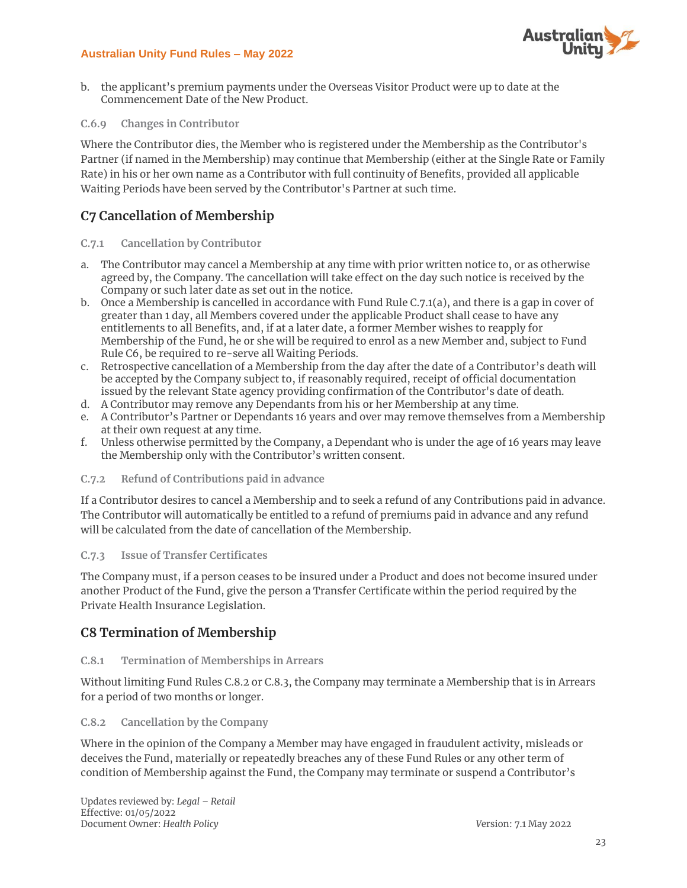b. the applicant's premium payments under the Overseas Visitor Product were up to date at the Commencement Date of the New Product.

#### C.6.9 Changes in Contributor

Where the Contributor dies, the Member who is registered under the Membership as the Contributor's Partner (if named in the Membership) may continue that Membership (either at the Single Rate or Family Rate) in his or her own name as a Contributor with full continuity of Benefits, provided all applicable Waiting Periods have been served by the Contributor's Partner at such time.

## C7 Cancellation of Membership

#### C.7.1 Cancellation by Contributor

a. The Contributor may cancel a Membership at any time with prior written notice to, or as otherwise agreed by, the Company. The cancellation will take effect on the day such notice is received by the Company or such later date as set out in the notice.
b. Once a Membership is cancelled in accordance with Fund Rule C.7.1(a), and there is a gap in cover of greater than 1 day, all Members covered under the applicable Product shall cease to have any entitlements to all Benefits, and, if at a later date, a former Member wishes to reapply for Membership of the Fund, he or she will be required to enrol as a new Member and, subject to Fund Rule C6, be required to re-serve all Waiting Periods.
c. Retrospective cancellation of a Membership from the day after the date of a Contributor's death will be accepted by the Company subject to, if reasonably required, receipt of official documentation issued by the relevant State agency providing confirmation of the Contributor's date of death.
d. A Contributor may remove any Dependants from his or her Membership at any time.
e. A Contributor's Partner or Dependants 16 years and over may remove themselves from a Membership at their own request at any time.
f. Unless otherwise permitted by the Company, a Dependant who is under the age of 16 years may leave the Membership only with the Contributor's written consent.

#### C.7.2 Refund of Contributions paid in advance

If a Contributor desires to cancel a Membership and to seek a refund of any Contributions paid in advance. The Contributor will automatically be entitled to a refund of premiums paid in advance and any refund will be calculated from the date of cancellation of the Membership.

#### C.7.3 Issue of Transfer Certificates

The Company must, if a person ceases to be insured under a Product and does not become insured under another Product of the Fund, give the person a Transfer Certificate within the period required by the Private Health Insurance Legislation.

## C8 Termination of Membership

#### C.8.1 Termination of Memberships in Arrears

Without limiting Fund Rules C.8.2 or C.8.3, the Company may terminate a Membership that is in Arrears for a period of two months or longer.

#### C.8.2 Cancellation by the Company

Where in the opinion of the Company a Member may have engaged in fraudulent activity, misleads or deceives the Fund, materially or repeatedly breaches any of these Fund Rules or any other term of condition of Membership against the Fund, the Company may terminate or suspend a Contributor's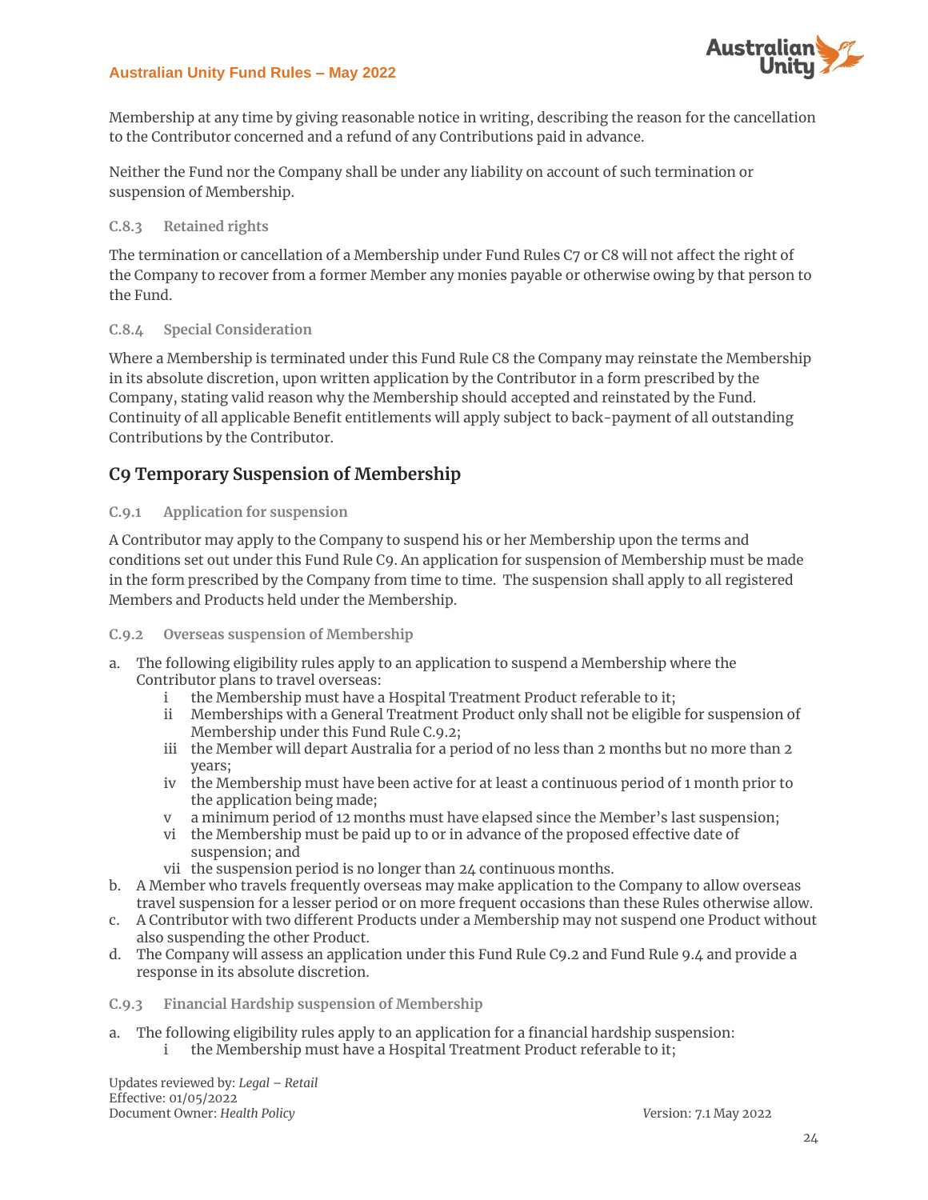Membership at any time by giving reasonable notice in writing, describing the reason for the cancellation to the Contributor concerned and a refund of any Contributions paid in advance.

Neither the Fund nor the Company shall be under any liability on account of such termination or suspension of Membership.

#### C.8.3 Retained rights

The termination or cancellation of a Membership under Fund Rules C7 or C8 will not affect the right of the Company to recover from a former Member any monies payable or otherwise owing by that person to the Fund.

#### C.8.4 Special Consideration

Where a Membership is terminated under this Fund Rule C8 the Company may reinstate the Membership in its absolute discretion, upon written application by the Contributor in a form prescribed by the Company, stating valid reason why the Membership should accepted and reinstated by the Fund. Continuity of all applicable Benefit entitlements will apply subject to back-payment of all outstanding Contributions by the Contributor.

## C9 Temporary Suspension of Membership

#### C.9.1 Application for suspension

A Contributor may apply to the Company to suspend his or her Membership upon the terms and conditions set out under this Fund Rule C9. An application for suspension of Membership must be made in the form prescribed by the Company from time to time. The suspension shall apply to all registered Members and Products held under the Membership.

#### C.9.2 Overseas suspension of Membership

a. The following eligibility rules apply to an application to suspend a Membership where the Contributor plans to travel overseas:
    i the Membership must have a Hospital Treatment Product referable to it;
    ii Memberships with a General Treatment Product only shall not be eligible for suspension of Membership under this Fund Rule C.9.2;
    iii the Member will depart Australia for a period of no less than 2 months but no more than 2 years;
    iv the Membership must have been active for at least a continuous period of 1 month prior to the application being made;
    v a minimum period of 12 months must have elapsed since the Member's last suspension;
    vi the Membership must be paid up to or in advance of the proposed effective date of suspension; and
    vii the suspension period is no longer than 24 continuous months.
b. A Member who travels frequently overseas may make application to the Company to allow overseas travel suspension for a lesser period or on more frequent occasions than these Rules otherwise allow.
c. A Contributor with two different Products under a Membership may not suspend one Product without also suspending the other Product.
d. The Company will assess an application under this Fund Rule C9.2 and Fund Rule 9.4 and provide a response in its absolute discretion.

#### C.9.3 Financial Hardship suspension of Membership

a. The following eligibility rules apply to an application for a financial hardship suspension:
    i the Membership must have a Hospital Treatment Product referable to it;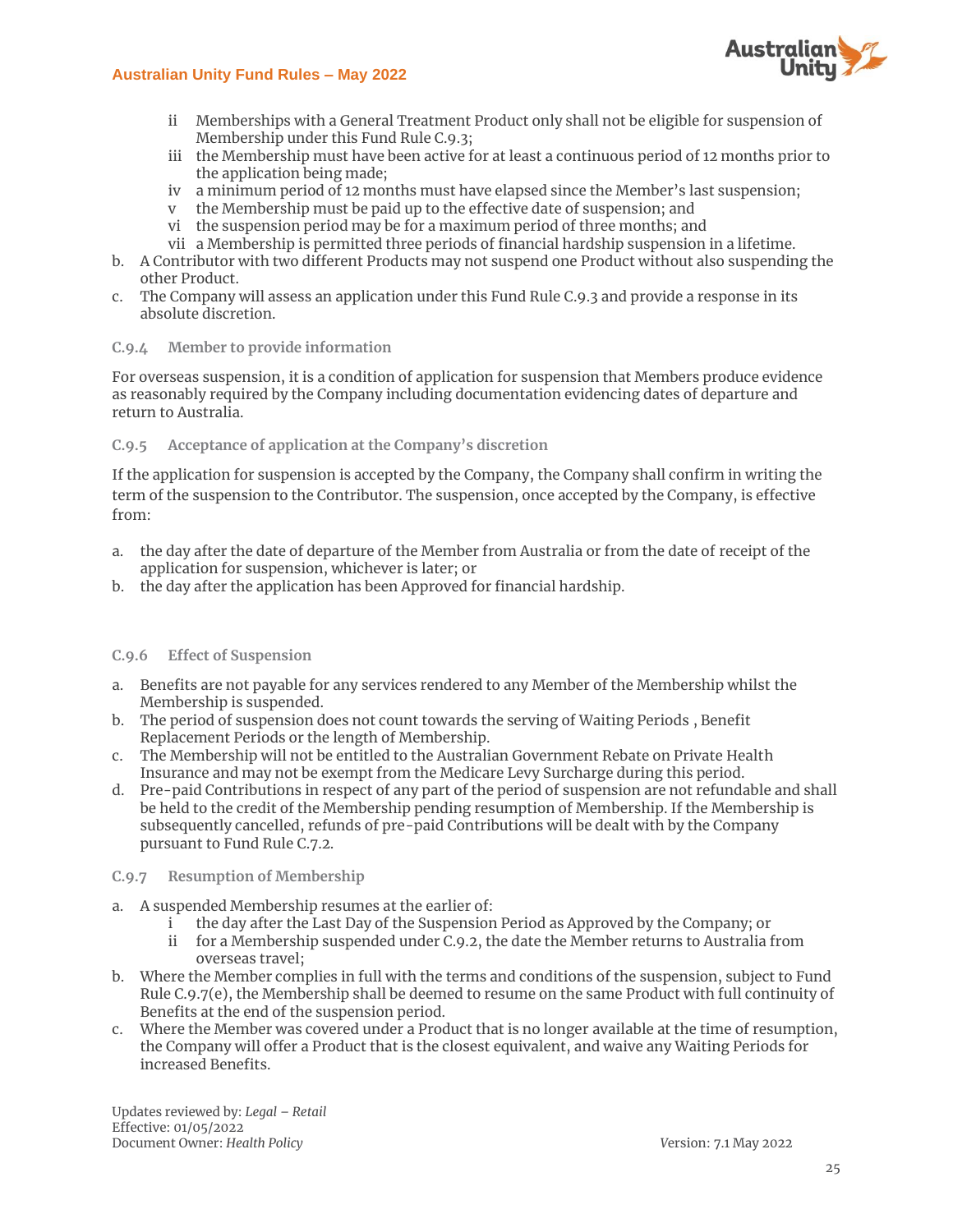- ii Memberships with a General Treatment Product only shall not be eligible for suspension of Membership under this Fund Rule C.9.3;
  - iii the Membership must have been active for at least a continuous period of 12 months prior to the application being made;
  - iv a minimum period of 12 months must have elapsed since the Member's last suspension;
  - v the Membership must be paid up to the effective date of suspension; and
  - vi the suspension period may be for a maximum period of three months; and
  - vii a Membership is permitted three periods of financial hardship suspension in a lifetime.

b. A Contributor with two different Products may not suspend one Product without also suspending the other Product.

c. The Company will assess an application under this Fund Rule C.9.3 and provide a response in its absolute discretion.

#### C.9.4 Member to provide information

For overseas suspension, it is a condition of application for suspension that Members produce evidence as reasonably required by the Company including documentation evidencing dates of departure and return to Australia.

#### C.9.5 Acceptance of application at the Company's discretion

If the application for suspension is accepted by the Company, the Company shall confirm in writing the term of the suspension to the Contributor. The suspension, once accepted by the Company, is effective from:

a. the day after the date of departure of the Member from Australia or from the date of receipt of the application for suspension, whichever is later; or
b. the day after the application has been Approved for financial hardship.

#### C.9.6 Effect of Suspension

a. Benefits are not payable for any services rendered to any Member of the Membership whilst the Membership is suspended.
b. The period of suspension does not count towards the serving of Waiting Periods , Benefit Replacement Periods or the length of Membership.
c. The Membership will not be entitled to the Australian Government Rebate on Private Health Insurance and may not be exempt from the Medicare Levy Surcharge during this period.
d. Pre-paid Contributions in respect of any part of the period of suspension are not refundable and shall be held to the credit of the Membership pending resumption of Membership. If the Membership is subsequently cancelled, refunds of pre-paid Contributions will be dealt with by the Company pursuant to Fund Rule C.7.2.

#### C.9.7 Resumption of Membership

a. A suspended Membership resumes at the earlier of:
   - i the day after the Last Day of the Suspension Period as Approved by the Company; or
   - ii for a Membership suspended under C.9.2, the date the Member returns to Australia from overseas travel;

b. Where the Member complies in full with the terms and conditions of the suspension, subject to Fund Rule C.9.7(e), the Membership shall be deemed to resume on the same Product with full continuity of Benefits at the end of the suspension period.

c. Where the Member was covered under a Product that is no longer available at the time of resumption, the Company will offer a Product that is the closest equivalent, and waive any Waiting Periods for increased Benefits.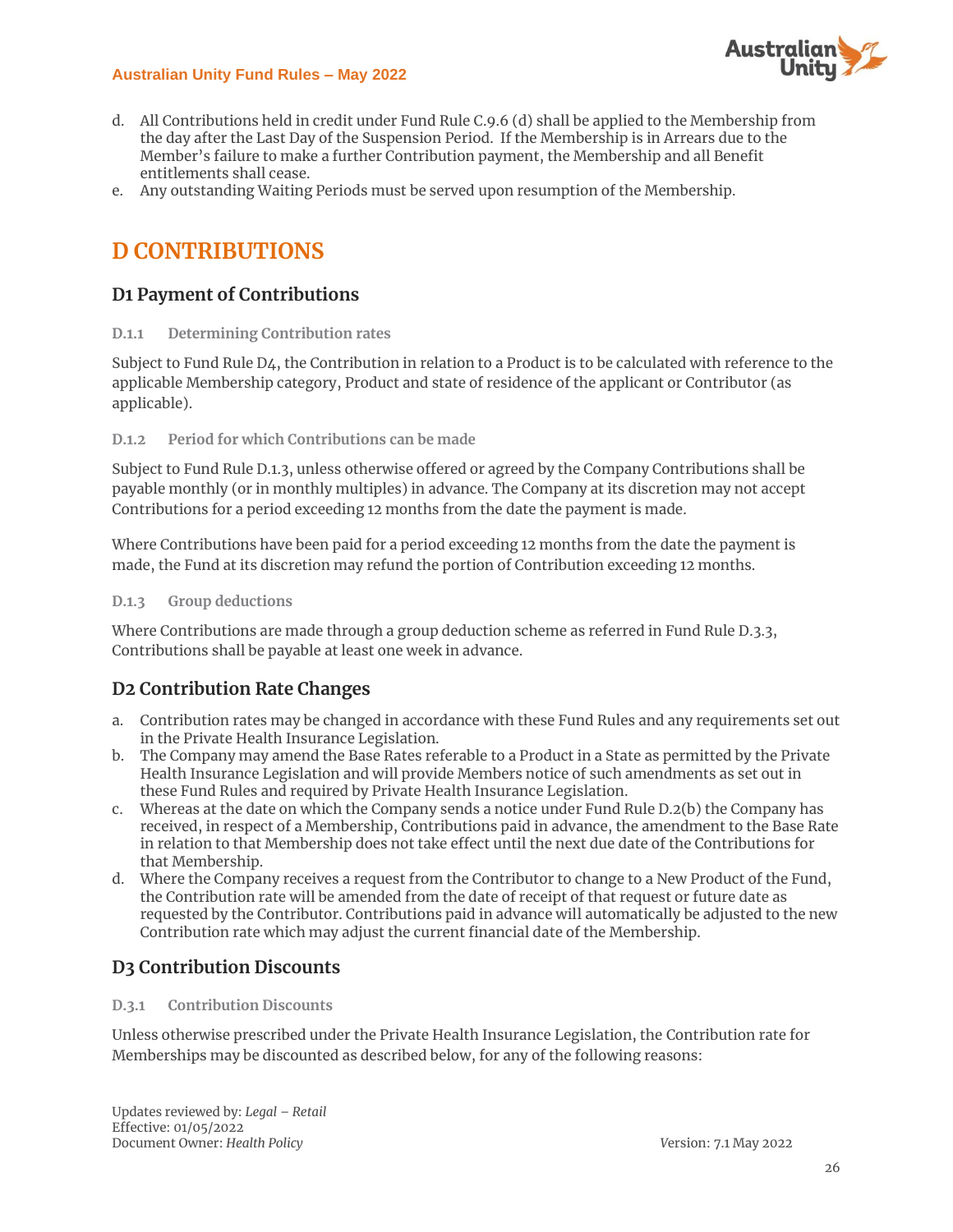d. All Contributions held in credit under Fund Rule C.9.6 (d) shall be applied to the Membership from the day after the Last Day of the Suspension Period. If the Membership is in Arrears due to the Member's failure to make a further Contribution payment, the Membership and all Benefit entitlements shall cease.
e. Any outstanding Waiting Periods must be served upon resumption of the Membership.

# D CONTRIBUTIONS

## D1 Payment of Contributions

### D.1.1 Determining Contribution rates

Subject to Fund Rule D4, the Contribution in relation to a Product is to be calculated with reference to the applicable Membership category, Product and state of residence of the applicant or Contributor (as applicable).

### D.1.2 Period for which Contributions can be made

Subject to Fund Rule D.1.3, unless otherwise offered or agreed by the Company Contributions shall be payable monthly (or in monthly multiples) in advance. The Company at its discretion may not accept Contributions for a period exceeding 12 months from the date the payment is made.

Where Contributions have been paid for a period exceeding 12 months from the date the payment is made, the Fund at its discretion may refund the portion of Contribution exceeding 12 months.

### D.1.3 Group deductions

Where Contributions are made through a group deduction scheme as referred in Fund Rule D.3.3, Contributions shall be payable at least one week in advance.

## D2 Contribution Rate Changes

a. Contribution rates may be changed in accordance with these Fund Rules and any requirements set out in the Private Health Insurance Legislation.
b. The Company may amend the Base Rates referable to a Product in a State as permitted by the Private Health Insurance Legislation and will provide Members notice of such amendments as set out in these Fund Rules and required by Private Health Insurance Legislation.
c. Whereas at the date on which the Company sends a notice under Fund Rule D.2(b) the Company has received, in respect of a Membership, Contributions paid in advance, the amendment to the Base Rate in relation to that Membership does not take effect until the next due date of the Contributions for that Membership.
d. Where the Company receives a request from the Contributor to change to a New Product of the Fund, the Contribution rate will be amended from the date of receipt of that request or future date as requested by the Contributor. Contributions paid in advance will automatically be adjusted to the new Contribution rate which may adjust the current financial date of the Membership.

## D3 Contribution Discounts

### D.3.1 Contribution Discounts

Unless otherwise prescribed under the Private Health Insurance Legislation, the Contribution rate for Memberships may be discounted as described below, for any of the following reasons: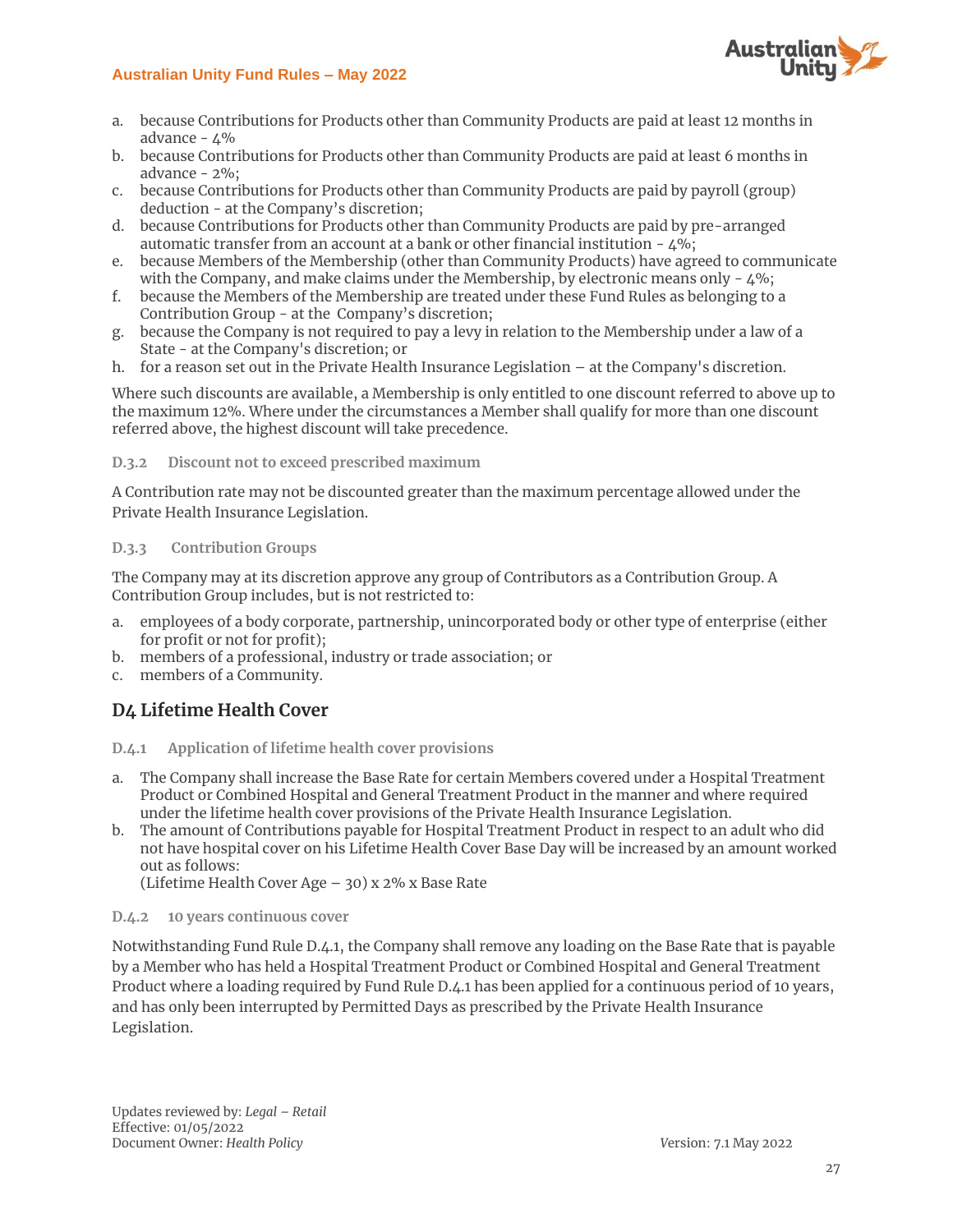a. because Contributions for Products other than Community Products are paid at least 12 months in advance - 4%
b. because Contributions for Products other than Community Products are paid at least 6 months in advance - 2%;
c. because Contributions for Products other than Community Products are paid by payroll (group) deduction - at the Company's discretion;
d. because Contributions for Products other than Community Products are paid by pre-arranged automatic transfer from an account at a bank or other financial institution - 4%;
e. because Members of the Membership (other than Community Products) have agreed to communicate with the Company, and make claims under the Membership, by electronic means only - 4%;
f. because the Members of the Membership are treated under these Fund Rules as belonging to a Contribution Group - at the Company's discretion;
g. because the Company is not required to pay a levy in relation to the Membership under a law of a State - at the Company's discretion; or
h. for a reason set out in the Private Health Insurance Legislation – at the Company's discretion.

Where such discounts are available, a Membership is only entitled to one discount referred to above up to the maximum 12%. Where under the circumstances a Member shall qualify for more than one discount referred above, the highest discount will take precedence.

#### D.3.2 Discount not to exceed prescribed maximum

A Contribution rate may not be discounted greater than the maximum percentage allowed under the Private Health Insurance Legislation.

#### D.3.3 Contribution Groups

The Company may at its discretion approve any group of Contributors as a Contribution Group. A Contribution Group includes, but is not restricted to:

a. employees of a body corporate, partnership, unincorporated body or other type of enterprise (either for profit or not for profit);
b. members of a professional, industry or trade association; or
c. members of a Community.

## D4 Lifetime Health Cover

#### D.4.1 Application of lifetime health cover provisions

a. The Company shall increase the Base Rate for certain Members covered under a Hospital Treatment Product or Combined Hospital and General Treatment Product in the manner and where required under the lifetime health cover provisions of the Private Health Insurance Legislation.
b. The amount of Contributions payable for Hospital Treatment Product in respect to an adult who did not have hospital cover on his Lifetime Health Cover Base Day will be increased by an amount worked out as follows:
   (Lifetime Health Cover Age – 30) x 2% x Base Rate

#### D.4.2 10 years continuous cover

Notwithstanding Fund Rule D.4.1, the Company shall remove any loading on the Base Rate that is payable by a Member who has held a Hospital Treatment Product or Combined Hospital and General Treatment Product where a loading required by Fund Rule D.4.1 has been applied for a continuous period of 10 years, and has only been interrupted by Permitted Days as prescribed by the Private Health Insurance Legislation.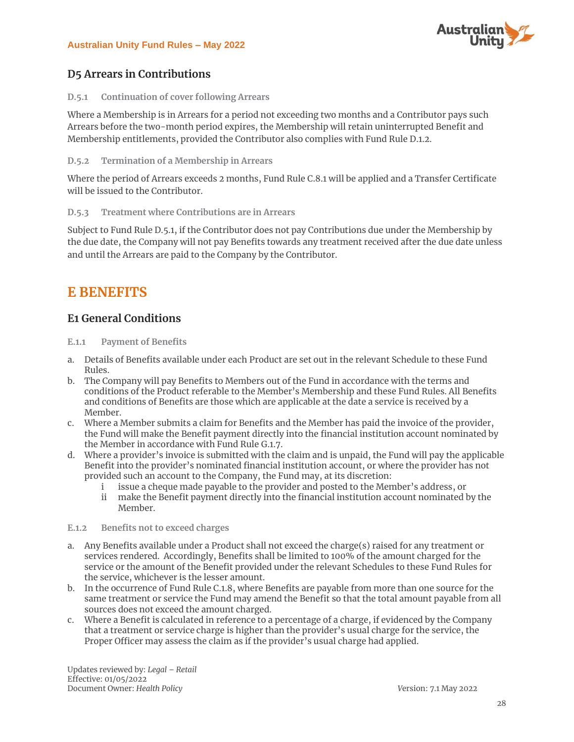## D5 Arrears in Contributions

### D.5.1 Continuation of cover following Arrears

Where a Membership is in Arrears for a period not exceeding two months and a Contributor pays such Arrears before the two-month period expires, the Membership will retain uninterrupted Benefit and Membership entitlements, provided the Contributor also complies with Fund Rule D.1.2.

### D.5.2 Termination of a Membership in Arrears

Where the period of Arrears exceeds 2 months, Fund Rule C.8.1 will be applied and a Transfer Certificate will be issued to the Contributor.

### D.5.3 Treatment where Contributions are in Arrears

Subject to Fund Rule D.5.1, if the Contributor does not pay Contributions due under the Membership by the due date, the Company will not pay Benefits towards any treatment received after the due date unless and until the Arrears are paid to the Company by the Contributor.

# E BENEFITS

## E1 General Conditions

### E.1.1 Payment of Benefits

a. Details of Benefits available under each Product are set out in the relevant Schedule to these Fund Rules.
b. The Company will pay Benefits to Members out of the Fund in accordance with the terms and conditions of the Product referable to the Member's Membership and these Fund Rules. All Benefits and conditions of Benefits are those which are applicable at the date a service is received by a Member.
c. Where a Member submits a claim for Benefits and the Member has paid the invoice of the provider, the Fund will make the Benefit payment directly into the financial institution account nominated by the Member in accordance with Fund Rule G.1.7.
d. Where a provider's invoice is submitted with the claim and is unpaid, the Fund will pay the applicable Benefit into the provider's nominated financial institution account, or where the provider has not provided such an account to the Company, the Fund may, at its discretion:
   i issue a cheque made payable to the provider and posted to the Member's address, or
   ii make the Benefit payment directly into the financial institution account nominated by the Member.

### E.1.2 Benefits not to exceed charges

a. Any Benefits available under a Product shall not exceed the charge(s) raised for any treatment or services rendered. Accordingly, Benefits shall be limited to 100% of the amount charged for the service or the amount of the Benefit provided under the relevant Schedules to these Fund Rules for the service, whichever is the lesser amount.
b. In the occurrence of Fund Rule C.1.8, where Benefits are payable from more than one source for the same treatment or service the Fund may amend the Benefit so that the total amount payable from all sources does not exceed the amount charged.
c. Where a Benefit is calculated in reference to a percentage of a charge, if evidenced by the Company that a treatment or service charge is higher than the provider's usual charge for the service, the Proper Officer may assess the claim as if the provider's usual charge had applied.

Updates reviewed by: *Legal – Retail*
Effective: 01/05/2022
Document Owner: *Health Policy*
Version: 7.1 May 2022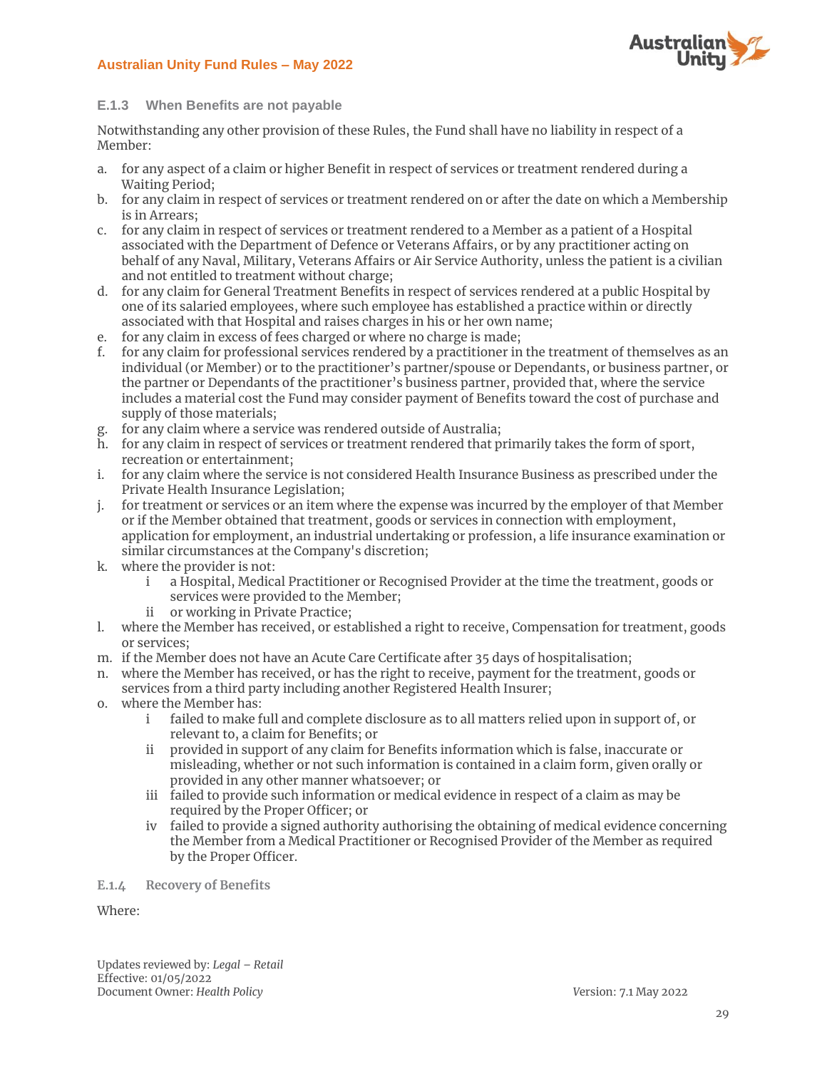### E.1.3 When Benefits are not payable

Notwithstanding any other provision of these Rules, the Fund shall have no liability in respect of a Member:

a. for any aspect of a claim or higher Benefit in respect of services or treatment rendered during a Waiting Period;
b. for any claim in respect of services or treatment rendered on or after the date on which a Membership is in Arrears;
c. for any claim in respect of services or treatment rendered to a Member as a patient of a Hospital associated with the Department of Defence or Veterans Affairs, or by any practitioner acting on behalf of any Naval, Military, Veterans Affairs or Air Service Authority, unless the patient is a civilian and not entitled to treatment without charge;
d. for any claim for General Treatment Benefits in respect of services rendered at a public Hospital by one of its salaried employees, where such employee has established a practice within or directly associated with that Hospital and raises charges in his or her own name;
e. for any claim in excess of fees charged or where no charge is made;
f. for any claim for professional services rendered by a practitioner in the treatment of themselves as an individual (or Member) or to the practitioner's partner/spouse or Dependants, or business partner, or the partner or Dependants of the practitioner's business partner, provided that, where the service includes a material cost the Fund may consider payment of Benefits toward the cost of purchase and supply of those materials;
g. for any claim where a service was rendered outside of Australia;
h. for any claim in respect of services or treatment rendered that primarily takes the form of sport, recreation or entertainment;
i. for any claim where the service is not considered Health Insurance Business as prescribed under the Private Health Insurance Legislation;
j. for treatment or services or an item where the expense was incurred by the employer of that Member or if the Member obtained that treatment, goods or services in connection with employment, application for employment, an industrial undertaking or profession, a life insurance examination or similar circumstances at the Company's discretion;
k. where the provider is not:
   - i a Hospital, Medical Practitioner or Recognised Provider at the time the treatment, goods or services were provided to the Member;
   - ii or working in Private Practice;
l. where the Member has received, or established a right to receive, Compensation for treatment, goods or services;
m. if the Member does not have an Acute Care Certificate after 35 days of hospitalisation;
n. where the Member has received, or has the right to receive, payment for the treatment, goods or services from a third party including another Registered Health Insurer;
o. where the Member has:
   - i failed to make full and complete disclosure as to all matters relied upon in support of, or relevant to, a claim for Benefits; or
   - ii provided in support of any claim for Benefits information which is false, inaccurate or misleading, whether or not such information is contained in a claim form, given orally or provided in any other manner whatsoever; or
   - iii failed to provide such information or medical evidence in respect of a claim as may be required by the Proper Officer; or
   - iv failed to provide a signed authority authorising the obtaining of medical evidence concerning the Member from a Medical Practitioner or Recognised Provider of the Member as required by the Proper Officer.

### E.1.4 Recovery of Benefits

Where:

Updates reviewed by: *Legal – Retail*
Effective: 01/05/2022
Document Owner: *Health Policy*
Version: 7.1 May 2022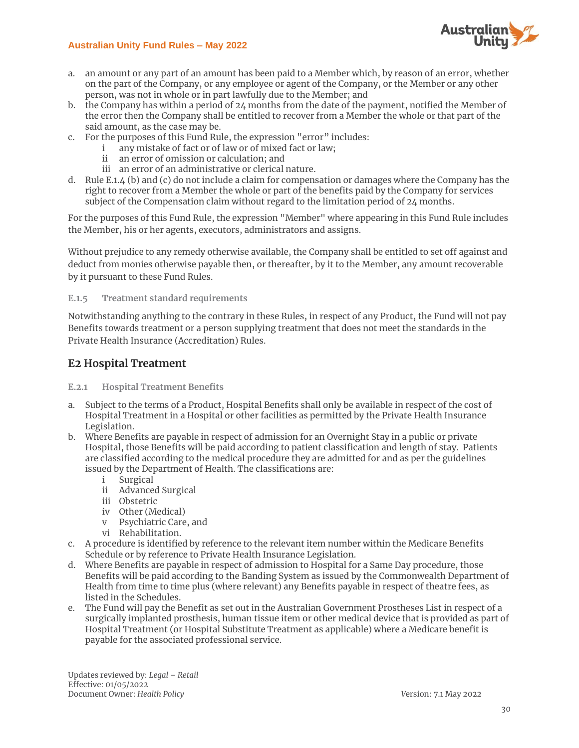a. an amount or any part of an amount has been paid to a Member which, by reason of an error, whether on the part of the Company, or any employee or agent of the Company, or the Member or any other person, was not in whole or in part lawfully due to the Member; and
b. the Company has within a period of 24 months from the date of the payment, notified the Member of the error then the Company shall be entitled to recover from a Member the whole or that part of the said amount, as the case may be.
c. For the purposes of this Fund Rule, the expression "error" includes:
   i any mistake of fact or of law or of mixed fact or law;
   ii an error of omission or calculation; and
   iii an error of an administrative or clerical nature.
d. Rule E.1.4 (b) and (c) do not include a claim for compensation or damages where the Company has the right to recover from a Member the whole or part of the benefits paid by the Company for services subject of the Compensation claim without regard to the limitation period of 24 months.

For the purposes of this Fund Rule, the expression "Member" where appearing in this Fund Rule includes the Member, his or her agents, executors, administrators and assigns.

Without prejudice to any remedy otherwise available, the Company shall be entitled to set off against and deduct from monies otherwise payable then, or thereafter, by it to the Member, any amount recoverable by it pursuant to these Fund Rules.

#### E.1.5 Treatment standard requirements

Notwithstanding anything to the contrary in these Rules, in respect of any Product, the Fund will not pay Benefits towards treatment or a person supplying treatment that does not meet the standards in the Private Health Insurance (Accreditation) Rules.

## E2 Hospital Treatment

#### E.2.1 Hospital Treatment Benefits

a. Subject to the terms of a Product, Hospital Benefits shall only be available in respect of the cost of Hospital Treatment in a Hospital or other facilities as permitted by the Private Health Insurance Legislation.
b. Where Benefits are payable in respect of admission for an Overnight Stay in a public or private Hospital, those Benefits will be paid according to patient classification and length of stay. Patients are classified according to the medical procedure they are admitted for and as per the guidelines issued by the Department of Health. The classifications are:
   i Surgical
   ii Advanced Surgical
   iii Obstetric
   iv Other (Medical)
   v Psychiatric Care, and
   vi Rehabilitation.
c. A procedure is identified by reference to the relevant item number within the Medicare Benefits Schedule or by reference to Private Health Insurance Legislation.
d. Where Benefits are payable in respect of admission to Hospital for a Same Day procedure, those Benefits will be paid according to the Banding System as issued by the Commonwealth Department of Health from time to time plus (where relevant) any Benefits payable in respect of theatre fees, as listed in the Schedules.
e. The Fund will pay the Benefit as set out in the Australian Government Prostheses List in respect of a surgically implanted prosthesis, human tissue item or other medical device that is provided as part of Hospital Treatment (or Hospital Substitute Treatment as applicable) where a Medicare benefit is payable for the associated professional service.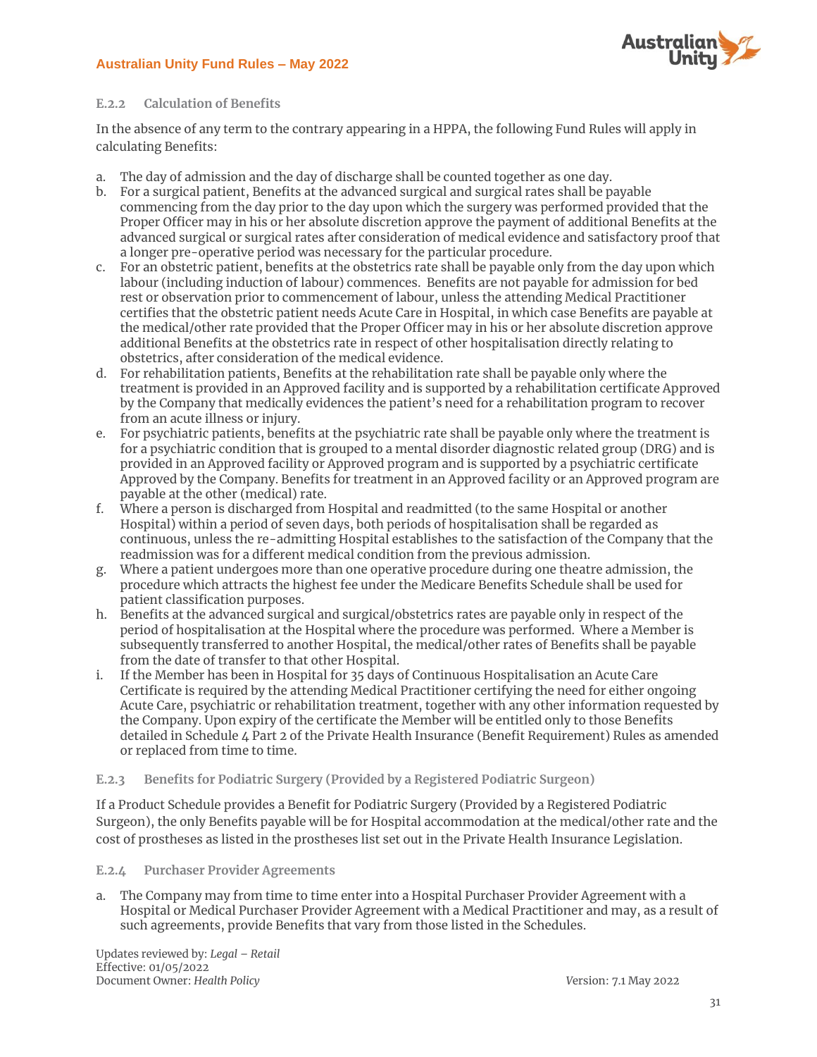### E.2.2 Calculation of Benefits

In the absence of any term to the contrary appearing in a HPPA, the following Fund Rules will apply in calculating Benefits:

a. The day of admission and the day of discharge shall be counted together as one day.
b. For a surgical patient, Benefits at the advanced surgical and surgical rates shall be payable commencing from the day prior to the day upon which the surgery was performed provided that the Proper Officer may in his or her absolute discretion approve the payment of additional Benefits at the advanced surgical or surgical rates after consideration of medical evidence and satisfactory proof that a longer pre-operative period was necessary for the particular procedure.
c. For an obstetric patient, benefits at the obstetrics rate shall be payable only from the day upon which labour (including induction of labour) commences. Benefits are not payable for admission for bed rest or observation prior to commencement of labour, unless the attending Medical Practitioner certifies that the obstetric patient needs Acute Care in Hospital, in which case Benefits are payable at the medical/other rate provided that the Proper Officer may in his or her absolute discretion approve additional Benefits at the obstetrics rate in respect of other hospitalisation directly relating to obstetrics, after consideration of the medical evidence.
d. For rehabilitation patients, Benefits at the rehabilitation rate shall be payable only where the treatment is provided in an Approved facility and is supported by a rehabilitation certificate Approved by the Company that medically evidences the patient's need for a rehabilitation program to recover from an acute illness or injury.
e. For psychiatric patients, benefits at the psychiatric rate shall be payable only where the treatment is for a psychiatric condition that is grouped to a mental disorder diagnostic related group (DRG) and is provided in an Approved facility or Approved program and is supported by a psychiatric certificate Approved by the Company. Benefits for treatment in an Approved facility or an Approved program are payable at the other (medical) rate.
f. Where a person is discharged from Hospital and readmitted (to the same Hospital or another Hospital) within a period of seven days, both periods of hospitalisation shall be regarded as continuous, unless the re-admitting Hospital establishes to the satisfaction of the Company that the readmission was for a different medical condition from the previous admission.
g. Where a patient undergoes more than one operative procedure during one theatre admission, the procedure which attracts the highest fee under the Medicare Benefits Schedule shall be used for patient classification purposes.
h. Benefits at the advanced surgical and surgical/obstetrics rates are payable only in respect of the period of hospitalisation at the Hospital where the procedure was performed. Where a Member is subsequently transferred to another Hospital, the medical/other rates of Benefits shall be payable from the date of transfer to that other Hospital.
i. If the Member has been in Hospital for 35 days of Continuous Hospitalisation an Acute Care Certificate is required by the attending Medical Practitioner certifying the need for either ongoing Acute Care, psychiatric or rehabilitation treatment, together with any other information requested by the Company. Upon expiry of the certificate the Member will be entitled only to those Benefits detailed in Schedule 4 Part 2 of the Private Health Insurance (Benefit Requirement) Rules as amended or replaced from time to time.

### E.2.3 Benefits for Podiatric Surgery (Provided by a Registered Podiatric Surgeon)

If a Product Schedule provides a Benefit for Podiatric Surgery (Provided by a Registered Podiatric Surgeon), the only Benefits payable will be for Hospital accommodation at the medical/other rate and the cost of prostheses as listed in the prostheses list set out in the Private Health Insurance Legislation.

### E.2.4 Purchaser Provider Agreements

a. The Company may from time to time enter into a Hospital Purchaser Provider Agreement with a Hospital or Medical Purchaser Provider Agreement with a Medical Practitioner and may, as a result of such agreements, provide Benefits that vary from those listed in the Schedules.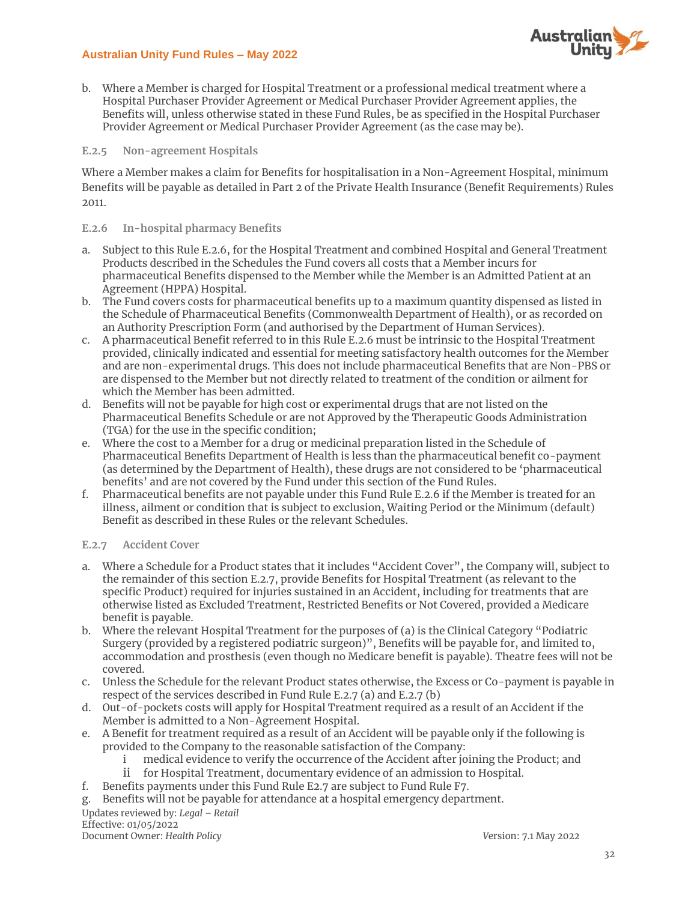b. Where a Member is charged for Hospital Treatment or a professional medical treatment where a Hospital Purchaser Provider Agreement or Medical Purchaser Provider Agreement applies, the Benefits will, unless otherwise stated in these Fund Rules, be as specified in the Hospital Purchaser Provider Agreement or Medical Purchaser Provider Agreement (as the case may be).

### E.2.5 Non-agreement Hospitals

Where a Member makes a claim for Benefits for hospitalisation in a Non-Agreement Hospital, minimum Benefits will be payable as detailed in Part 2 of the Private Health Insurance (Benefit Requirements) Rules 2011.

### E.2.6 In-hospital pharmacy Benefits

a. Subject to this Rule E.2.6, for the Hospital Treatment and combined Hospital and General Treatment Products described in the Schedules the Fund covers all costs that a Member incurs for pharmaceutical Benefits dispensed to the Member while the Member is an Admitted Patient at an Agreement (HPPA) Hospital.
b. The Fund covers costs for pharmaceutical benefits up to a maximum quantity dispensed as listed in the Schedule of Pharmaceutical Benefits (Commonwealth Department of Health), or as recorded on an Authority Prescription Form (and authorised by the Department of Human Services).
c. A pharmaceutical Benefit referred to in this Rule E.2.6 must be intrinsic to the Hospital Treatment provided, clinically indicated and essential for meeting satisfactory health outcomes for the Member and are non-experimental drugs. This does not include pharmaceutical Benefits that are Non-PBS or are dispensed to the Member but not directly related to treatment of the condition or ailment for which the Member has been admitted.
d. Benefits will not be payable for high cost or experimental drugs that are not listed on the Pharmaceutical Benefits Schedule or are not Approved by the Therapeutic Goods Administration (TGA) for the use in the specific condition;
e. Where the cost to a Member for a drug or medicinal preparation listed in the Schedule of Pharmaceutical Benefits Department of Health is less than the pharmaceutical benefit co-payment (as determined by the Department of Health), these drugs are not considered to be 'pharmaceutical benefits' and are not covered by the Fund under this section of the Fund Rules.
f. Pharmaceutical benefits are not payable under this Fund Rule E.2.6 if the Member is treated for an illness, ailment or condition that is subject to exclusion, Waiting Period or the Minimum (default) Benefit as described in these Rules or the relevant Schedules.

### E.2.7 Accident Cover

a. Where a Schedule for a Product states that it includes "Accident Cover", the Company will, subject to the remainder of this section E.2.7, provide Benefits for Hospital Treatment (as relevant to the specific Product) required for injuries sustained in an Accident, including for treatments that are otherwise listed as Excluded Treatment, Restricted Benefits or Not Covered, provided a Medicare benefit is payable.
b. Where the relevant Hospital Treatment for the purposes of (a) is the Clinical Category "Podiatric Surgery (provided by a registered podiatric surgeon)", Benefits will be payable for, and limited to, accommodation and prosthesis (even though no Medicare benefit is payable). Theatre fees will not be covered.
c. Unless the Schedule for the relevant Product states otherwise, the Excess or Co-payment is payable in respect of the services described in Fund Rule E.2.7 (a) and E.2.7 (b)
d. Out-of-pockets costs will apply for Hospital Treatment required as a result of an Accident if the Member is admitted to a Non-Agreement Hospital.
e. A Benefit for treatment required as a result of an Accident will be payable only if the following is provided to the Company to the reasonable satisfaction of the Company:
    i medical evidence to verify the occurrence of the Accident after joining the Product; and
    ii for Hospital Treatment, documentary evidence of an admission to Hospital.
f. Benefits payments under this Fund Rule E2.7 are subject to Fund Rule F7.
g. Benefits will not be payable for attendance at a hospital emergency department.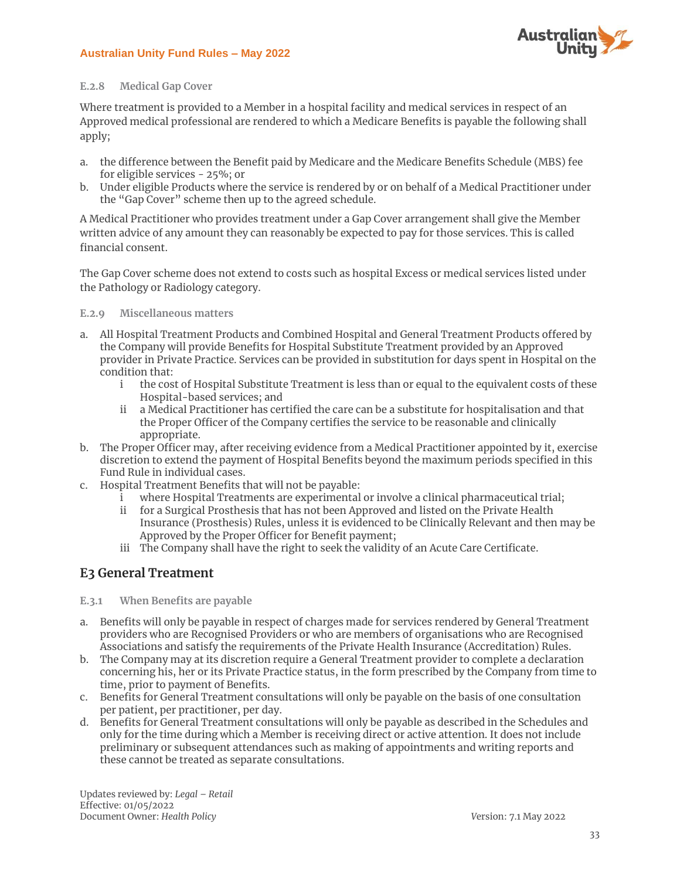#### E.2.8 Medical Gap Cover

Where treatment is provided to a Member in a hospital facility and medical services in respect of an Approved medical professional are rendered to which a Medicare Benefits is payable the following shall apply;

a. the difference between the Benefit paid by Medicare and the Medicare Benefits Schedule (MBS) fee for eligible services - 25%; or
b. Under eligible Products where the service is rendered by or on behalf of a Medical Practitioner under the "Gap Cover" scheme then up to the agreed schedule.

A Medical Practitioner who provides treatment under a Gap Cover arrangement shall give the Member written advice of any amount they can reasonably be expected to pay for those services. This is called financial consent.

The Gap Cover scheme does not extend to costs such as hospital Excess or medical services listed under the Pathology or Radiology category.

#### E.2.9 Miscellaneous matters

a. All Hospital Treatment Products and Combined Hospital and General Treatment Products offered by the Company will provide Benefits for Hospital Substitute Treatment provided by an Approved provider in Private Practice. Services can be provided in substitution for days spent in Hospital on the condition that:
   i the cost of Hospital Substitute Treatment is less than or equal to the equivalent costs of these Hospital-based services; and
   ii a Medical Practitioner has certified the care can be a substitute for hospitalisation and that the Proper Officer of the Company certifies the service to be reasonable and clinically appropriate.
b. The Proper Officer may, after receiving evidence from a Medical Practitioner appointed by it, exercise discretion to extend the payment of Hospital Benefits beyond the maximum periods specified in this Fund Rule in individual cases.
c. Hospital Treatment Benefits that will not be payable:
   i where Hospital Treatments are experimental or involve a clinical pharmaceutical trial;
   ii for a Surgical Prosthesis that has not been Approved and listed on the Private Health Insurance (Prosthesis) Rules, unless it is evidenced to be Clinically Relevant and then may be Approved by the Proper Officer for Benefit payment;
   iii The Company shall have the right to seek the validity of an Acute Care Certificate.

## E3 General Treatment

#### E.3.1 When Benefits are payable

a. Benefits will only be payable in respect of charges made for services rendered by General Treatment providers who are Recognised Providers or who are members of organisations who are Recognised Associations and satisfy the requirements of the Private Health Insurance (Accreditation) Rules.
b. The Company may at its discretion require a General Treatment provider to complete a declaration concerning his, her or its Private Practice status, in the form prescribed by the Company from time to time, prior to payment of Benefits.
c. Benefits for General Treatment consultations will only be payable on the basis of one consultation per patient, per practitioner, per day.
d. Benefits for General Treatment consultations will only be payable as described in the Schedules and only for the time during which a Member is receiving direct or active attention. It does not include preliminary or subsequent attendances such as making of appointments and writing reports and these cannot be treated as separate consultations.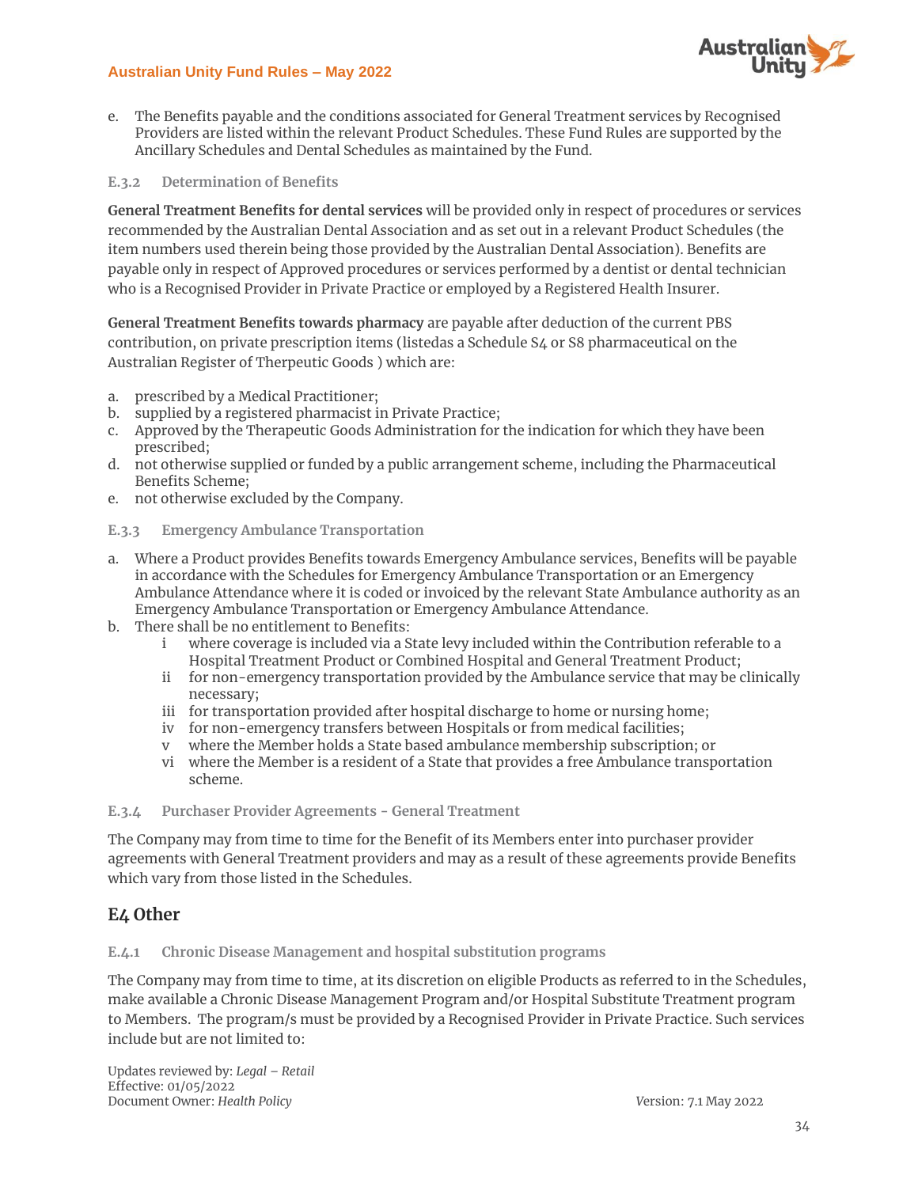e. The Benefits payable and the conditions associated for General Treatment services by Recognised Providers are listed within the relevant Product Schedules. These Fund Rules are supported by the Ancillary Schedules and Dental Schedules as maintained by the Fund.

### E.3.2 Determination of Benefits

**General Treatment Benefits for dental services** will be provided only in respect of procedures or services recommended by the Australian Dental Association and as set out in a relevant Product Schedules (the item numbers used therein being those provided by the Australian Dental Association). Benefits are payable only in respect of Approved procedures or services performed by a dentist or dental technician who is a Recognised Provider in Private Practice or employed by a Registered Health Insurer.

**General Treatment Benefits towards pharmacy** are payable after deduction of the current PBS contribution, on private prescription items (listedas a Schedule S4 or S8 pharmaceutical on the Australian Register of Therpeutic Goods ) which are:

a. prescribed by a Medical Practitioner;
b. supplied by a registered pharmacist in Private Practice;
c. Approved by the Therapeutic Goods Administration for the indication for which they have been prescribed;
d. not otherwise supplied or funded by a public arrangement scheme, including the Pharmaceutical Benefits Scheme;
e. not otherwise excluded by the Company.

### E.3.3 Emergency Ambulance Transportation

a. Where a Product provides Benefits towards Emergency Ambulance services, Benefits will be payable in accordance with the Schedules for Emergency Ambulance Transportation or an Emergency Ambulance Attendance where it is coded or invoiced by the relevant State Ambulance authority as an Emergency Ambulance Transportation or Emergency Ambulance Attendance.
b. There shall be no entitlement to Benefits:
   i where coverage is included via a State levy included within the Contribution referable to a Hospital Treatment Product or Combined Hospital and General Treatment Product;
   ii for non-emergency transportation provided by the Ambulance service that may be clinically necessary;
   iii for transportation provided after hospital discharge to home or nursing home;
   iv for non-emergency transfers between Hospitals or from medical facilities;
   v where the Member holds a State based ambulance membership subscription; or
   vi where the Member is a resident of a State that provides a free Ambulance transportation scheme.

### E.3.4 Purchaser Provider Agreements - General Treatment

The Company may from time to time for the Benefit of its Members enter into purchaser provider agreements with General Treatment providers and may as a result of these agreements provide Benefits which vary from those listed in the Schedules.

## E4 Other

### E.4.1 Chronic Disease Management and hospital substitution programs

The Company may from time to time, at its discretion on eligible Products as referred to in the Schedules, make available a Chronic Disease Management Program and/or Hospital Substitute Treatment program to Members. The program/s must be provided by a Recognised Provider in Private Practice. Such services include but are not limited to: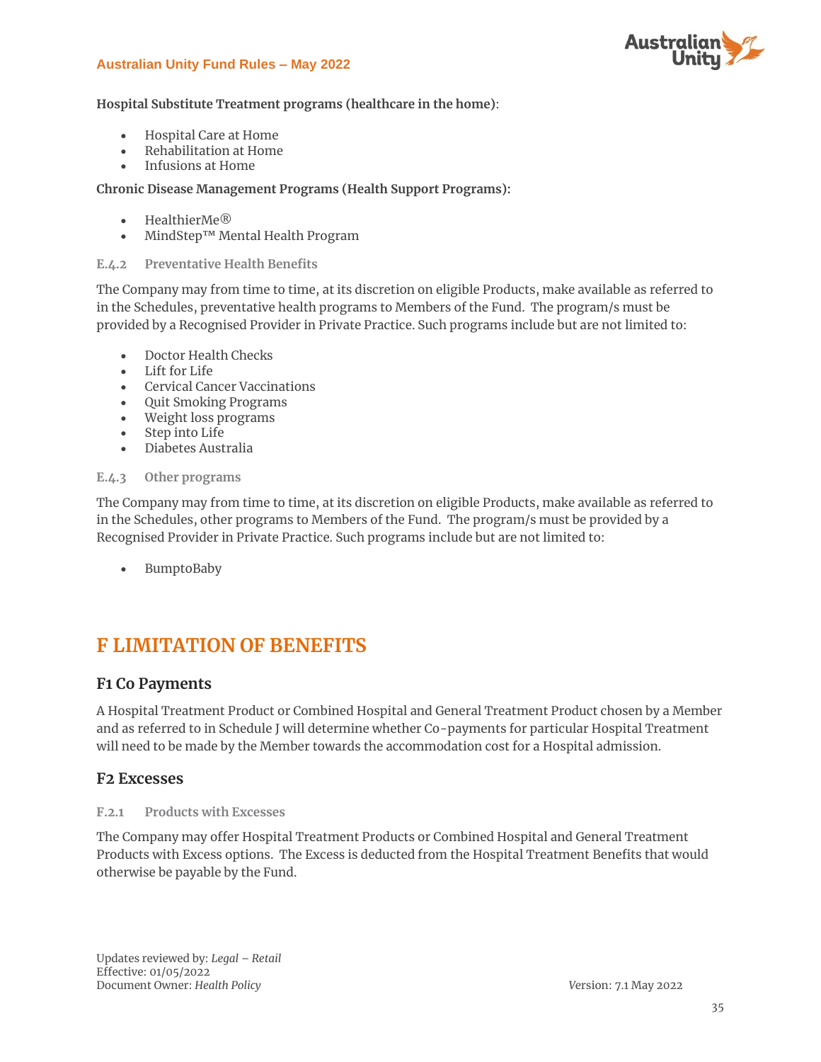**Hospital Substitute Treatment programs (healthcare in the home)**:

- Hospital Care at Home
- Rehabilitation at Home
- Infusions at Home

**Chronic Disease Management Programs (Health Support Programs):**

- HealthierMe®
- MindStep™ Mental Health Program

#### E.4.2 Preventative Health Benefits

The Company may from time to time, at its discretion on eligible Products, make available as referred to in the Schedules, preventative health programs to Members of the Fund. The program/s must be provided by a Recognised Provider in Private Practice. Such programs include but are not limited to:

- Doctor Health Checks
- Lift for Life
- Cervical Cancer Vaccinations
- Quit Smoking Programs
- Weight loss programs
- Step into Life
- Diabetes Australia

#### E.4.3 Other programs

The Company may from time to time, at its discretion on eligible Products, make available as referred to in the Schedules, other programs to Members of the Fund. The program/s must be provided by a Recognised Provider in Private Practice. Such programs include but are not limited to:

- BumptoBaby

# F LIMITATION OF BENEFITS

## F1 Co Payments

A Hospital Treatment Product or Combined Hospital and General Treatment Product chosen by a Member and as referred to in Schedule J will determine whether Co-payments for particular Hospital Treatment will need to be made by the Member towards the accommodation cost for a Hospital admission.

## F2 Excesses

#### F.2.1 Products with Excesses

The Company may offer Hospital Treatment Products or Combined Hospital and General Treatment Products with Excess options. The Excess is deducted from the Hospital Treatment Benefits that would otherwise be payable by the Fund.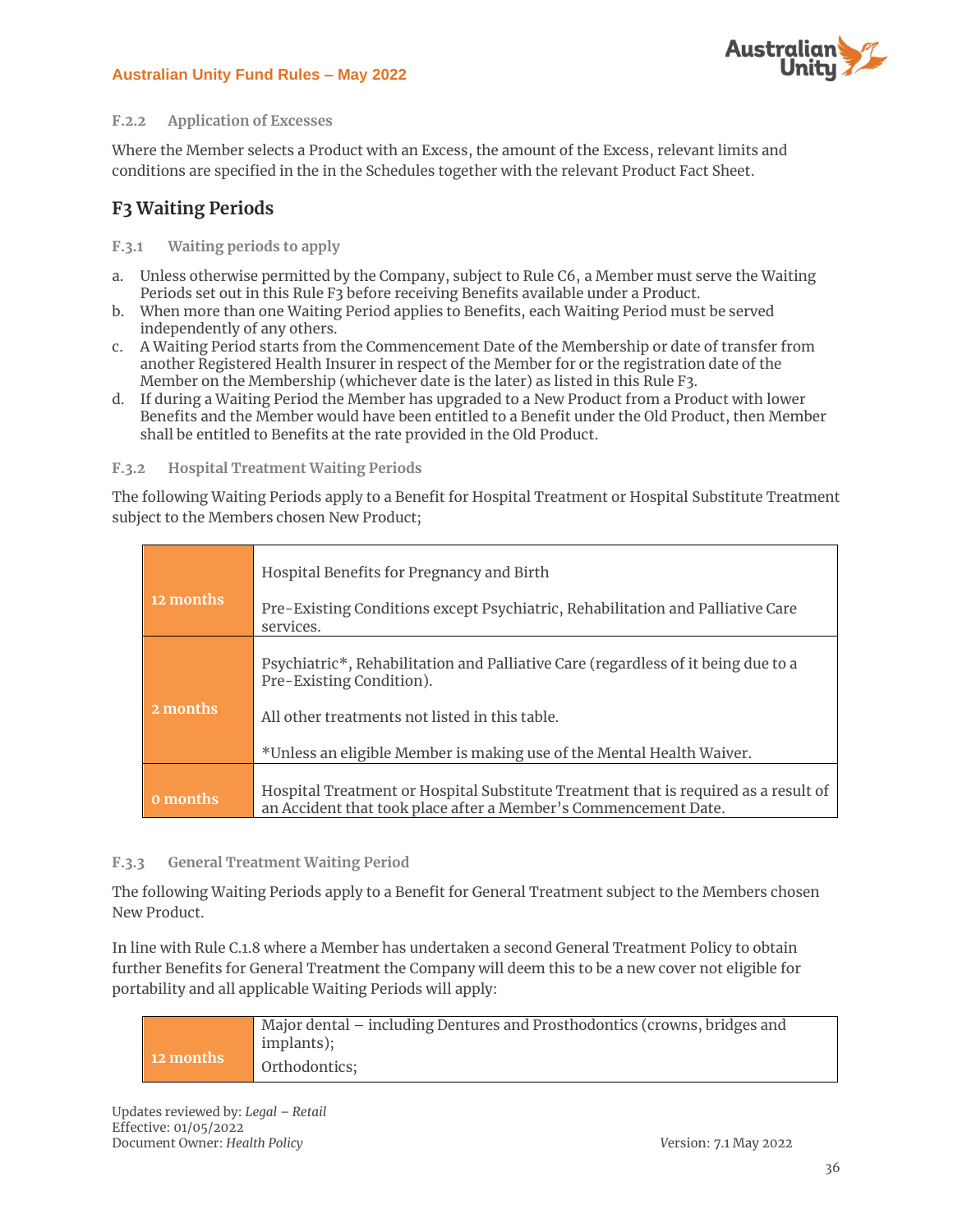#### F.2.2 Application of Excesses

Where the Member selects a Product with an Excess, the amount of the Excess, relevant limits and conditions are specified in the in the Schedules together with the relevant Product Fact Sheet.

## F3 Waiting Periods

#### F.3.1 Waiting periods to apply

a. Unless otherwise permitted by the Company, subject to Rule C6, a Member must serve the Waiting Periods set out in this Rule F3 before receiving Benefits available under a Product.
b. When more than one Waiting Period applies to Benefits, each Waiting Period must be served independently of any others.
c. A Waiting Period starts from the Commencement Date of the Membership or date of transfer from another Registered Health Insurer in respect of the Member for or the registration date of the Member on the Membership (whichever date is the later) as listed in this Rule F3.
d. If during a Waiting Period the Member has upgraded to a New Product from a Product with lower Benefits and the Member would have been entitled to a Benefit under the Old Product, then Member shall be entitled to Benefits at the rate provided in the Old Product.

#### F.3.2 Hospital Treatment Waiting Periods

The following Waiting Periods apply to a Benefit for Hospital Treatment or Hospital Substitute Treatment subject to the Members chosen New Product;

| | |
|---|---|
| **12 months** | Hospital Benefits for Pregnancy and Birth<br><br>Pre-Existing Conditions except Psychiatric, Rehabilitation and Palliative Care services. |
| **2 months** | Psychiatric*, Rehabilitation and Palliative Care (regardless of it being due to a Pre-Existing Condition).<br><br>All other treatments not listed in this table.<br><br>*Unless an eligible Member is making use of the Mental Health Waiver. |
| **0 months** | Hospital Treatment or Hospital Substitute Treatment that is required as a result of an Accident that took place after a Member's Commencement Date. |

#### F.3.3 General Treatment Waiting Period

The following Waiting Periods apply to a Benefit for General Treatment subject to the Members chosen New Product.

In line with Rule C.1.8 where a Member has undertaken a second General Treatment Policy to obtain further Benefits for General Treatment the Company will deem this to be a new cover not eligible for portability and all applicable Waiting Periods will apply:

| | |
|---|---|
| **12 months** | Major dental – including Dentures and Prosthodontics (crowns, bridges and implants);<br>Orthodontics; |

Updates reviewed by: *Legal – Retail*
Effective: 01/05/2022
Document Owner: *Health Policy*
Version: 7.1 May 2022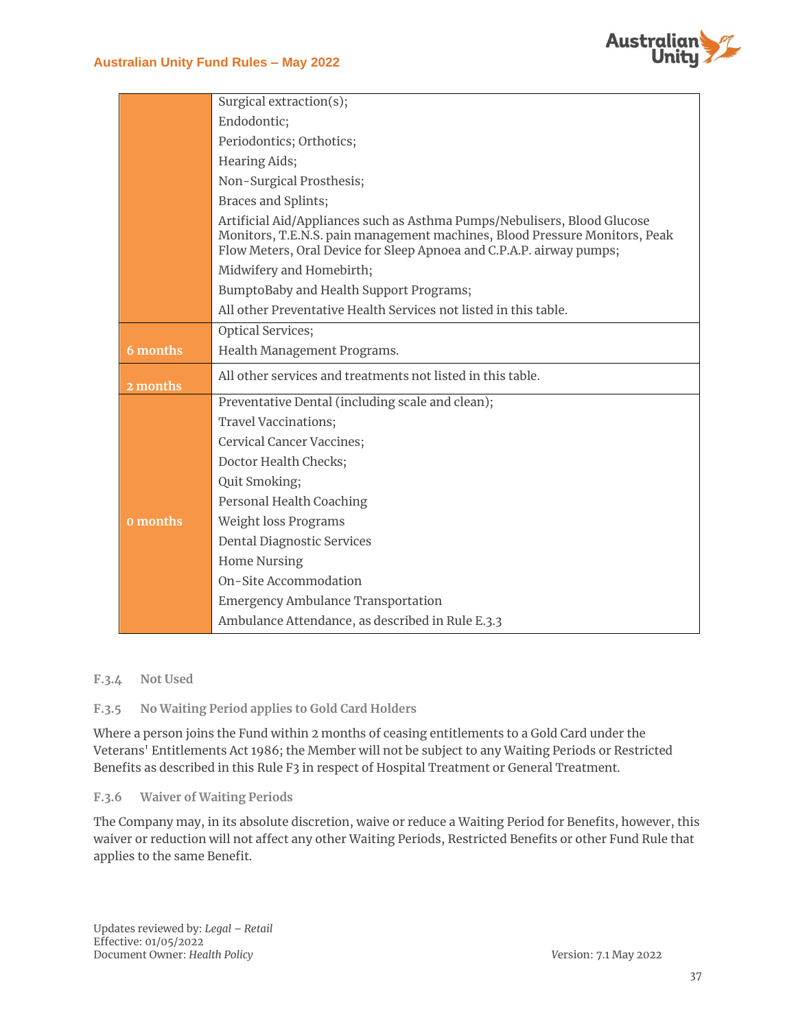| | |
|---|---|
| | Surgical extraction(s);<br>Endodontic;<br>Periodontics; Orthotics;<br>Hearing Aids;<br>Non-Surgical Prosthesis;<br>Braces and Splints;<br>Artificial Aid/Appliances such as Asthma Pumps/Nebulisers, Blood Glucose Monitors, T.E.N.S. pain management machines, Blood Pressure Monitors, Peak Flow Meters, Oral Device for Sleep Apnoea and C.P.A.P. airway pumps;<br>Midwifery and Homebirth;<br>BumptoBaby and Health Support Programs;<br>All other Preventative Health Services not listed in this table. |
| **6 months** | Optical Services;<br>Health Management Programs. |
| **2 months** | All other services and treatments not listed in this table. |
| **0 months** | Preventative Dental (including scale and clean);<br>Travel Vaccinations;<br>Cervical Cancer Vaccines;<br>Doctor Health Checks;<br>Quit Smoking;<br>Personal Health Coaching<br>Weight loss Programs<br>Dental Diagnostic Services<br>Home Nursing<br>On-Site Accommodation<br>Emergency Ambulance Transportation<br>Ambulance Attendance, as described in Rule E.3.3 |

#### F.3.4 Not Used

#### F.3.5 No Waiting Period applies to Gold Card Holders

Where a person joins the Fund within 2 months of ceasing entitlements to a Gold Card under the Veterans' Entitlements Act 1986; the Member will not be subject to any Waiting Periods or Restricted Benefits as described in this Rule F3 in respect of Hospital Treatment or General Treatment.

#### F.3.6 Waiver of Waiting Periods

The Company may, in its absolute discretion, waive or reduce a Waiting Period for Benefits, however, this waiver or reduction will not affect any other Waiting Periods, Restricted Benefits or other Fund Rule that applies to the same Benefit.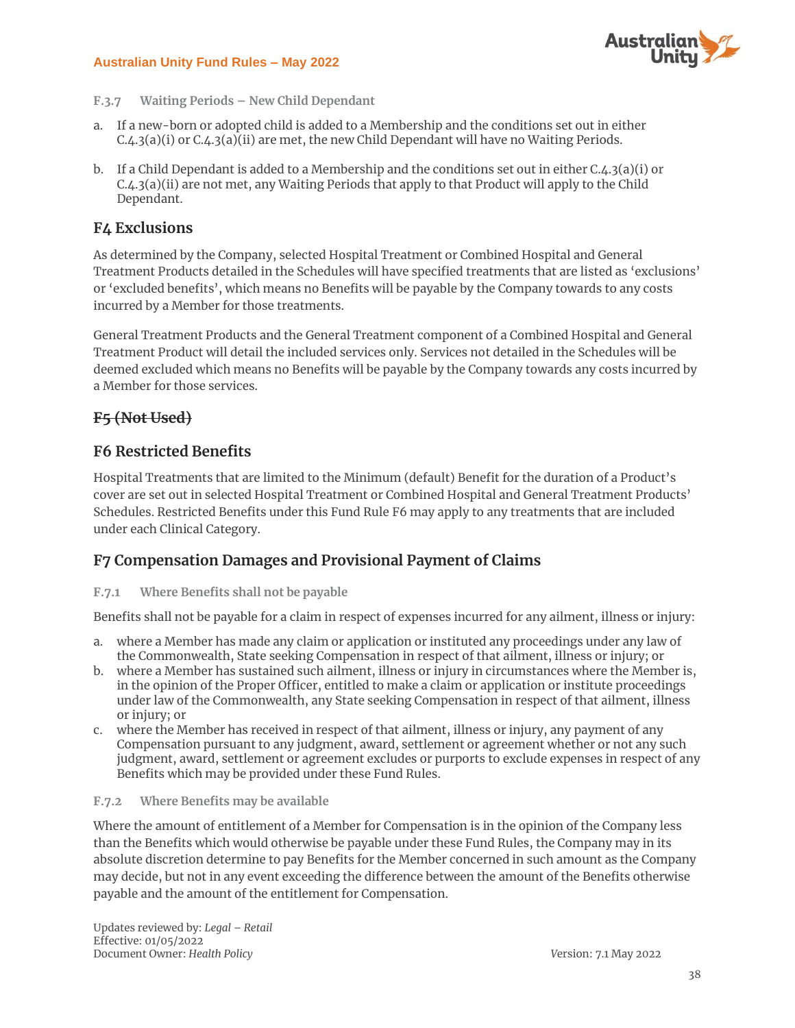#### F.3.7 Waiting Periods – New Child Dependant

a. If a new-born or adopted child is added to a Membership and the conditions set out in either C.4.3(a)(i) or C.4.3(a)(ii) are met, the new Child Dependant will have no Waiting Periods.

b. If a Child Dependant is added to a Membership and the conditions set out in either C.4.3(a)(i) or C.4.3(a)(ii) are not met, any Waiting Periods that apply to that Product will apply to the Child Dependant.

## F4 Exclusions

As determined by the Company, selected Hospital Treatment or Combined Hospital and General Treatment Products detailed in the Schedules will have specified treatments that are listed as 'exclusions' or 'excluded benefits', which means no Benefits will be payable by the Company towards to any costs incurred by a Member for those treatments.

General Treatment Products and the General Treatment component of a Combined Hospital and General Treatment Product will detail the included services only. Services not detailed in the Schedules will be deemed excluded which means no Benefits will be payable by the Company towards any costs incurred by a Member for those services.

## ~~F5 (Not Used)~~

## F6 Restricted Benefits

Hospital Treatments that are limited to the Minimum (default) Benefit for the duration of a Product's cover are set out in selected Hospital Treatment or Combined Hospital and General Treatment Products' Schedules. Restricted Benefits under this Fund Rule F6 may apply to any treatments that are included under each Clinical Category.

## F7 Compensation Damages and Provisional Payment of Claims

#### F.7.1 Where Benefits shall not be payable

Benefits shall not be payable for a claim in respect of expenses incurred for any ailment, illness or injury:

a. where a Member has made any claim or application or instituted any proceedings under any law of the Commonwealth, State seeking Compensation in respect of that ailment, illness or injury; or
b. where a Member has sustained such ailment, illness or injury in circumstances where the Member is, in the opinion of the Proper Officer, entitled to make a claim or application or institute proceedings under law of the Commonwealth, any State seeking Compensation in respect of that ailment, illness or injury; or
c. where the Member has received in respect of that ailment, illness or injury, any payment of any Compensation pursuant to any judgment, award, settlement or agreement whether or not any such judgment, award, settlement or agreement excludes or purports to exclude expenses in respect of any Benefits which may be provided under these Fund Rules.

#### F.7.2 Where Benefits may be available

Where the amount of entitlement of a Member for Compensation is in the opinion of the Company less than the Benefits which would otherwise be payable under these Fund Rules, the Company may in its absolute discretion determine to pay Benefits for the Member concerned in such amount as the Company may decide, but not in any event exceeding the difference between the amount of the Benefits otherwise payable and the amount of the entitlement for Compensation.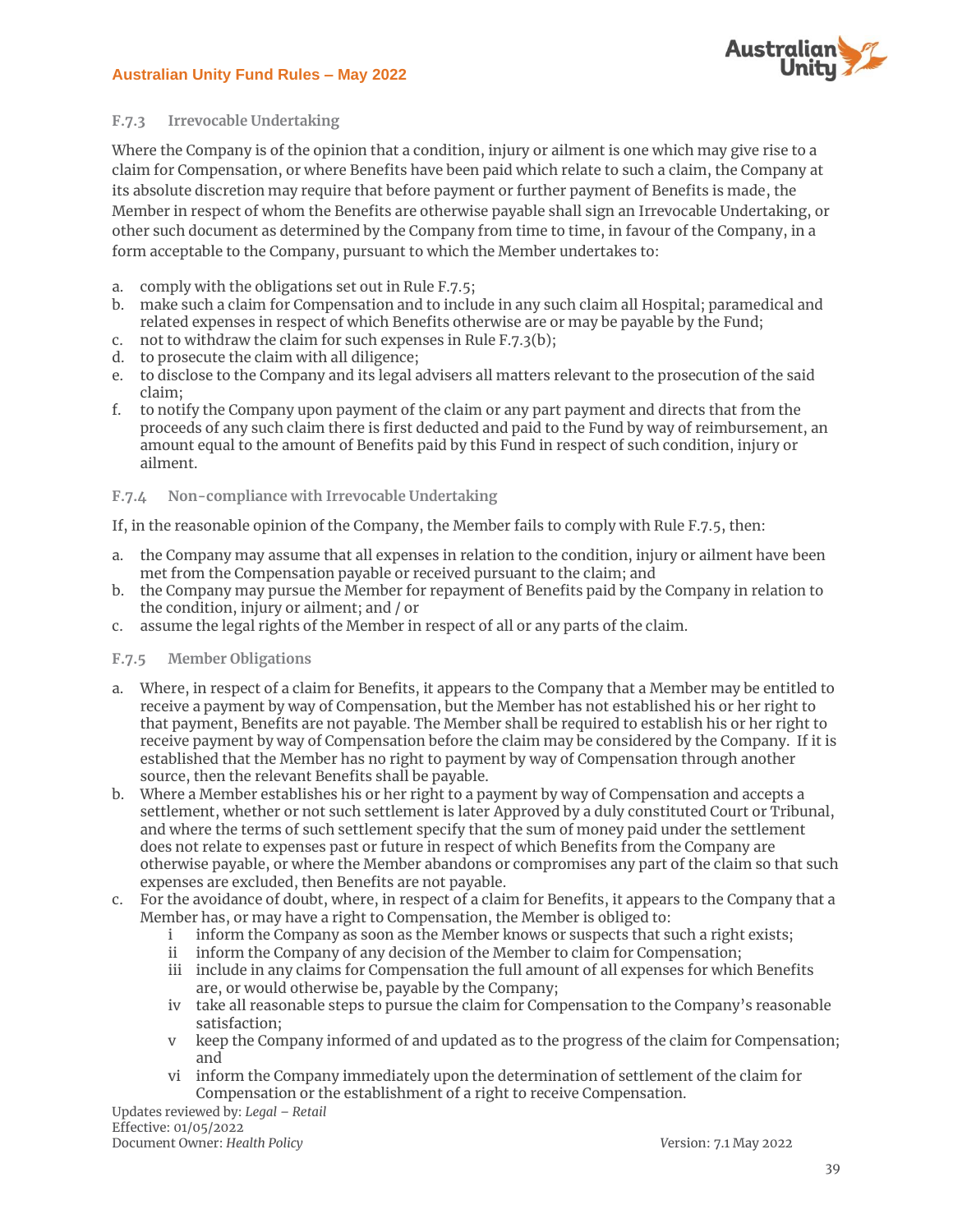### F.7.3 Irrevocable Undertaking

Where the Company is of the opinion that a condition, injury or ailment is one which may give rise to a claim for Compensation, or where Benefits have been paid which relate to such a claim, the Company at its absolute discretion may require that before payment or further payment of Benefits is made, the Member in respect of whom the Benefits are otherwise payable shall sign an Irrevocable Undertaking, or other such document as determined by the Company from time to time, in favour of the Company, in a form acceptable to the Company, pursuant to which the Member undertakes to:

a. comply with the obligations set out in Rule F.7.5;
b. make such a claim for Compensation and to include in any such claim all Hospital; paramedical and related expenses in respect of which Benefits otherwise are or may be payable by the Fund;
c. not to withdraw the claim for such expenses in Rule F.7.3(b);
d. to prosecute the claim with all diligence;
e. to disclose to the Company and its legal advisers all matters relevant to the prosecution of the said claim;
f. to notify the Company upon payment of the claim or any part payment and directs that from the proceeds of any such claim there is first deducted and paid to the Fund by way of reimbursement, an amount equal to the amount of Benefits paid by this Fund in respect of such condition, injury or ailment.

### F.7.4 Non-compliance with Irrevocable Undertaking

If, in the reasonable opinion of the Company, the Member fails to comply with Rule F.7.5, then:

a. the Company may assume that all expenses in relation to the condition, injury or ailment have been met from the Compensation payable or received pursuant to the claim; and
b. the Company may pursue the Member for repayment of Benefits paid by the Company in relation to the condition, injury or ailment; and / or
c. assume the legal rights of the Member in respect of all or any parts of the claim.

### F.7.5 Member Obligations

a. Where, in respect of a claim for Benefits, it appears to the Company that a Member may be entitled to receive a payment by way of Compensation, but the Member has not established his or her right to that payment, Benefits are not payable. The Member shall be required to establish his or her right to receive payment by way of Compensation before the claim may be considered by the Company. If it is established that the Member has no right to payment by way of Compensation through another source, then the relevant Benefits shall be payable.
b. Where a Member establishes his or her right to a payment by way of Compensation and accepts a settlement, whether or not such settlement is later Approved by a duly constituted Court or Tribunal, and where the terms of such settlement specify that the sum of money paid under the settlement does not relate to expenses past or future in respect of which Benefits from the Company are otherwise payable, or where the Member abandons or compromises any part of the claim so that such expenses are excluded, then Benefits are not payable.
c. For the avoidance of doubt, where, in respect of a claim for Benefits, it appears to the Company that a Member has, or may have a right to Compensation, the Member is obliged to:
   i inform the Company as soon as the Member knows or suspects that such a right exists;
   ii inform the Company of any decision of the Member to claim for Compensation;
   iii include in any claims for Compensation the full amount of all expenses for which Benefits are, or would otherwise be, payable by the Company;
   iv take all reasonable steps to pursue the claim for Compensation to the Company's reasonable satisfaction;
   v keep the Company informed of and updated as to the progress of the claim for Compensation; and
   vi inform the Company immediately upon the determination of settlement of the claim for Compensation or the establishment of a right to receive Compensation.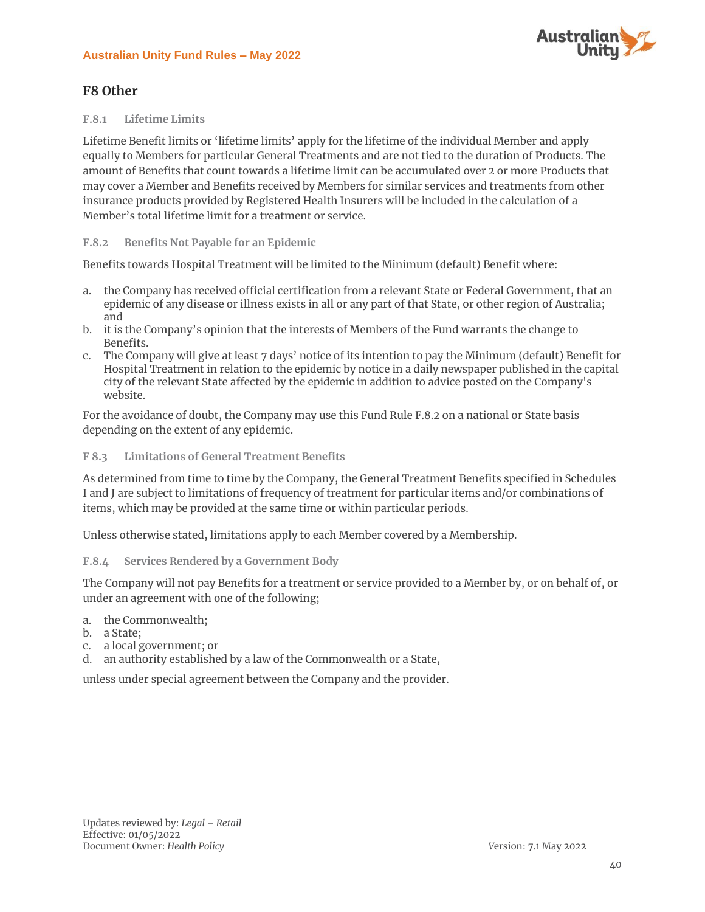## F8 Other

### F.8.1 Lifetime Limits

Lifetime Benefit limits or 'lifetime limits' apply for the lifetime of the individual Member and apply equally to Members for particular General Treatments and are not tied to the duration of Products. The amount of Benefits that count towards a lifetime limit can be accumulated over 2 or more Products that may cover a Member and Benefits received by Members for similar services and treatments from other insurance products provided by Registered Health Insurers will be included in the calculation of a Member's total lifetime limit for a treatment or service.

### F.8.2 Benefits Not Payable for an Epidemic

Benefits towards Hospital Treatment will be limited to the Minimum (default) Benefit where:

a. the Company has received official certification from a relevant State or Federal Government, that an epidemic of any disease or illness exists in all or any part of that State, or other region of Australia; and
b. it is the Company's opinion that the interests of Members of the Fund warrants the change to Benefits.
c. The Company will give at least 7 days' notice of its intention to pay the Minimum (default) Benefit for Hospital Treatment in relation to the epidemic by notice in a daily newspaper published in the capital city of the relevant State affected by the epidemic in addition to advice posted on the Company's website.

For the avoidance of doubt, the Company may use this Fund Rule F.8.2 on a national or State basis depending on the extent of any epidemic.

### F 8.3 Limitations of General Treatment Benefits

As determined from time to time by the Company, the General Treatment Benefits specified in Schedules I and J are subject to limitations of frequency of treatment for particular items and/or combinations of items, which may be provided at the same time or within particular periods.

Unless otherwise stated, limitations apply to each Member covered by a Membership.

### F.8.4 Services Rendered by a Government Body

The Company will not pay Benefits for a treatment or service provided to a Member by, or on behalf of, or under an agreement with one of the following;

a. the Commonwealth;
b. a State;
c. a local government; or
d. an authority established by a law of the Commonwealth or a State,

unless under special agreement between the Company and the provider.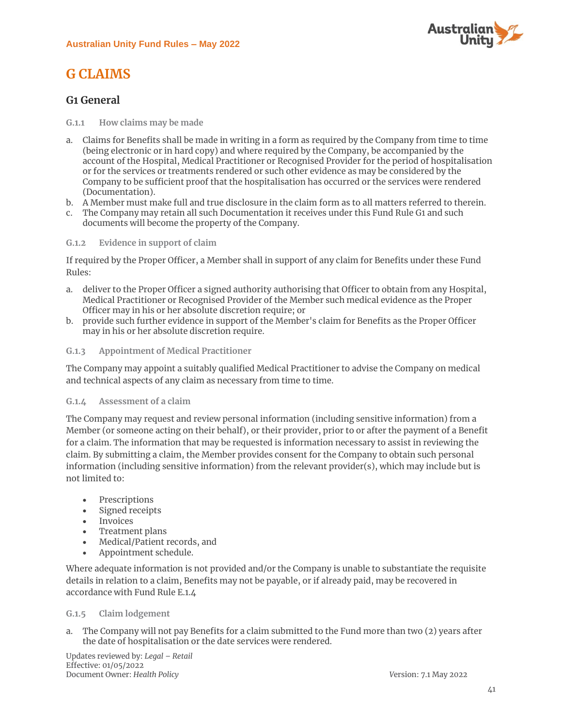# G CLAIMS

## G1 General

### G.1.1 How claims may be made

a. Claims for Benefits shall be made in writing in a form as required by the Company from time to time (being electronic or in hard copy) and where required by the Company, be accompanied by the account of the Hospital, Medical Practitioner or Recognised Provider for the period of hospitalisation or for the services or treatments rendered or such other evidence as may be considered by the Company to be sufficient proof that the hospitalisation has occurred or the services were rendered (Documentation).
b. A Member must make full and true disclosure in the claim form as to all matters referred to therein.
c. The Company may retain all such Documentation it receives under this Fund Rule G1 and such documents will become the property of the Company.

### G.1.2 Evidence in support of claim

If required by the Proper Officer, a Member shall in support of any claim for Benefits under these Fund Rules:

a. deliver to the Proper Officer a signed authority authorising that Officer to obtain from any Hospital, Medical Practitioner or Recognised Provider of the Member such medical evidence as the Proper Officer may in his or her absolute discretion require; or
b. provide such further evidence in support of the Member's claim for Benefits as the Proper Officer may in his or her absolute discretion require.

### G.1.3 Appointment of Medical Practitioner

The Company may appoint a suitably qualified Medical Practitioner to advise the Company on medical and technical aspects of any claim as necessary from time to time.

### G.1.4 Assessment of a claim

The Company may request and review personal information (including sensitive information) from a Member (or someone acting on their behalf), or their provider, prior to or after the payment of a Benefit for a claim. The information that may be requested is information necessary to assist in reviewing the claim. By submitting a claim, the Member provides consent for the Company to obtain such personal information (including sensitive information) from the relevant provider(s), which may include but is not limited to:

- Prescriptions
- Signed receipts
- Invoices
- Treatment plans
- Medical/Patient records, and
- Appointment schedule.

Where adequate information is not provided and/or the Company is unable to substantiate the requisite details in relation to a claim, Benefits may not be payable, or if already paid, may be recovered in accordance with Fund Rule E.1.4

### G.1.5 Claim lodgement

a. The Company will not pay Benefits for a claim submitted to the Fund more than two (2) years after the date of hospitalisation or the date services were rendered.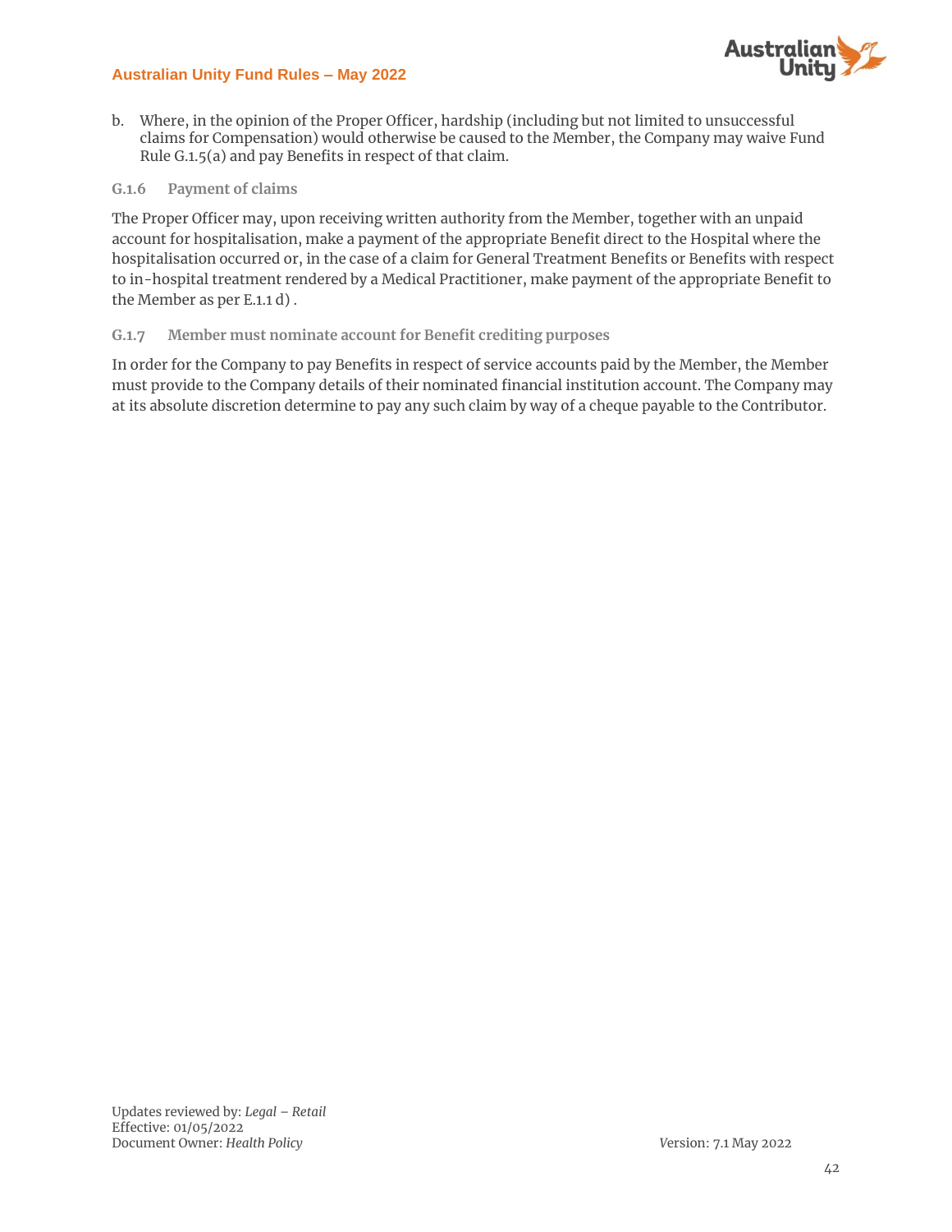b. Where, in the opinion of the Proper Officer, hardship (including but not limited to unsuccessful claims for Compensation) would otherwise be caused to the Member, the Company may waive Fund Rule G.1.5(a) and pay Benefits in respect of that claim.

### G.1.6 Payment of claims

The Proper Officer may, upon receiving written authority from the Member, together with an unpaid account for hospitalisation, make a payment of the appropriate Benefit direct to the Hospital where the hospitalisation occurred or, in the case of a claim for General Treatment Benefits or Benefits with respect to in-hospital treatment rendered by a Medical Practitioner, make payment of the appropriate Benefit to the Member as per E.1.1 d) .

### G.1.7 Member must nominate account for Benefit crediting purposes

In order for the Company to pay Benefits in respect of service accounts paid by the Member, the Member must provide to the Company details of their nominated financial institution account. The Company may at its absolute discretion determine to pay any such claim by way of a cheque payable to the Contributor.